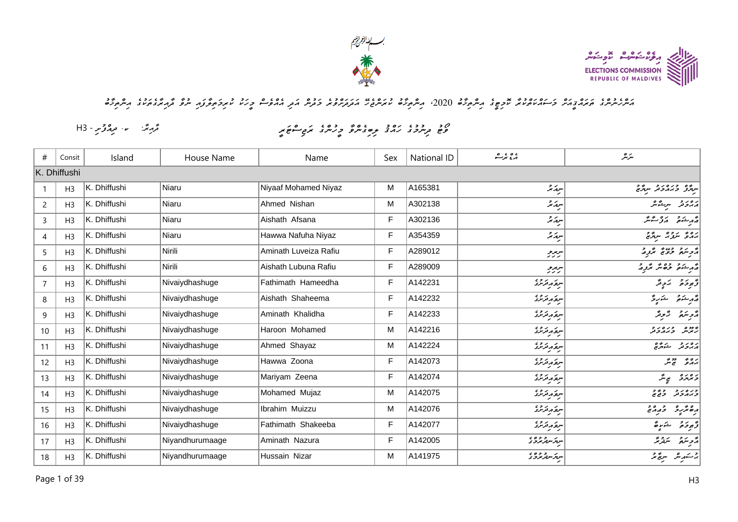ELECTIONS COMMISSION
REPUBLIC OF MALDIVES

# އަންހެނުންގެ ތަރައްޤީއަށް މަސައްކަތްކުރާ ކޮމިޓީގެ އިންތިޚާބު 2020، އިންތިޚާބު ކުރަންޖެހޭ އަތޮޅުތަކާއި ރަށްތައް އަދި އެއްވެސް ޖިނާއީ ކުށަކާއިލާ ނުވާ ދާއިރާތަކުގެ އިންތިޚާބު

ދާއިރާ: ކ. ދިއްފުށި - H3

| # | Consit | Island | House Name | Name | Sex | National ID | ގެއުގެ ނަން | ނަން |
|---|---|---|---|---|---|---|---|---|
| K. Dhiffushi | | | | | | | | |
| 1 | H3 | K. Dhiffushi | Niaru | Niyaaf Mohamed Niyaz | M | A165381 | ނިއަރު | ނިޔާފް މުޙައްމަދު ނިޔާޒް |
| 2 | H3 | K. Dhiffushi | Niaru | Ahmed Nishan | M | A302138 | ނިއަރު | އަޙްމަދު ނިޝާން |
| 3 | H3 | K. Dhiffushi | Niaru | Aishath Afsana | F | A302136 | ނިއަރު | އާއިޝަތު އަފްސާނާ |
| 4 | H3 | K. Dhiffushi | Niaru | Hawwa Nafuha Niyaz | F | A354359 | ނިއަރު | ޙައްވާ ނަފުހާ ނިޔާޒް |
| 5 | H3 | K. Dhiffushi | Nirili | Aminath Luveiza Rafiu | F | A289012 | ނިރިލި | އާމިނަތު ލުވޭޒާ ރަފީޢު |
| 6 | H3 | K. Dhiffushi | Nirili | Aishath Lubuna Rafiu | F | A289009 | ނިރިލި | އާއިޝަތު ލުބުނާ ރަފީޢު |
| 7 | H3 | K. Dhiffushi | Nivaiydhashuge | Fathimath Hameedha | F | A142231 | ނިވައިދަށުގެ | ފާތިމަތު ހަމީދާ |
| 8 | H3 | K. Dhiffushi | Nivaiydhashuge | Aishath Shaheema | F | A142232 | ނިވައިދަށުގެ | އާއިޝަތު ޝަހީމާ |
| 9 | H3 | K. Dhiffushi | Nivaiydhashuge | Aminath Khalidha | F | A142233 | ނިވައިދަށުގެ | އާމިނަތު ޚާލިދާ |
| 10 | H3 | K. Dhiffushi | Nivaiydhashuge | Haroon Mohamed | M | A142216 | ނިވައިދަށުގެ | ހާރޫން މުޙައްމަދު |
| 11 | H3 | K. Dhiffushi | Nivaiydhashuge | Ahmed Shayaz | M | A142224 | ނިވައިދަށުގެ | އަޙްމަދު ޝަޔާޒް |
| 12 | H3 | K. Dhiffushi | Nivaiydhashuge | Hawwa Zoona | F | A142073 | ނިވައިދަށުގެ | ޙައްވާ ޒޫނާ |
| 13 | H3 | K. Dhiffushi | Nivaiydhashuge | Mariyam Zeena | F | A142074 | ނިވައިދަށުގެ | މަރިޔަމް ޒީނާ |
| 14 | H3 | K. Dhiffushi | Nivaiydhashuge | Mohamed Mujaz | M | A142075 | ނިވައިދަށުގެ | މުޙައްމަދު މުޖާޒް |
| 15 | H3 | K. Dhiffushi | Nivaiydhashuge | Ibrahim Muizzu | M | A142076 | ނިވައިދަށުގެ | އިބްރާހީމް މުޢިއްޒު |
| 16 | H3 | K. Dhiffushi | Nivaiydhashuge | Fathimath Shakeeba | F | A142077 | ނިވައިދަށުގެ | ފާތިމަތު ޝަކީބާ |
| 17 | H3 | K. Dhiffushi | Niyandhurumaage | Aminath Nazura | F | A142005 | ނިޔަންދުރުމާގެ | އާމިނަތު ނަޒުރާ |
| 18 | H3 | K. Dhiffushi | Niyandhurumaage | Hussain Nizar | M | A141975 | ނިޔަންދުރުމާގެ | ޙުސައިން ނިޒާރު |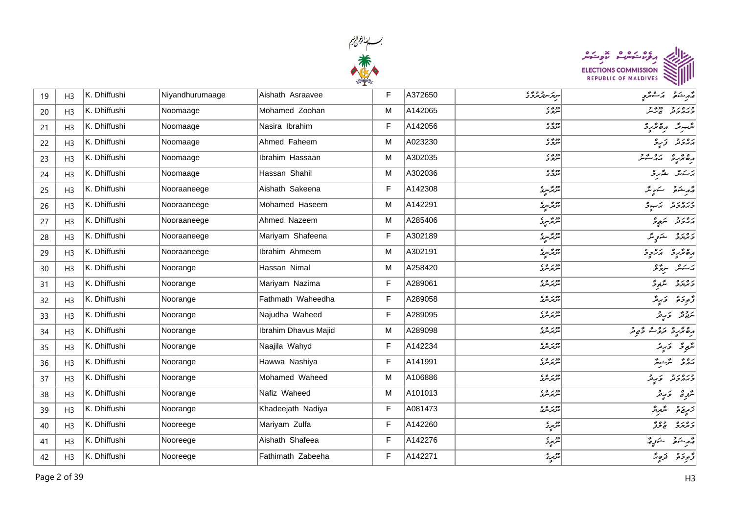| 19 | H3 | K. Dhiffushi | Niyandhurumaage | Aishath Asraavee | F | A372650 | سِرَسِرْدُرُدَّى | مَّەرِشَمَ مَرْسْمَّرِ |
|---|---|---|---|---|---|---|---|---|
| 20 | H3 | K. Dhiffushi | Noomaage | Mohamed Zoohan | M | A142065 | ترْدَّى | وُرَەرَو جُرَّسْ |
| 21 | H3 | K. Dhiffushi | Noomaage | Nasira Ibrahim | F | A142056 | ترْدَّى | سَّرَسِوِتَرَ مِرْهُمَّرِيْرِ |
| 22 | H3 | K. Dhiffushi | Noomaage | Ahmed Faheem | M | A023230 | ترْدَّى | مَرْرَوْتَرَ وَرِيْرِ |
| 23 | H3 | K. Dhiffushi | Noomaage | Ibrahim Hassaan | M | A302035 | ترْدَّى | مِرْهُمَّرِيْرِ بَرُهُ سُرُ |
| 24 | H3 | K. Dhiffushi | Noomaage | Hassan Shahil | M | A302036 | ترْدَّى | بَرَسَسْ شَمَّرِيْرِ |
| 25 | H3 | K. Dhiffushi | Nooraaneege | Aishath Sakeena | F | A142308 | تَرْتَرْسِرِى | مَّەرِشَمَ سَرِيْتَرْ |
| 26 | H3 | K. Dhiffushi | Nooraaneege | Mohamed Haseem | M | A142291 | تَرْتَرْسِرِى | وُرَەرَو بَرَسِيْرِ |
| 27 | H3 | K. Dhiffushi | Nooraaneege | Ahmed Nazeem | M | A285406 | تَرْتَرْسِرِى | مَرْرَوْتَرَ سَمِيْرِ |
| 28 | H3 | K. Dhiffushi | Nooraaneege | Mariyam Shafeena | F | A302189 | تَرْتَرْسِرِى | وَمْرْرَوْ شَوِسِّرْ |
| 29 | H3 | K. Dhiffushi | Nooraaneege | Ibrahim Ahmeem | M | A302191 | تَرْتَرْسِرِى | مِرْهُمَّرِيْرِ مَرْرُوِرْ |
| 30 | H3 | K. Dhiffushi | Noorange | Hassan Nimal | M | A258420 | تَرْتَرْسْرِى | بَرَسَسْ سِرْدَّوْ |
| 31 | H3 | K. Dhiffushi | Noorange | Mariyam Nazima | F | A289061 | تَرْتَرْسْرِى | وَمْرْرَوْ سَّمِوَّ |
| 32 | H3 | K. Dhiffushi | Noorange | Fathmath Waheedha | F | A289058 | تَرْتَرْسْرِى | وَّجِرَمَ وَرِيْتَرَ |
| 33 | H3 | K. Dhiffushi | Noorange | Najudha Waheed | F | A289095 | تَرْتَرْسْرِى | سَرَقَتَرَ وَرِيْتَرَ |
| 34 | H3 | K. Dhiffushi | Noorange | Ibrahim Dhavus Majid | M | A289098 | تَرْتَرْسْرِى | مِرْهُمَّرِيْرِ تَرَوْسْ وَّمِيْتَرَ |
| 35 | H3 | K. Dhiffushi | Noorange | Naajila Wahyd | F | A142234 | تَرْتَرْسْرِى | سَّمِوَّ وَرِيْتَرَ |
| 36 | H3 | K. Dhiffushi | Noorange | Hawwa Nashiya | F | A141991 | تَرْتَرْسْرِى | بَرْرُوَّ سَّرْشِيَرَ |
| 37 | H3 | K. Dhiffushi | Noorange | Mohamed Waheed | M | A106886 | تَرْتَرْسْرِى | وُرَەرَو وَرِيْتَرَ |
| 38 | H3 | K. Dhiffushi | Noorange | Nafiz Waheed | M | A101013 | تَرْتَرْسْرِى | سَّرِجْ وَرِيْتَرَ |
| 39 | H3 | K. Dhiffushi | Noorange | Khadeejath Nadiya | F | A081473 | تَرْتَرْسْرِى | زَمِرِيَمَ سَّمِرِتَرَ |
| 40 | H3 | K. Dhiffushi | Nooreege | Mariyam Zulfa | F | A142260 | تَرْسِرِى | وَمْرْرَوْ جُوْوَّ |
| 41 | H3 | K. Dhiffushi | Nooreege | Aishath Shafeea | F | A142276 | تَرْسِرِى | مَّەرِشَمَ شَوِيْرَ |
| 42 | H3 | K. Dhiffushi | Nooreege | Fathimath Zabeeha | F | A142271 | تَرْسِرِى | وَّجِرَمَ تَرَهِيْرَ |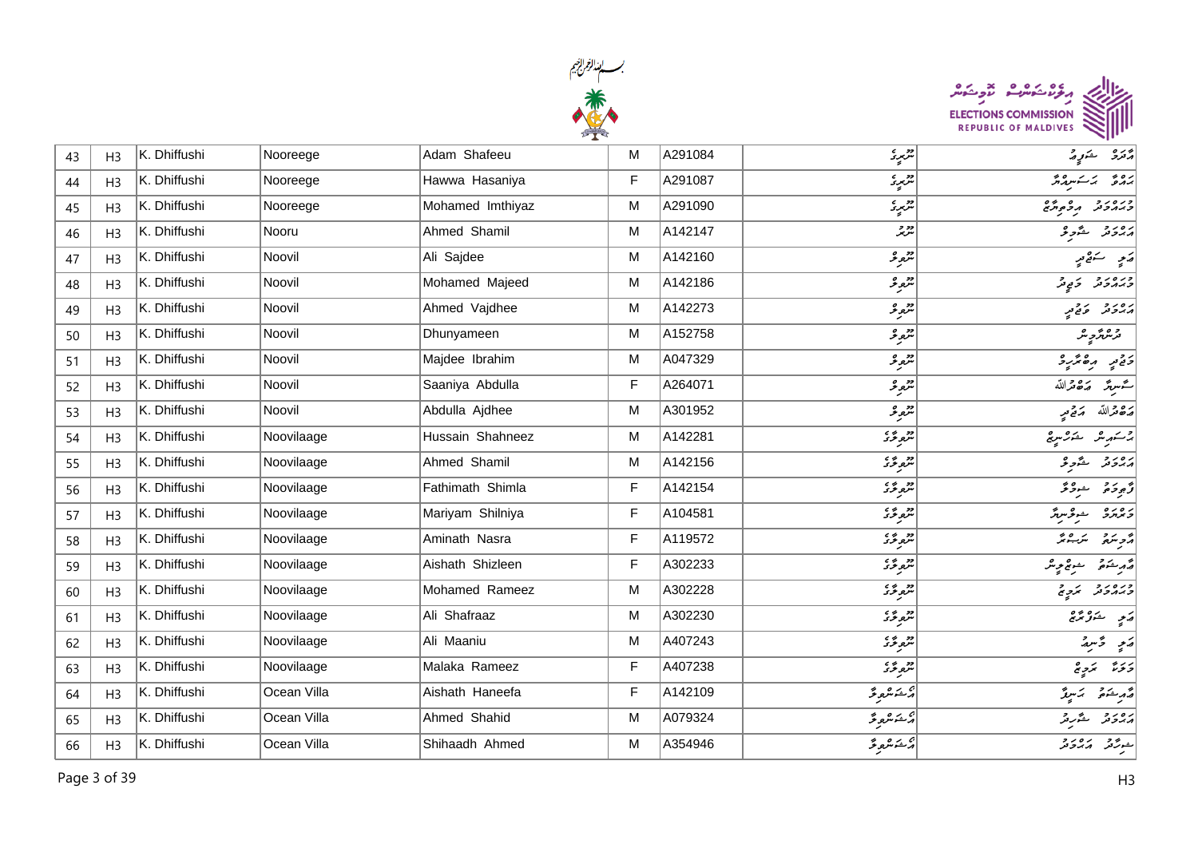| 43 | H3 | K. Dhiffushi | Nooreege | Adam Shafeeu | M | A291084 | ނޫރީގެ | އާދަމް ޝަފީޢު |
|---|---|---|---|---|---|---|---|---|
| 44 | H3 | K. Dhiffushi | Nooreege | Hawwa Hasaniya | F | A291087 | ނޫރީގެ | ހައްވާ ހަސަނިޔާ |
| 45 | H3 | K. Dhiffushi | Nooreege | Mohamed Imthiyaz | M | A291090 | ނޫރީގެ | މުހައްމަދު އިމްތިޔާޒް |
| 46 | H3 | K. Dhiffushi | Nooru | Ahmed Shamil | M | A142147 | ނޫރު | އަހްމަދު ޝާމިލް |
| 47 | H3 | K. Dhiffushi | Noovil | Ali Sajdee | M | A142160 | ނޫވިލް | އަލި ސަޖްދީ |
| 48 | H3 | K. Dhiffushi | Noovil | Mohamed Majeed | M | A142186 | ނޫވިލް | މުހައްމަދު މަޖީދު |
| 49 | H3 | K. Dhiffushi | Noovil | Ahmed Vajdhee | M | A142273 | ނޫވިލް | އަހްމަދު ވަޖްދީ |
| 50 | H3 | K. Dhiffushi | Noovil | Dhunyameen | M | A152758 | ނޫވިލް | ދުންޔާމީން |
| 51 | H3 | K. Dhiffushi | Noovil | Majdee Ibrahim | M | A047329 | ނޫވިލް | މަޖްދީ އިބްރާހިމް |
| 52 | H3 | K. Dhiffushi | Noovil | Saaniya Abdulla | F | A264071 | ނޫވިލް | ސާނިޔާ އަބްދުﷲ |
| 53 | H3 | K. Dhiffushi | Noovil | Abdulla Ajdhee | M | A301952 | ނޫވިލް | އަބްދުﷲ އަޖްދީ |
| 54 | H3 | K. Dhiffushi | Noovilaage | Hussain Shahneez | M | A142281 | ނޫވިލާގެ | ހުސައިން ޝަހްނީޒް |
| 55 | H3 | K. Dhiffushi | Noovilaage | Ahmed Shamil | M | A142156 | ނޫވިލާގެ | އަހްމަދު ޝާމިލް |
| 56 | H3 | K. Dhiffushi | Noovilaage | Fathimath Shimla | F | A142154 | ނޫވިލާގެ | ފާތިމަތު ޝިމްލާ |
| 57 | H3 | K. Dhiffushi | Noovilaage | Mariyam Shilniya | F | A104581 | ނޫވިލާގެ | މަރިޔަމް ޝިލްނިޔާ |
| 58 | H3 | K. Dhiffushi | Noovilaage | Aminath Nasra | F | A119572 | ނޫވިލާގެ | އާމިނަތު ނަސްރާ |
| 59 | H3 | K. Dhiffushi | Noovilaage | Aishath Shizleen | F | A302233 | ނޫވިލާގެ | އައިޝަތު ޝިޒްލީން |
| 60 | H3 | K. Dhiffushi | Noovilaage | Mohamed Rameez | M | A302228 | ނޫވިލާގެ | މުހައްމަދު ރަމީޒް |
| 61 | H3 | K. Dhiffushi | Noovilaage | Ali Shafraaz | M | A302230 | ނޫވިލާގެ | އަލި ޝަފްރާޒް |
| 62 | H3 | K. Dhiffushi | Noovilaage | Ali Maaniu | M | A407243 | ނޫވިލާގެ | އަލި މާނިއު |
| 63 | H3 | K. Dhiffushi | Noovilaage | Malaka Rameez | F | A407238 | ނޫވިލާގެ | މަލަކާ ރަމީޒް |
| 64 | H3 | K. Dhiffushi | Ocean Villa | Aishath Haneefa | F | A142109 | އޯޝަންވިލާ | އައިޝަތު ހަނީފާ |
| 65 | H3 | K. Dhiffushi | Ocean Villa | Ahmed Shahid | M | A079324 | އޯޝަންވިލާ | އަހްމަދު ޝާހިދު |
| 66 | H3 | K. Dhiffushi | Ocean Villa | Shihaadh Ahmed | M | A354946 | އޯޝަންވިލާ | ޝިހާދު އަހްމަދު |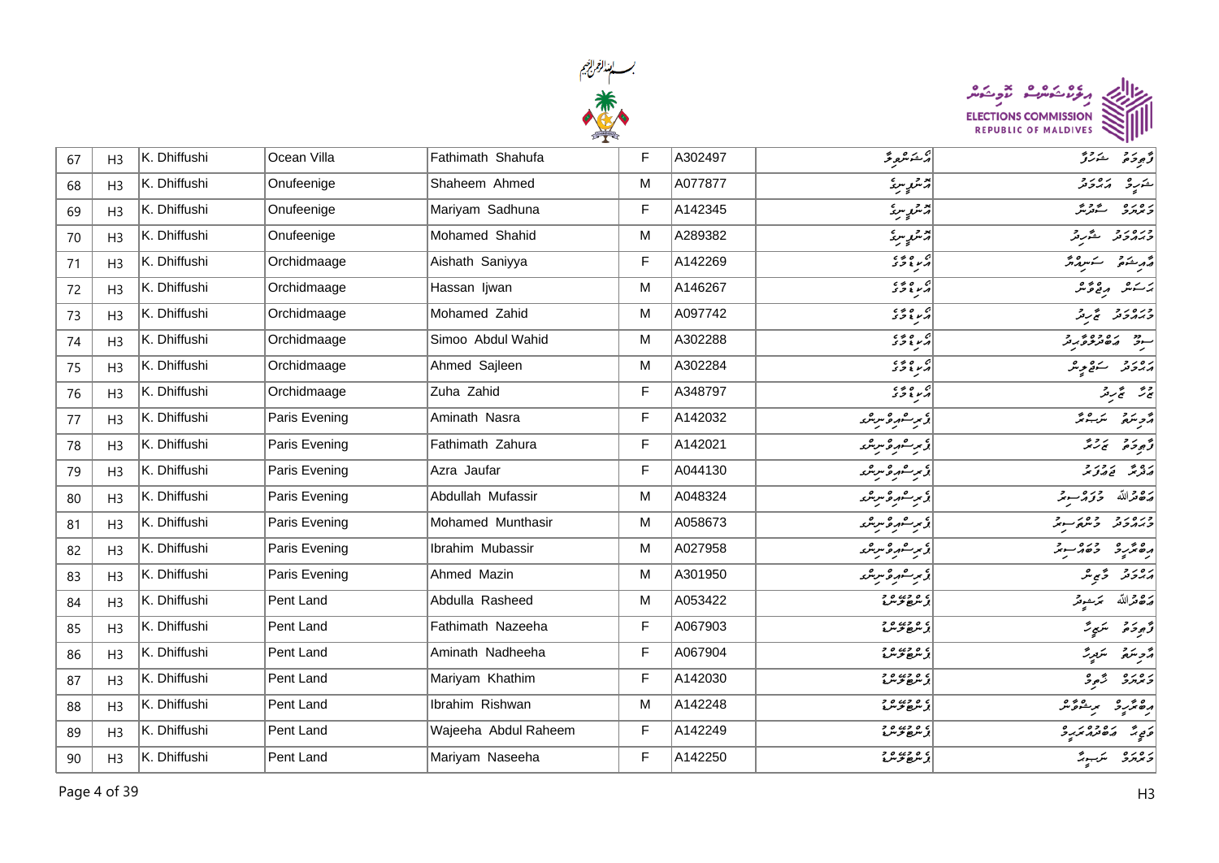| | | | | | | | | |
|---|---|---|---|---|---|---|---|---|
| 67 | H3 | K. Dhiffushi | Ocean Villa | Fathimath Shahufa | F | A302497 | އޯޝަންވިލާ | ފާތިމަތު ޝަހުފާ |
| 68 | H3 | K. Dhiffushi | Onufeenige | Shaheem Ahmed | M | A077877 | އޮނުފީނިގެ | ޝަހީމް އަހުމަދު |
| 69 | H3 | K. Dhiffushi | Onufeenige | Mariyam Sadhuna | F | A142345 | އޮނުފީނިގެ | މަރިޔަމް ސާދުނާ |
| 70 | H3 | K. Dhiffushi | Onufeenige | Mohamed Shahid | M | A289382 | އޮނުފީނިގެ | މުހައްމަދު ޝާހިދު |
| 71 | H3 | K. Dhiffushi | Orchidmaage | Aishath Saniyya | F | A142269 | އޯކިޑްމާގެ | އާއިޝަތު ސަނިއްޔާ |
| 72 | H3 | K. Dhiffushi | Orchidmaage | Hassan Ijwan | M | A146267 | އޯކިޑްމާގެ | ހަސަން އިޖްވާން |
| 73 | H3 | K. Dhiffushi | Orchidmaage | Mohamed Zahid | M | A097742 | އޯކިޑްމާގެ | މުހައްމަދު ޒާހިދު |
| 74 | H3 | K. Dhiffushi | Orchidmaage | Simoo Abdul Wahid | M | A302288 | އޯކިޑްމާގެ | ސިމޫ އަބްދުލްވާހިދު |
| 75 | H3 | K. Dhiffushi | Orchidmaage | Ahmed Sajleen | M | A302284 | އޯކިޑްމާގެ | އަހުމަދު ސަޖްލީން |
| 76 | H3 | K. Dhiffushi | Orchidmaage | Zuha Zahid | F | A348797 | އޯކިޑްމާގެ | ޒުހާ ޒާހިދު |
| 77 | H3 | K. Dhiffushi | Paris Evening | Aminath Nasra | F | A142032 | ޕެރިސްއިވެނިންގ | އާމިނަތު ނަސްރާ |
| 78 | H3 | K. Dhiffushi | Paris Evening | Fathimath Zahura | F | A142021 | ޕެރިސްއިވެނިންގ | ފާތިމަތު ޒަހުރާ |
| 79 | H3 | K. Dhiffushi | Paris Evening | Azra Jaufar | F | A044130 | ޕެރިސްއިވެނިންގ | އަޒްރާ ޖައުފަރު |
| 80 | H3 | K. Dhiffushi | Paris Evening | Abdullah Mufassir | M | A048324 | ޕެރިސްއިވެނިންގ | އަބްދުﷲ މުފައްސިރު |
| 81 | H3 | K. Dhiffushi | Paris Evening | Mohamed Munthasir | M | A058673 | ޕެރިސްއިވެނިންގ | މުހައްމަދު މުންތަސިރު |
| 82 | H3 | K. Dhiffushi | Paris Evening | Ibrahim Mubassir | M | A027958 | ޕެރިސްއިވެނިންގ | އިބްރާހީމް މުބައްސިރު |
| 83 | H3 | K. Dhiffushi | Paris Evening | Ahmed Mazin | M | A301950 | ޕެރިސްއިވެނިންގ | އަހުމަދު މާޒިން |
| 84 | H3 | K. Dhiffushi | Pent Land | Abdulla Rasheed | M | A053422 | ޕެންޓްލޭންޑް | އަބްދުﷲ ރަޝީދު |
| 85 | H3 | K. Dhiffushi | Pent Land | Fathimath Nazeeha | F | A067903 | ޕެންޓްލޭންޑް | ފާތިމަތު ނަޒީހާ |
| 86 | H3 | K. Dhiffushi | Pent Land | Aminath Nadheeha | F | A067904 | ޕެންޓްލޭންޑް | އާމިނަތު ނަދީހާ |
| 87 | H3 | K. Dhiffushi | Pent Land | Mariyam Khathim | F | A142030 | ޕެންޓްލޭންޑް | މަރިޔަމް ޚާތިމް |
| 88 | H3 | K. Dhiffushi | Pent Land | Ibrahim Rishwan | M | A142248 | ޕެންޓްލޭންޑް | އިބްރާހީމް ރިޝްވާން |
| 89 | H3 | K. Dhiffushi | Pent Land | Wajeeha Abdul Raheem | F | A142249 | ޕެންޓްލޭންޑް | ވަޖީހާ އަބްދުއްރަޙީމް |
| 90 | H3 | K. Dhiffushi | Pent Land | Mariyam Naseeha | F | A142250 | ޕެންޓްލޭންޑް | މަރިޔަމް ނަސީހާ |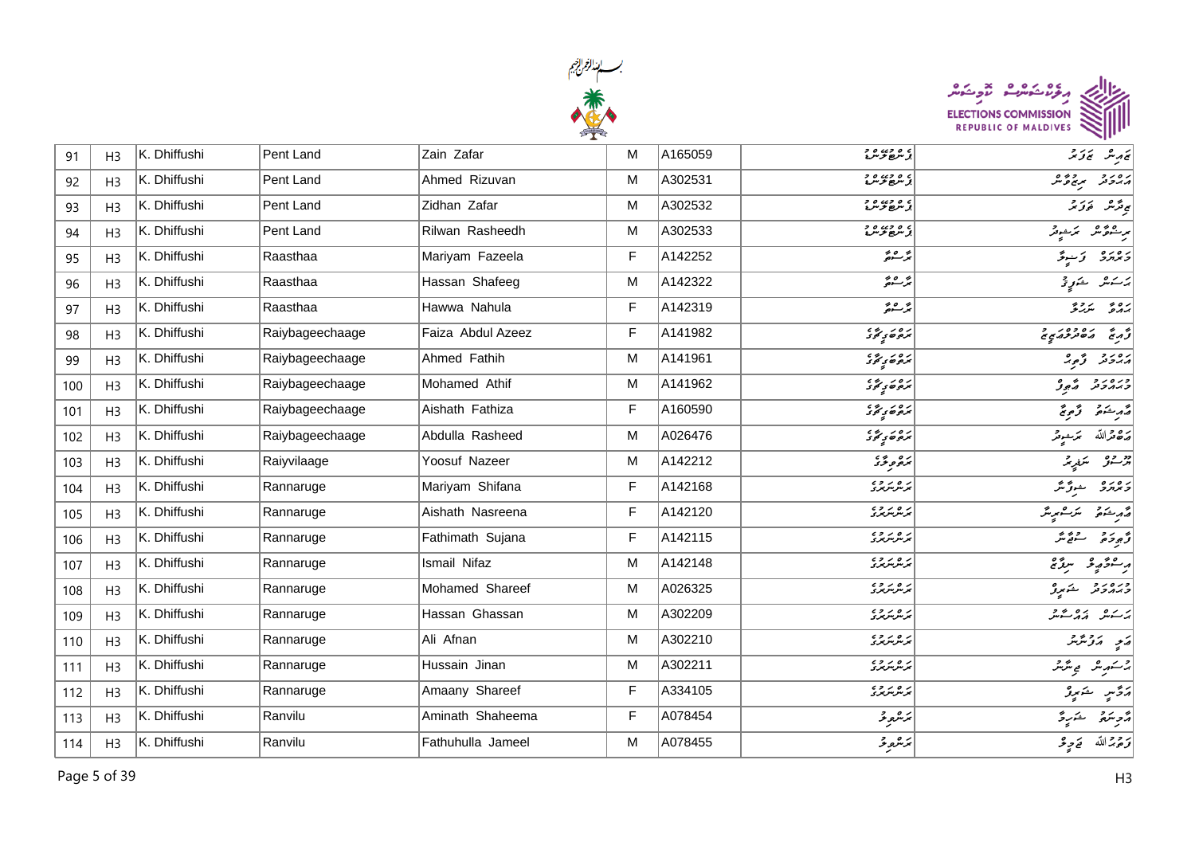| 91 | H3 | K. Dhiffushi | Pent Land | Zain Zafar | M | A165059 | ޕެންޓްލޭންޑު | ޒައިން ޒަފަރު |
|---|---|---|---|---|---|---|---|---|
| 92 | H3 | K. Dhiffushi | Pent Land | Ahmed Rizuvan | M | A302531 | ޕެންޓްލޭންޑު | އަޙްމަދު ރިޟުވާން |
| 93 | H3 | K. Dhiffushi | Pent Land | Zidhan Zafar | M | A302532 | ޕެންޓްލޭންޑު | ޒިދާން ޒަފަރު |
| 94 | H3 | K. Dhiffushi | Pent Land | Rilwan Rasheedh | M | A302533 | ޕެންޓްލޭންޑު | ރިލްވާން ރަޝީދު |
| 95 | H3 | K. Dhiffushi | Raasthaa | Mariyam Fazeela | F | A142252 | ރާސްތާ | މަރިޔަމް ފަޒީލާ |
| 96 | H3 | K. Dhiffushi | Raasthaa | Hassan Shafeeg | M | A142322 | ރާސްތާ | ޙަސަން ޝަފީގު |
| 97 | H3 | K. Dhiffushi | Raasthaa | Hawwa Nahula | F | A142319 | ރާސްތާ | ޙައްވާ ނަހުލާ |
| 98 | H3 | K. Dhiffushi | Raiybageechaage | Faiza Abdul Azeez | F | A141982 | ރައްބަގީޗާގެ | ފާއިޒާ އަބްދުލްޢަޒީޒު |
| 99 | H3 | K. Dhiffushi | Raiybageechaage | Ahmed Fathih | M | A141961 | ރައްބަގީޗާގެ | އަޙްމަދު ފާތިޙް |
| 100 | H3 | K. Dhiffushi | Raiybageechaage | Mohamed Athif | M | A141962 | ރައްބަގީޗާގެ | މުޙައްމަދު އާތިފް |
| 101 | H3 | K. Dhiffushi | Raiybageechaage | Aishath Fathiza | F | A160590 | ރައްބަގީޗާގެ | އާއިޝަތު ފާތިޒާ |
| 102 | H3 | K. Dhiffushi | Raiybageechaage | Abdulla Rasheed | M | A026476 | ރައްބަގީޗާގެ | އަބްދުﷲ ރަޝީދު |
| 103 | H3 | K. Dhiffushi | Raiyvilaage | Yoosuf Nazeer | M | A142212 | ރައްވިލާގެ | ޔޫސުފް ނަޒީރު |
| 104 | H3 | K. Dhiffushi | Rannaruge | Mariyam Shifana | F | A142168 | ރަންނަރުގެ | މަރިޔަމް ޝިފާނާ |
| 105 | H3 | K. Dhiffushi | Rannaruge | Aishath Nasreena | F | A142120 | ރަންނަރުގެ | އާއިޝަތު ނަސްރީނާ |
| 106 | H3 | K. Dhiffushi | Rannaruge | Fathimath Sujana | F | A142115 | ރަންނަރުގެ | ފާތިމަތު ސުޖާނާ |
| 107 | H3 | K. Dhiffushi | Rannaruge | Ismail Nifaz | M | A142148 | ރަންނަރުގެ | އިސްމާޢީލް ނިފާޒު |
| 108 | H3 | K. Dhiffushi | Rannaruge | Mohamed Shareef | M | A026325 | ރަންނަރުގެ | މުޙައްމަދު ޝަރީފް |
| 109 | H3 | K. Dhiffushi | Rannaruge | Hassan Ghassan | M | A302209 | ރަންނަރުގެ | ޙަސަން ޣައްސާން |
| 110 | H3 | K. Dhiffushi | Rannaruge | Ali Afnan | M | A302210 | ރަންނަރުގެ | ޢަލީ އަފްނާން |
| 111 | H3 | K. Dhiffushi | Rannaruge | Hussain Jinan | M | A302211 | ރަންނަރުގެ | ޙުސައިން ޖިނާން |
| 112 | H3 | K. Dhiffushi | Rannaruge | Amaany Shareef | F | A334105 | ރަންނަރުގެ | އަމާނީ ޝަރީފް |
| 113 | H3 | K. Dhiffushi | Ranvilu | Aminath Shaheema | F | A078454 | ރަންވިލު | އާމިނަތު ޝަހީމާ |
| 114 | H3 | K. Dhiffushi | Ranvilu | Fathuhulla Jameel | M | A078455 | ރަންވިލު | ފަތުހުﷲ ޖަމީލް |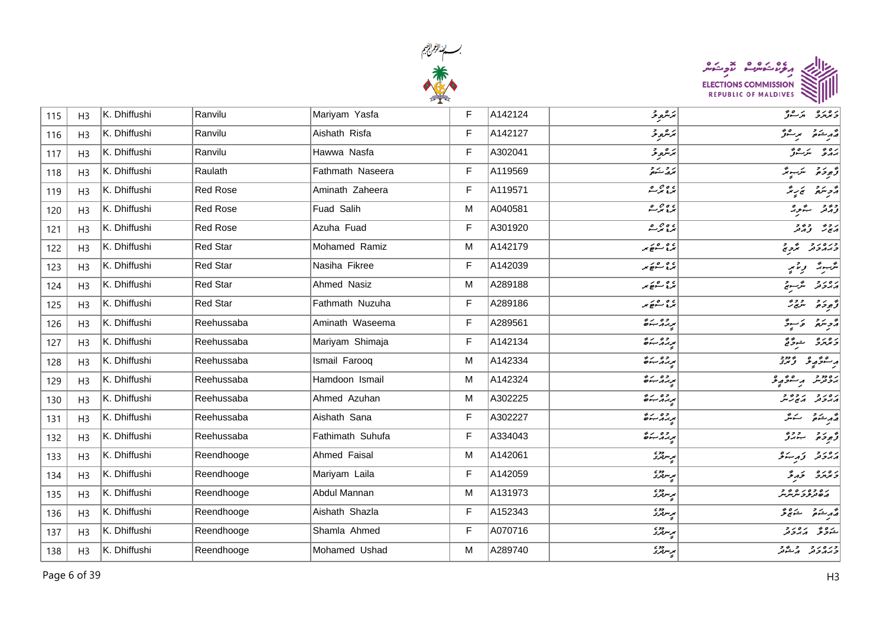| 115 | H3 | K. Dhiffushi | Ranvilu | Mariyam Yasfa | F | A142124 | ރަންވިލު | މަރިޔަމް ޔަސްފާ |
|---|---|---|---|---|---|---|---|---|
| 116 | H3 | K. Dhiffushi | Ranvilu | Aishath Risfa | F | A142127 | ރަންވިލު | އައިޝަތު ރިސްފާ |
| 117 | H3 | K. Dhiffushi | Ranvilu | Hawwa Nasfa | F | A302041 | ރަންވިލު | ހައްވާ ނަސްފާ |
| 118 | H3 | K. Dhiffushi | Raulath | Fathmath Naseera | F | A119569 | ރައުލަތު | ފާތިމަތު ނަސީރާ |
| 119 | H3 | K. Dhiffushi | Red Rose | Aminath Zaheera | F | A119571 | ރެޑްރޯސް | އާމިނަތު ޒަހީރާ |
| 120 | H3 | K. Dhiffushi | Red Rose | Fuad Salih | M | A040581 | ރެޑްރޯސް | ފުއާދު ޞާލިހު |
| 121 | H3 | K. Dhiffushi | Red Rose | Azuha Fuad | F | A301920 | ރެޑްރޯސް | އަޒުހާ ފުއާދު |
| 122 | H3 | K. Dhiffushi | Red Star | Mohamed Ramiz | M | A142179 | ރެޑްސްޓަރ | މުހައްމަދު ރާމިޒު |
| 123 | H3 | K. Dhiffushi | Red Star | Nasiha Fikree | F | A142039 | ރެޑްސްޓަރ | ނާސިހާ ފިކުރީ |
| 124 | H3 | K. Dhiffushi | Red Star | Ahmed Nasiz | M | A289188 | ރެޑްސްޓަރ | އަހުމަދު ނާސިޒު |
| 125 | H3 | K. Dhiffushi | Red Star | Fathmath Nuzuha | F | A289186 | ރެޑްސްޓަރ | ފާތިމަތު ނުޒުހާ |
| 126 | H3 | K. Dhiffushi | Reehussaba | Aminath Waseema | F | A289561 | ރީހުއްސަބާ | އާމިނަތު ވަސީމާ |
| 127 | H3 | K. Dhiffushi | Reehussaba | Mariyam Shimaja | F | A142134 | ރީހުއްސަބާ | މަރިޔަމް ޝިމާޖާ |
| 128 | H3 | K. Dhiffushi | Reehussaba | Ismail Farooq | M | A142334 | ރީހުއްސަބާ | އިސްމާޢީލް ފާރޫޤު |
| 129 | H3 | K. Dhiffushi | Reehussaba | Hamdoon Ismail | M | A142324 | ރީހުއްސަބާ | ހަމްދޫން އިސްމާޢީލް |
| 130 | H3 | K. Dhiffushi | Reehussaba | Ahmed Azuhan | M | A302225 | ރީހުއްސަބާ | އަހުމަދު އަޒުހާން |
| 131 | H3 | K. Dhiffushi | Reehussaba | Aishath Sana | F | A302227 | ރީހުއްސަބާ | އައިޝަތު ސަނާ |
| 132 | H3 | K. Dhiffushi | Reehussaba | Fathimath Suhufa | F | A334043 | ރީހުއްސަބާ | ފާތިމަތު ސުހުފާ |
| 133 | H3 | K. Dhiffushi | Reendhooge | Ahmed Faisal | M | A142061 | ރީނދޫގެ | އަހުމަދު ފައިސަލް |
| 134 | H3 | K. Dhiffushi | Reendhooge | Mariyam Laila | F | A142059 | ރީނދޫގެ | މަރިޔަމް ލައިލާ |
| 135 | H3 | K. Dhiffushi | Reendhooge | Abdul Mannan | M | A131973 | ރީނދޫގެ | އަބްދުލްމައްނާން |
| 136 | H3 | K. Dhiffushi | Reendhooge | Aishath Shazla | F | A152343 | ރީނދޫގެ | އައިޝަތު ޝަޒްލާ |
| 137 | H3 | K. Dhiffushi | Reendhooge | Shamla Ahmed | F | A070716 | ރީނދޫގެ | ޝަމްލާ އަހުމަދު |
| 138 | H3 | K. Dhiffushi | Reendhooge | Mohamed Ushad | M | A289740 | ރީނދޫގެ | މުހައްމަދު އުށާދު |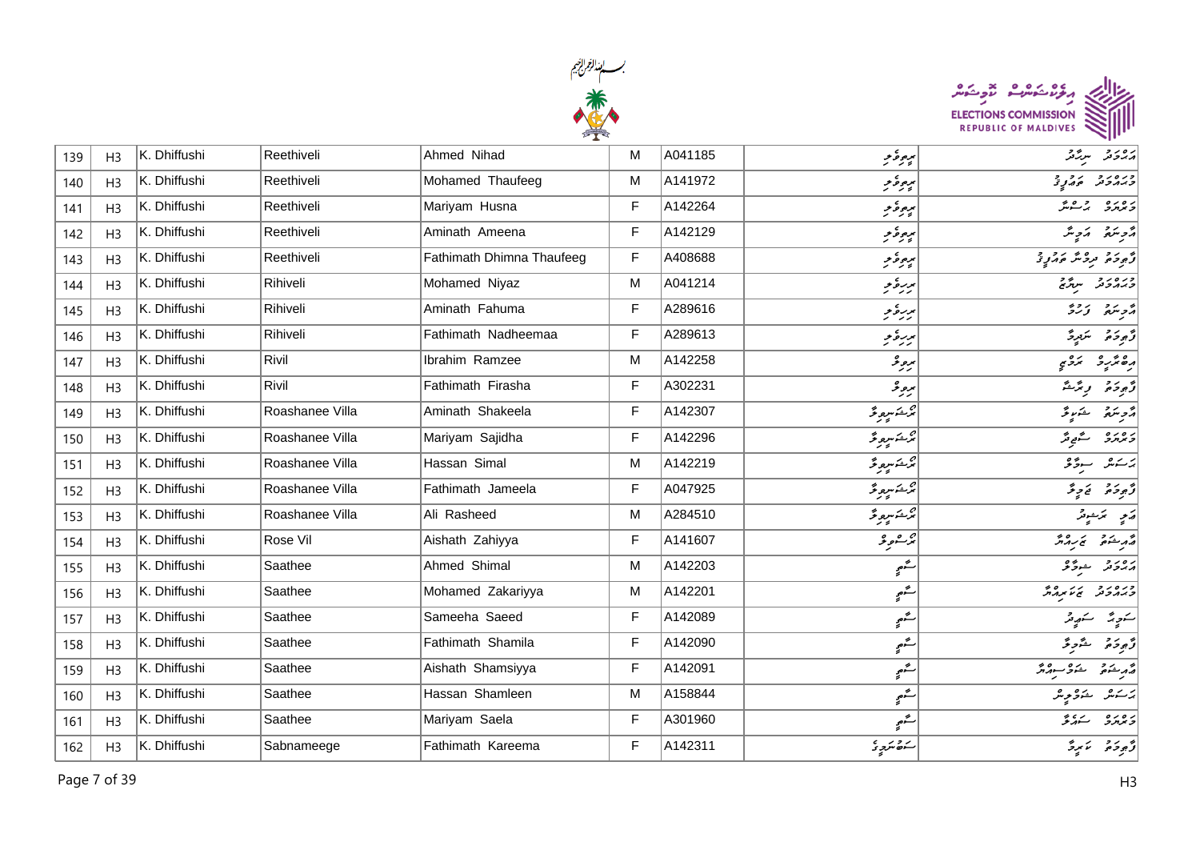| 139 | H3 | K. Dhiffushi | Reethiveli | Ahmed Nihad | M | A041185 | ރީތިވެލި | އަޙްމަދު ނިހާދު |
|---|---|---|---|---|---|---|---|---|
| 140 | H3 | K. Dhiffushi | Reethiveli | Mohamed Thaufeeg | M | A141972 | ރީތިވެލި | މުޙައްމަދު ތައުފީގު |
| 141 | H3 | K. Dhiffushi | Reethiveli | Mariyam Husna | F | A142264 | ރީތިވެލި | މަރިޔަމް ހުސްނާ |
| 142 | H3 | K. Dhiffushi | Reethiveli | Aminath Ameena | F | A142129 | ރީތިވެލި | އާމިނަތު އަމީނާ |
| 143 | H3 | K. Dhiffushi | Reethiveli | Fathimath Dhimna Thaufeeg | F | A408688 | ރީތިވެލި | ފާތިމަތު ދިމްނާ ތައުފީގު |
| 144 | H3 | K. Dhiffushi | Rihiveli | Mohamed Niyaz | M | A041214 | ރިހިވެލި | މުޙައްމަދު ނިޔާޒު |
| 145 | H3 | K. Dhiffushi | Rihiveli | Aminath Fahuma | F | A289616 | ރިހިވެލި | އާމިނަތު ފަހުމާ |
| 146 | H3 | K. Dhiffushi | Rihiveli | Fathimath Nadheemaa | F | A289613 | ރިހިވެލި | ފާތިމަތު ނަދީމާ |
| 147 | H3 | K. Dhiffushi | Rivil | Ibrahim Ramzee | M | A142258 | ރިވިލް | އިބްރާހިމް ރަމްޒީ |
| 148 | H3 | K. Dhiffushi | Rivil | Fathimath Firasha | F | A302231 | ރިވިލް | ފާތިމަތު ފިރާޝާ |
| 149 | H3 | K. Dhiffushi | Roashanee Villa | Aminath Shakeela | F | A142307 | ރޯޝަނީވިލާ | އާމިނަތު ޝަކީލާ |
| 150 | H3 | K. Dhiffushi | Roashanee Villa | Mariyam Sajidha | F | A142296 | ރޯޝަނީވިލާ | މަރިޔަމް ސާޖިދާ |
| 151 | H3 | K. Dhiffushi | Roashanee Villa | Hassan Simal | M | A142219 | ރޯޝަނީވިލާ | ހަސަން ސިމާލް |
| 152 | H3 | K. Dhiffushi | Roashanee Villa | Fathimath Jameela | F | A047925 | ރޯޝަނީވިލާ | ފާތިމަތު ޖަމީލާ |
| 153 | H3 | K. Dhiffushi | Roashanee Villa | Ali Rasheed | M | A284510 | ރޯޝަނީވިލާ | އަލި ރަޝީދު |
| 154 | H3 | K. Dhiffushi | Rose Vil | Aishath Zahiyya | F | A141607 | ރޯސްވިލް | އައިޝަތު ޒަހިއްޔާ |
| 155 | H3 | K. Dhiffushi | Saathee | Ahmed Shimal | M | A142203 | ސާތީ | އަޙްމަދު ޝިމާލް |
| 156 | H3 | K. Dhiffushi | Saathee | Mohamed Zakariyya | M | A142201 | ސާތީ | މުޙައްމަދު ޒަކަރިއްޔާ |
| 157 | H3 | K. Dhiffushi | Saathee | Sameeha Saeed | F | A142089 | ސާތީ | ސަމީހާ ސަޢީދު |
| 158 | H3 | K. Dhiffushi | Saathee | Fathimath Shamila | F | A142090 | ސާތީ | ފާތިމަތު ޝާމިލާ |
| 159 | H3 | K. Dhiffushi | Saathee | Aishath Shamsiyya | F | A142091 | ސާތީ | އައިޝަތު ޝަމްސިއްޔާ |
| 160 | H3 | K. Dhiffushi | Saathee | Hassan Shamleen | M | A158844 | ސާތީ | ހަސަން ޝަމްލީން |
| 161 | H3 | K. Dhiffushi | Saathee | Mariyam Saela | F | A301960 | ސާތީ | މަރިޔަމް ސައުލާ |
| 162 | H3 | K. Dhiffushi | Sabnameege | Fathimath Kareema | F | A142311 | ސަބްނަމީގެ | ފާތިމަތު ކަރީމާ |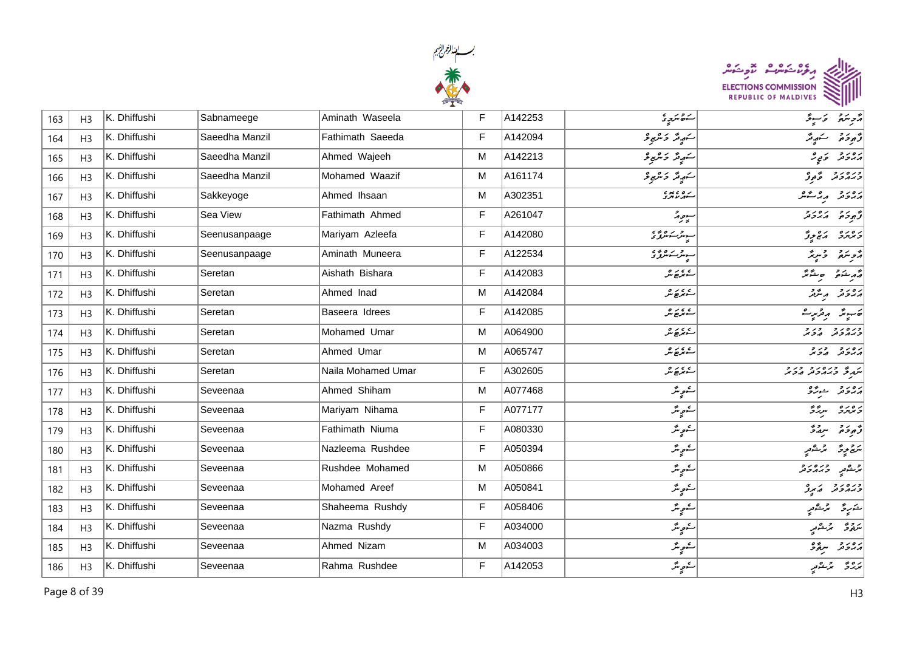| 163 | H3 | K. Dhiffushi | Sabnameege | Aminath Waseela | F | A142253 | سَەھْ سَرِ دٍ | أَرْ سَرْهُ وَ سِيْرَ |
|---|---|---|---|---|---|---|---|---|
| 164 | H3 | K. Dhiffushi | Saeedha Manzil | Fathimath Saeeda | F | A142094 | سَهِيْرَ وَسْرِجْ | وَّجِرَةُ سَهِيْرَ |
| 165 | H3 | K. Dhiffushi | Saeedha Manzil | Ahmed Wajeeh | M | A142213 | سَهِيْرَ وَسْرِجْ | أَبْرَدُ وَنِيْرُ |
| 166 | H3 | K. Dhiffushi | Saeedha Manzil | Mohamed Waazif | M | A161174 | سَهِيْرَ وَسْرِجْ | وَبَرْ وَدْ وَّجْرُ |
| 167 | H3 | K. Dhiffushi | Sakkeyoge | Ahmed Ihsaan | M | A302351 | سَهْرِ ءٍ | أَبْرَدُ مِرْ سَّرْ |
| 168 | H3 | K. Dhiffushi | Sea View | Fathimath Ahmed | F | A261047 | سِوِءُ | وَّجِرَةُ أَبْرَدُ |
| 169 | H3 | K. Dhiffushi | Seenusanpaage | Mariyam Azleefa | F | A142080 | سِرْسَرْزِءٍ | وَ بَرْرُ أَ ىْ وِرَّ |
| 170 | H3 | K. Dhiffushi | Seenusanpaage | Aminath Muneera | F | A122534 | سِرْسَرْزِءٍ | أَرْ سَرْهُ وُ سِرَّ |
| 171 | H3 | K. Dhiffushi | Seretan | Aishath Bishara | F | A142083 | سَمْرَعْ سْ | أَمْ سْرَهُ صِتَرَّ |
| 172 | H3 | K. Dhiffushi | Seretan | Ahmed Inad | M | A142084 | سَمْرَعْ سْ | أَبْرَدُ مِ سَّرْ |
| 173 | H3 | K. Dhiffushi | Seretan | Baseera Idrees | F | A142085 | سَمْرَعْ سْ | صَسِرَّ مِرْ مِرْ |
| 174 | H3 | K. Dhiffushi | Seretan | Mohamed Umar | M | A064900 | سَمْرَعْ سْ | وَبَرْ وَدْ وَ ىْ |
| 175 | H3 | K. Dhiffushi | Seretan | Ahmed Umar | M | A065747 | سَمْرَعْ سْ | أَبْرَدُ وَ ىْ |
| 176 | H3 | K. Dhiffushi | Seretan | Naila Mohamed Umar | F | A302605 | سَمْرَعْ سْ | سَمِرَّ وَبَرْ وَدْ وَ ىْ |
| 177 | H3 | K. Dhiffushi | Seveenaa | Ahmed Shiham | M | A077468 | سَوِسَّ | أَبْرَدُ حُورَّوْ |
| 178 | H3 | K. Dhiffushi | Seveenaa | Mariyam Nihama | F | A077177 | سَوِسَّ | وَ بَرْرُ سِرَّ ىْ |
| 179 | H3 | K. Dhiffushi | Seveenaa | Fathimath Niuma | F | A080330 | سَوِسَّ | وَّجِرَةُ سِرْ ىْ |
| 180 | H3 | K. Dhiffushi | Seveenaa | Nazleema Rushdee | F | A050394 | سَوِسَّ | سَرْجِرَّ بْرْ شْوِرْ |
| 181 | H3 | K. Dhiffushi | Seveenaa | Rushdee Mohamed | M | A050866 | سَوِسَّ | بْرْ شْوِرْ وَبَرْ وَدْ |
| 182 | H3 | K. Dhiffushi | Seveenaa | Mohamed Areef | M | A050841 | سَوِسَّ | وَبَرْ وَدْ أَ مِرْوْ |
| 183 | H3 | K. Dhiffushi | Seveenaa | Shaheema Rushdy | F | A058406 | سَوِسَّ | حَسِرَّ بْرْ شْوِرْ |
| 184 | H3 | K. Dhiffushi | Seveenaa | Nazma Rushdy | F | A034000 | سَوِسَّ | سَرْ ىْ بْرْ شْوِرْ |
| 185 | H3 | K. Dhiffushi | Seveenaa | Ahmed Nizam | M | A034003 | سَوِسَّ | أَبْرَدُ سِرَّ ىْ |
| 186 | H3 | K. Dhiffushi | Seveenaa | Rahma Rushdee | F | A142053 | سَوِسَّ | بَرْ ىْ بْرْ شْوِرْ |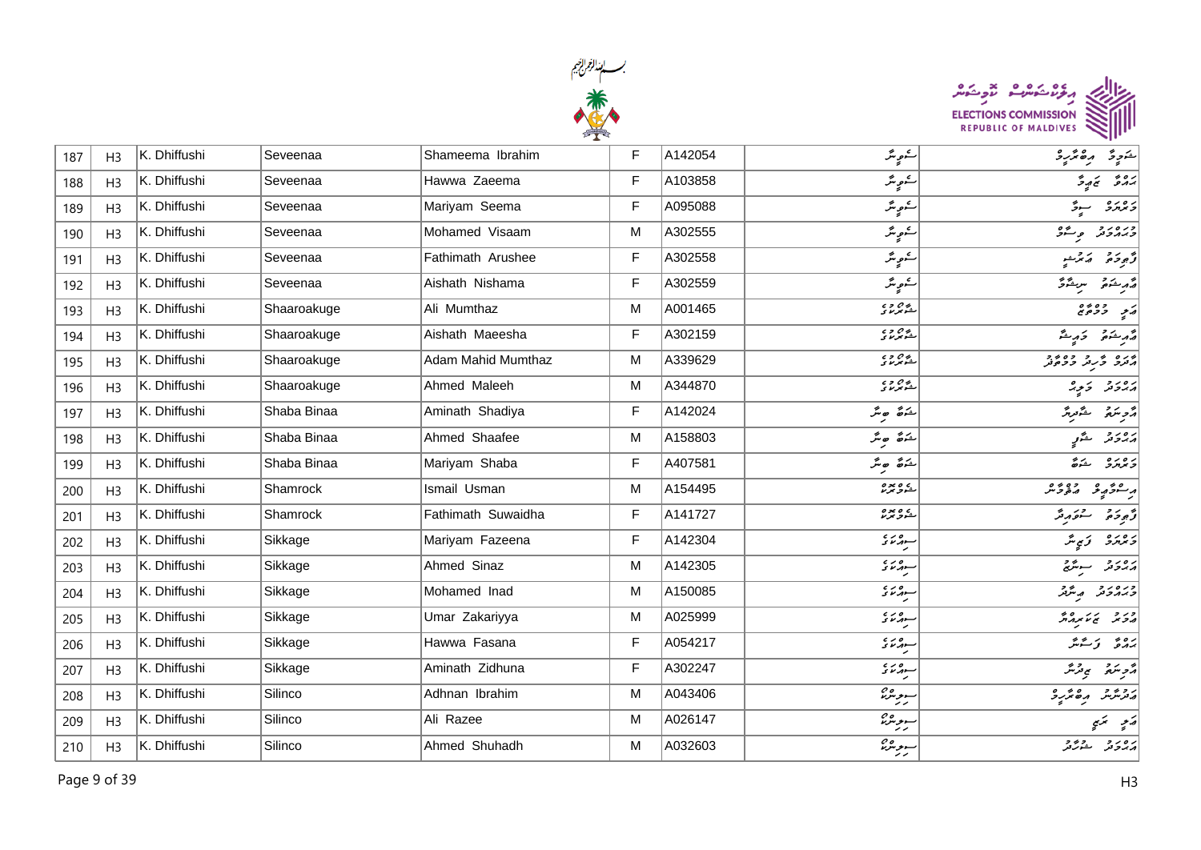| 187 | H3 | K. Dhiffushi | Seveenaa | Shameema Ibrahim | F | A142054 | ސެވީނާ | ޝަމީމާ އިބްރާހީމް |
|---|---|---|---|---|---|---|---|---|
| 188 | H3 | K. Dhiffushi | Seveenaa | Hawwa Zaeema | F | A103858 | ސެވީނާ | ހައްވާ ޒަޢީމާ |
| 189 | H3 | K. Dhiffushi | Seveenaa | Mariyam Seema | F | A095088 | ސެވީނާ | މަރްޔަމް ސީމާ |
| 190 | H3 | K. Dhiffushi | Seveenaa | Mohamed Visaam | M | A302555 | ސެވީނާ | މުހައްމަދު ވިސާމް |
| 191 | H3 | K. Dhiffushi | Seveenaa | Fathimath Arushee | F | A302558 | ސެވީނާ | ފާތިމަތު އަރުޝީ |
| 192 | H3 | K. Dhiffushi | Seveenaa | Aishath Nishama | F | A302559 | ސެވީނާ | އާއިޝަތު ނިޝާމާ |
| 193 | H3 | K. Dhiffushi | Shaaroakuge | Ali Mumthaz | M | A001465 | ޝާރޯކުގެ | އަލީ މުމްތާޒު |
| 194 | H3 | K. Dhiffushi | Shaaroakuge | Aishath Maeesha | F | A302159 | ޝާރޯކުގެ | އާއިޝަތު މައީޝާ |
| 195 | H3 | K. Dhiffushi | Shaaroakuge | Adam Mahid Mumthaz | M | A339629 | ޝާރޯކުގެ | އާދަމް މާހިދު މުމްތާޒު |
| 196 | H3 | K. Dhiffushi | Shaaroakuge | Ahmed Maleeh | M | A344870 | ޝާރޯކުގެ | އަހުމަދު މަލީހް |
| 197 | H3 | K. Dhiffushi | Shaba Binaa | Aminath Shadiya | F | A142024 | ޝަބާ ބިނާ | އާމިނަތު ޝާދިޔާ |
| 198 | H3 | K. Dhiffushi | Shaba Binaa | Ahmed Shaafee | M | A158803 | ޝަބާ ބިނާ | އަހުމަދު ޝާފީ |
| 199 | H3 | K. Dhiffushi | Shaba Binaa | Mariyam Shaba | F | A407581 | ޝަބާ ބިނާ | މަރްޔަމް ޝަބާ |
| 200 | H3 | K. Dhiffushi | Shamrock | Ismail Usman | M | A154495 | ޝެމްރޮކް | އިސްމާޢީލް އުސްމާން |
| 201 | H3 | K. Dhiffushi | Shamrock | Fathimath Suwaidha | F | A141727 | ޝެމްރޮކް | ފާތިމަތު ސުވައިދާ |
| 202 | H3 | K. Dhiffushi | Sikkage | Mariyam Fazeena | F | A142304 | ސިއްކަގެ | މަރްޔަމް ފަޒީނާ |
| 203 | H3 | K. Dhiffushi | Sikkage | Ahmed Sinaz | M | A142305 | ސިއްކަގެ | އަހުމަދު ސިނާޒް |
| 204 | H3 | K. Dhiffushi | Sikkage | Mohamed Inad | M | A150085 | ސިއްކަގެ | މުހައްމަދު އިނާދު |
| 205 | H3 | K. Dhiffushi | Sikkage | Umar Zakariyya | M | A025999 | ސިއްކަގެ | ޢުމަރު ޒަކަރިއްޔާ |
| 206 | H3 | K. Dhiffushi | Sikkage | Hawwa Fasana | F | A054217 | ސިއްކަގެ | ހައްވާ ފަސާނާ |
| 207 | H3 | K. Dhiffushi | Sikkage | Aminath Zidhuna | F | A302247 | ސިއްކަގެ | އާމިނަތު ޒިދުނާ |
| 208 | H3 | K. Dhiffushi | Silinco | Adhnan Ibrahim | M | A043406 | ސިލިންކޯ | އަދުނާން އިބްރާހީމް |
| 209 | H3 | K. Dhiffushi | Silinco | Ali Razee | M | A026147 | ސިލިންކޯ | އަލީ ރާޒީ |
| 210 | H3 | K. Dhiffushi | Silinco | Ahmed Shuhadh | M | A032603 | ސިލިންކޯ | އަހުމަދު ޝުހާދު |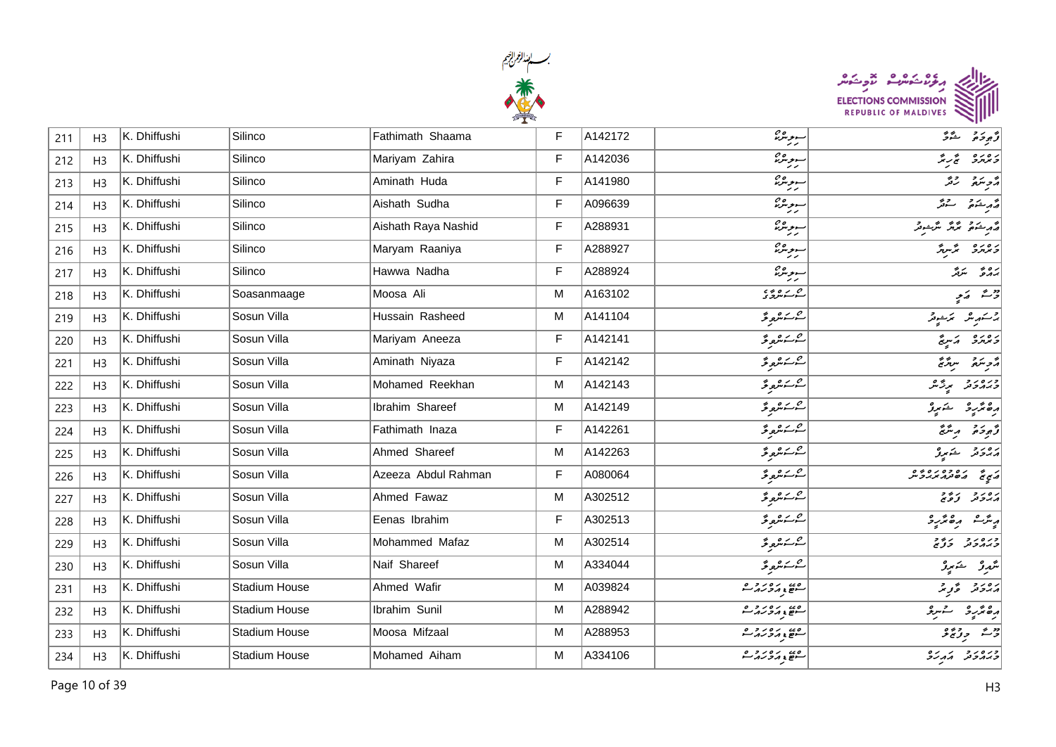| 211 | H3 | K. Dhiffushi | Silinco | Fathimath Shaama | F | A142172 | ސިލިންކޯ | ފާތިމަތު ޝާމާ |
|---|---|---|---|---|---|---|---|---|
| 212 | H3 | K. Dhiffushi | Silinco | Mariyam Zahira | F | A142036 | ސިލިންކޯ | މަރިޔަމް ޒާހިރާ |
| 213 | H3 | K. Dhiffushi | Silinco | Aminath Huda | F | A141980 | ސިލިންކޯ | އާމިނަތު ހުދާ |
| 214 | H3 | K. Dhiffushi | Silinco | Aishath Sudha | F | A096639 | ސިލިންކޯ | އާއިޝަތު ސުދާ |
| 215 | H3 | K. Dhiffushi | Silinco | Aishath Raya Nashid | F | A288931 | ސިލިންކޯ | އާއިޝަތު ރަޔާ ނާޝިދު |
| 216 | H3 | K. Dhiffushi | Silinco | Maryam Raaniya | F | A288927 | ސިލިންކޯ | މަރްޔަމް ރާނިޔާ |
| 217 | H3 | K. Dhiffushi | Silinco | Hawwa Nadha | F | A288924 | ސިލިންކޯ | ހައްވާ ނަދާ |
| 218 | H3 | K. Dhiffushi | Soasanmaage | Moosa Ali | M | A163102 | ސޯސަންމާގެ | މޫސާ އަލި |
| 219 | H3 | K. Dhiffushi | Sosun Villa | Hussain Rasheed | M | A141104 | ސޮސުންވިލާ | ހުސައިން ރަޝީދު |
| 220 | H3 | K. Dhiffushi | Sosun Villa | Mariyam Aneeza | F | A142141 | ސޮސުންވިލާ | މަރިޔަމް އަނީޒާ |
| 221 | H3 | K. Dhiffushi | Sosun Villa | Aminath Niyaza | F | A142142 | ސޮސުންވިލާ | އާމިނަތު ނިޔާޒާ |
| 222 | H3 | K. Dhiffushi | Sosun Villa | Mohamed Reekhan | M | A142143 | ސޮސުންވިލާ | މުހައްމަދު ރީހާން |
| 223 | H3 | K. Dhiffushi | Sosun Villa | Ibrahim Shareef | M | A142149 | ސޮސުންވިލާ | އިބްރާހީމް ޝަރީފް |
| 224 | H3 | K. Dhiffushi | Sosun Villa | Fathimath Inaza | F | A142261 | ސޮސުންވިލާ | ފާތިމަތު އިނާޒާ |
| 225 | H3 | K. Dhiffushi | Sosun Villa | Ahmed Shareef | M | A142263 | ސޮސުންވިލާ | އަހުމަދު ޝަރީފް |
| 226 | H3 | K. Dhiffushi | Sosun Villa | Azeeza Abdul Rahman | F | A080064 | ސޮސުންވިލާ | އަޒީޒާ އަބްދުއްރަހްމާން |
| 227 | H3 | K. Dhiffushi | Sosun Villa | Ahmed Fawaz | M | A302512 | ސޮސުންވިލާ | އަހުމަދު ފަވާޒު |
| 228 | H3 | K. Dhiffushi | Sosun Villa | Eenas Ibrahim | F | A302513 | ސޮސުންވިލާ | އީނާސް އިބްރާހީމް |
| 229 | H3 | K. Dhiffushi | Sosun Villa | Mohammed Mafaz | M | A302514 | ސޮސުންވިލާ | މުހައްމަދު މަފާޒު |
| 230 | H3 | K. Dhiffushi | Sosun Villa | Naif Shareef | M | A334044 | ސޮސުންވިލާ | ނާއިފް ޝަރީފް |
| 231 | H3 | K. Dhiffushi | Stadium House | Ahmed Wafir | M | A039824 | ސްޓޭޑިއަމް ހައުސް | އަހުމަދު ވާފިރު |
| 232 | H3 | K. Dhiffushi | Stadium House | Ibrahim Sunil | M | A288942 | ސްޓޭޑިއަމް ހައުސް | އިބްރާހީމް ސުނިލް |
| 233 | H3 | K. Dhiffushi | Stadium House | Moosa Mifzaal | M | A288953 | ސްޓޭޑިއަމް ހައުސް | މޫސާ މިފްޒާލް |
| 234 | H3 | K. Dhiffushi | Stadium House | Mohamed Aiham | M | A334106 | ސްޓޭޑިއަމް ހައުސް | މުހައްމަދު އައިހަމް |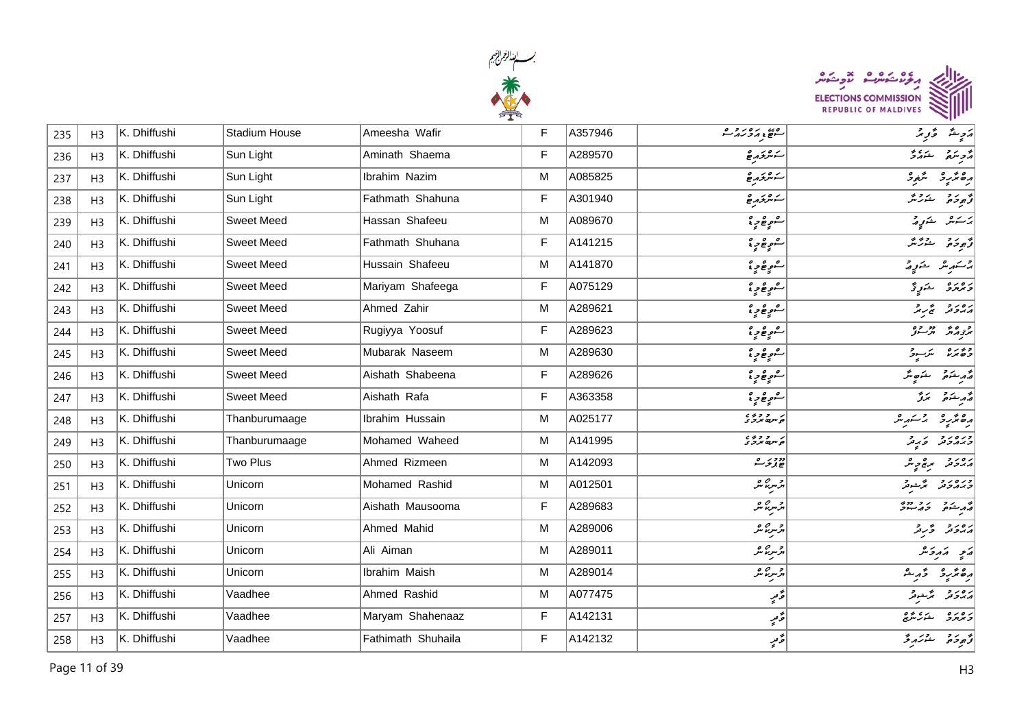| 235 | H3 | K. Dhiffushi | Stadium House | Ameesha Wafir | F | A357946 | ސްޓޭޑިއަމްހައުސް | އަމީޝާ ވާފިރު |
|---|---|---|---|---|---|---|---|---|
| 236 | H3 | K. Dhiffushi | Sun Light | Aminath Shaema | F | A289570 | ސަންލައިޓް | އާމިނަތު ޝާއިމާ |
| 237 | H3 | K. Dhiffushi | Sun Light | Ibrahim Nazim | M | A085825 | ސަންލައިޓް | އިބްރާހީމް ނާޒިމް |
| 238 | H3 | K. Dhiffushi | Sun Light | Fathmath Shahuna | F | A301940 | ސަންލައިޓް | ފާތިމަތު ޝަހޫނާ |
| 239 | H3 | K. Dhiffushi | Sweet Meed | Hassan Shafeeu | M | A089670 | ސުވީޓްމީޑް | ހަސަން ޝަފީޢު |
| 240 | H3 | K. Dhiffushi | Sweet Meed | Fathmath Shuhana | F | A141215 | ސުވީޓްމީޑް | ފާތިމަތު ޝުހާނާ |
| 241 | H3 | K. Dhiffushi | Sweet Meed | Hussain Shafeeu | M | A141870 | ސުވީޓްމީޑް | ހުސައިން ޝަފީޢު |
| 242 | H3 | K. Dhiffushi | Sweet Meed | Mariyam Shafeega | F | A075129 | ސުވީޓްމީޑް | މަރިޔަމް ޝަފީގާ |
| 243 | H3 | K. Dhiffushi | Sweet Meed | Ahmed Zahir | M | A289621 | ސުވީޓްމީޑް | އަޙްމަދު ޒާހިރު |
| 244 | H3 | K. Dhiffushi | Sweet Meed | Rugiyya Yoosuf | F | A289623 | ސުވީޓްމީޑް | ރުގިއްޔާ ޔޫސުފް |
| 245 | H3 | K. Dhiffushi | Sweet Meed | Mubarak Naseem | M | A289630 | ސުވީޓްމީޑް | މުބާރަކް ނަސީމް |
| 246 | H3 | K. Dhiffushi | Sweet Meed | Aishath Shabeena | F | A289626 | ސުވީޓްމީޑް | އާއިޝަތު ޝަބީނާ |
| 247 | H3 | K. Dhiffushi | Sweet Meed | Aishath Rafa | F | A363358 | ސުވީޓްމީޑް | އާއިޝަތު ރަފާ |
| 248 | H3 | K. Dhiffushi | Thanburumaage | Ibrahim Hussain | M | A025177 | ތަނބުރުމާގެ | އިބްރާހީމް ހުސައިން |
| 249 | H3 | K. Dhiffushi | Thanburumaage | Mohamed Waheed | M | A141995 | ތަނބުރުމާގެ | މުޙައްމަދު ވަޙީދު |
| 250 | H3 | K. Dhiffushi | Two Plus | Ahmed Rizmeen | M | A142093 | ޓޫޕްލަސް | އަޙްމަދު ރިޒްމީން |
| 251 | H3 | K. Dhiffushi | Unicorn | Mohamed Rashid | M | A012501 | ޔުނިކޯން | މުޙައްމަދު ރާޝިދު |
| 252 | H3 | K. Dhiffushi | Unicorn | Aishath Mausooma | F | A289683 | ޔުނިކޯން | އާއިޝަތު މައުޞޫމާ |
| 253 | H3 | K. Dhiffushi | Unicorn | Ahmed Mahid | M | A289006 | ޔުނިކޯން | އަޙްމަދު މާހިދު |
| 254 | H3 | K. Dhiffushi | Unicorn | Ali Aiman | M | A289011 | ޔުނިކޯން | އަލި އައިމަން |
| 255 | H3 | K. Dhiffushi | Unicorn | Ibrahim Maish | M | A289014 | ޔުނިކޯން | އިބްރާހީމް މާއިޝް |
| 256 | H3 | K. Dhiffushi | Vaadhee | Ahmed Rashid | M | A077475 | ވާދީ | އަޙްމަދު ރާޝިދު |
| 257 | H3 | K. Dhiffushi | Vaadhee | Maryam Shahenaaz | F | A142131 | ވާދީ | މަރްޔަމް ޝަހެނާޒް |
| 258 | H3 | K. Dhiffushi | Vaadhee | Fathimath Shuhaila | F | A142132 | ވާދީ | ފާތިމަތު ޝުހައިލާ |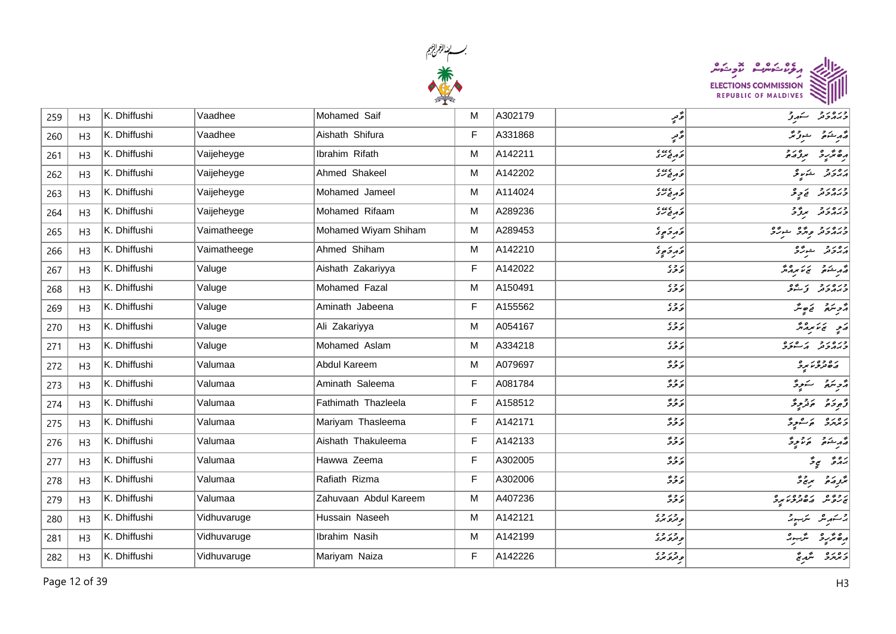| 259 | H3 | K. Dhiffushi | Vaadhee | Mohamed Saif | M | A302179 | ވާދީ | މުހައްމަދު ސައިފު |
|---|---|---|---|---|---|---|---|---|
| 260 | H3 | K. Dhiffushi | Vaadhee | Aishath Shifura | F | A331868 | ވާދީ | އައިޝަތު ޝިފޫރާ |
| 261 | H3 | K. Dhiffushi | Vaijeheyge | Ibrahim Rifath | M | A142211 | ވައިޖެހޭގެ | އިބްރާހީމް ރިފްއަތު |
| 262 | H3 | K. Dhiffushi | Vaijeheyge | Ahmed Shakeel | M | A142202 | ވައިޖެހޭގެ | އަހްމަދު ޝަކީލް |
| 263 | H3 | K. Dhiffushi | Vaijeheyge | Mohamed Jameel | M | A114024 | ވައިޖެހޭގެ | މުހައްމަދު ޖަމީލް |
| 264 | H3 | K. Dhiffushi | Vaijeheyge | Mohamed Rifaam | M | A289236 | ވައިޖެހޭގެ | މުހައްމަދު ރިފާމް |
| 265 | H3 | K. Dhiffushi | Vaimatheege | Mohamed Wiyam Shiham | M | A289453 | ވައިމަތީގެ | މުހައްމަދު ވިޔާމް ޝިހާމް |
| 266 | H3 | K. Dhiffushi | Vaimatheege | Ahmed Shiham | M | A142210 | ވައިމަތީގެ | އަހްމަދު ޝިހާމް |
| 267 | H3 | K. Dhiffushi | Valuge | Aishath Zakariyya | F | A142022 | ވަލުގެ | އައިޝަތު ޒަކަރިއްޔާ |
| 268 | H3 | K. Dhiffushi | Valuge | Mohamed Fazal | M | A150491 | ވަލުގެ | މުހައްމަދު ފަޟްލު |
| 269 | H3 | K. Dhiffushi | Valuge | Aminath Jabeena | F | A155562 | ވަލުގެ | އާމިނަތު ޖަބީނާ |
| 270 | H3 | K. Dhiffushi | Valuge | Ali Zakariyya | M | A054167 | ވަލުގެ | އަލި ޒަކަރިއްޔާ |
| 271 | H3 | K. Dhiffushi | Valuge | Mohamed Aslam | M | A334218 | ވަލުގެ | މުހައްމަދު އަސްލަމް |
| 272 | H3 | K. Dhiffushi | Valumaa | Abdul Kareem | M | A079697 | ވަލުމާ | އަބްދުލްކަރީމް |
| 273 | H3 | K. Dhiffushi | Valumaa | Aminath Saleema | F | A081784 | ވަލުމާ | އާމިނަތު ސަލީމާ |
| 274 | H3 | K. Dhiffushi | Valumaa | Fathimath Thazleela | F | A158512 | ވަލުމާ | ފާތިމަތު ތަޒްލީލާ |
| 275 | H3 | K. Dhiffushi | Valumaa | Mariyam Thasleema | F | A142171 | ވަލުމާ | މަރިޔަމް ތަސްލީމާ |
| 276 | H3 | K. Dhiffushi | Valumaa | Aishath Thakuleema | F | A142133 | ވަލުމާ | އައިޝަތު ތަކުލީމާ |
| 277 | H3 | K. Dhiffushi | Valumaa | Hawwa Zeema | F | A302005 | ވަލުމާ | ހައްވާ ޒީމާ |
| 278 | H3 | K. Dhiffushi | Valumaa | Rafiath Rizma | F | A302006 | ވަލުމާ | ރަފީއަތު ރިޒްމާ |
| 279 | H3 | K. Dhiffushi | Valumaa | Zahuvaan Abdul Kareem | M | A407236 | ވަލުމާ | ޒަހުވާން އަބްދުލްކަރީމް |
| 280 | H3 | K. Dhiffushi | Vidhuvaruge | Hussain Naseeh | M | A142121 | ވިދުވަރުގެ | ހުސައިން ނަސީހު |
| 281 | H3 | K. Dhiffushi | Vidhuvaruge | Ibrahim Nasih | M | A142199 | ވިދުވަރުގެ | އިބްރާހީމް ނާސިހު |
| 282 | H3 | K. Dhiffushi | Vidhuvaruge | Mariyam Naiza | F | A142226 | ވިދުވަރުގެ | މަރިޔަމް ނާއިޒާ |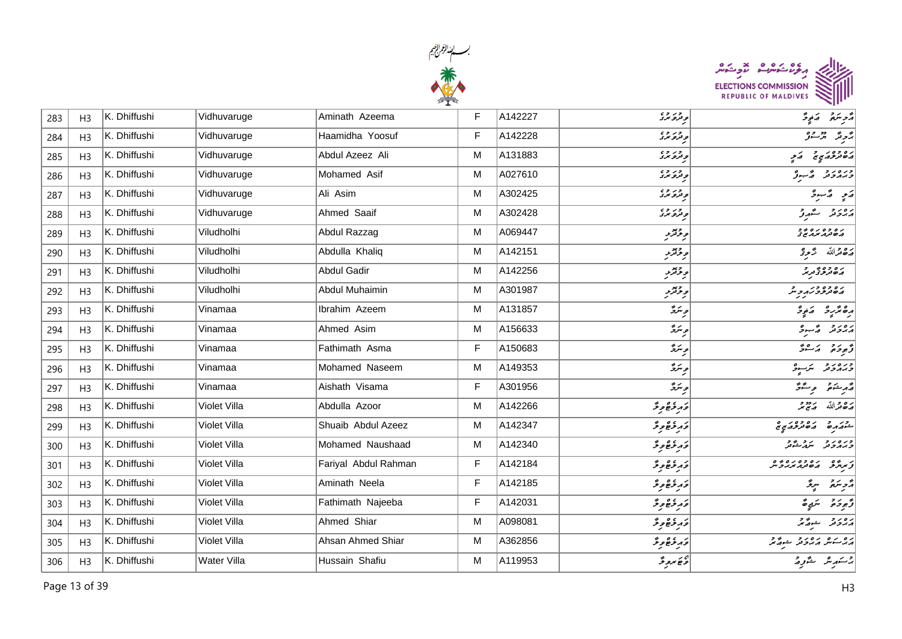| 283 | H3 | K. Dhiffushi | Vidhuvaruge | Aminath Azeema | F | A142227 | ވިދުވަރުގެ | އާމިނަތު އަޒީމާ |
|---|---|---|---|---|---|---|---|---|
| 284 | H3 | K. Dhiffushi | Vidhuvaruge | Haamidha Yoosuf | F | A142228 | ވިދުވަރުގެ | ހާމިދާ ޔޫސުފު |
| 285 | H3 | K. Dhiffushi | Vidhuvaruge | Abdul Azeez Ali | M | A131883 | ވިދުވަރުގެ | އަބްދުލްއަޒީޒު އަލި |
| 286 | H3 | K. Dhiffushi | Vidhuvaruge | Mohamed Asif | M | A027610 | ވިދުވަރުގެ | މުހައްމަދު އާސިފު |
| 287 | H3 | K. Dhiffushi | Vidhuvaruge | Ali Asim | M | A302425 | ވިދުވަރުގެ | އަލި އާސިމު |
| 288 | H3 | K. Dhiffushi | Vidhuvaruge | Ahmed Saaif | M | A302428 | ވިދުވަރުގެ | އަޙްމަދު ސާއިފު |
| 289 | H3 | K. Dhiffushi | Viludholhi | Abdul Razzag | M | A069447 | ވިލުދޮޅި | އަބްދުއްރައްޒާގު |
| 290 | H3 | K. Dhiffushi | Viludholhi | Abdulla Khaliq | M | A142151 | ވިލުދޮޅި | އަބްދުﷲ ޚާލިޤު |
| 291 | H3 | K. Dhiffushi | Viludholhi | Abdul Gadir | M | A142256 | ވިލުދޮޅި | އަބްދުލްޤާދިރު |
| 292 | H3 | K. Dhiffushi | Viludholhi | Abdul Muhaimin | M | A301987 | ވިލުދޮޅި | އަބްދުލްމުހައިމިން |
| 293 | H3 | K. Dhiffushi | Vinamaa | Ibrahim Azeem | M | A131857 | ވިނަމާ | އިބްރާހިމް އަޒީމް |
| 294 | H3 | K. Dhiffushi | Vinamaa | Ahmed Asim | M | A156633 | ވިނަމާ | އަޙްމަދު އާސިމް |
| 295 | H3 | K. Dhiffushi | Vinamaa | Fathimath Asma | F | A150683 | ވިނަމާ | ފާތިމަތު އަސްމާ |
| 296 | H3 | K. Dhiffushi | Vinamaa | Mohamed Naseem | M | A149353 | ވިނަމާ | މުހައްމަދު ނަސީމް |
| 297 | H3 | K. Dhiffushi | Vinamaa | Aishath Visama | F | A301956 | ވިނަމާ | އައިޝަތު ވިސާމާ |
| 298 | H3 | K. Dhiffushi | Violet Villa | Abdulla Azoor | M | A142266 | ވައިލެޓްވިލާ | އަބްދުﷲ އަޒޫރު |
| 299 | H3 | K. Dhiffushi | Violet Villa | Shuaib Abdul Azeez | M | A142347 | ވައިލެޓްވިލާ | ޝުޢައިބު އަބްދުލްއަޒީޒު |
| 300 | H3 | K. Dhiffushi | Violet Villa | Mohamed Naushaad | M | A142340 | ވައިލެޓްވިލާ | މުހައްމަދު ނައުޝާދު |
| 301 | H3 | K. Dhiffushi | Violet Villa | Fariyal Abdul Rahman | F | A142184 | ވައިލެޓްވިލާ | ފަރިޔާލް އަބްދުއްރަޙްމާން |
| 302 | H3 | K. Dhiffushi | Violet Villa | Aminath Neela | F | A142185 | ވައިލެޓްވިލާ | އާމިނަތު ނީލާ |
| 303 | H3 | K. Dhiffushi | Violet Villa | Fathimath Najeeba | F | A142031 | ވައިލެޓްވިލާ | ފާތިމަތު ނަޖީބާ |
| 304 | H3 | K. Dhiffushi | Violet Villa | Ahmed Shiar | M | A098081 | ވައިލެޓްވިލާ | އަޙްމަދު ޝިޢާރު |
| 305 | H3 | K. Dhiffushi | Violet Villa | Ahsan Ahmed Shiar | M | A362856 | ވައިލެޓްވިލާ | އަޙްސަން އަޙްމަދު ޝިޢާރު |
| 306 | H3 | K. Dhiffushi | Water Villa | Hussain Shafiu | M | A119953 | ވޯޓަރވިލާ | ހުސައިން ޝާފިޢު |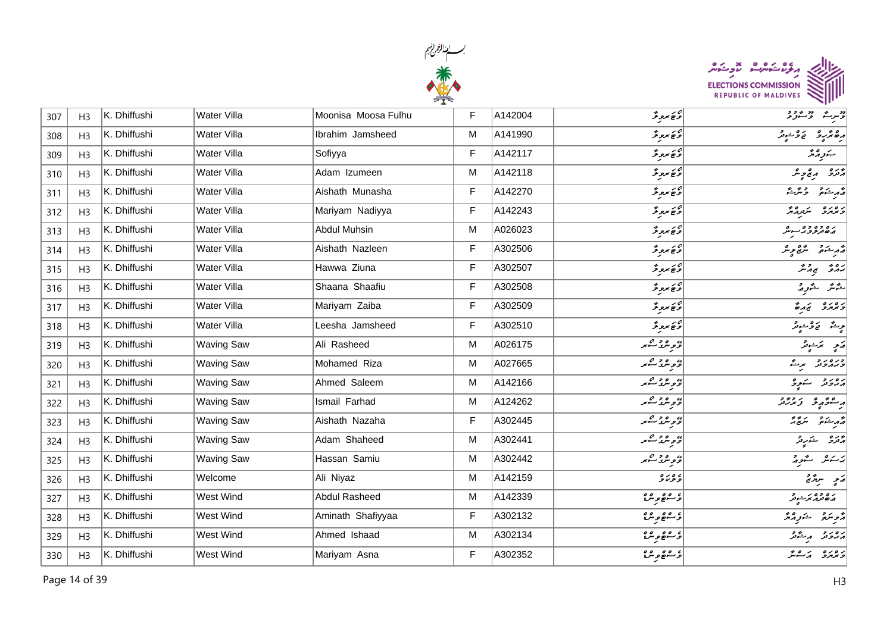| 307 | H3 | K. Dhiffushi | Water Villa | Moonisa Moosa Fulhu | F | A142004 | ވޯޓަރ ވިލާ | މޫނިސާ މޫސާފުޅު |
|---|---|---|---|---|---|---|---|---|
| 308 | H3 | K. Dhiffushi | Water Villa | Ibrahim Jamsheed | M | A141990 | ވޯޓަރ ވިލާ | އިބްރާހީމް ޖަމްޝީދު |
| 309 | H3 | K. Dhiffushi | Water Villa | Sofiyya | F | A142117 | ވޯޓަރ ވިލާ | ސޯފިއްޔާ |
| 310 | H3 | K. Dhiffushi | Water Villa | Adam Izumeen | M | A142118 | ވޯޓަރ ވިލާ | އާދަމް އިޒުމީން |
| 311 | H3 | K. Dhiffushi | Water Villa | Aishath Munasha | F | A142270 | ވޯޓަރ ވިލާ | އާއިޝަތު މުނާޝާ |
| 312 | H3 | K. Dhiffushi | Water Villa | Mariyam Nadiyya | F | A142243 | ވޯޓަރ ވިލާ | މަރިޔަމް ނަދިއްޔާ |
| 313 | H3 | K. Dhiffushi | Water Villa | Abdul Muhsin | M | A026023 | ވޯޓަރ ވިލާ | އަބްދުލްމުހުސިން |
| 314 | H3 | K. Dhiffushi | Water Villa | Aishath Nazleen | F | A302506 | ވޯޓަރ ވިލާ | އާއިޝަތު ނަޒްލީން |
| 315 | H3 | K. Dhiffushi | Water Villa | Hawwa Ziuna | F | A302507 | ވޯޓަރ ވިލާ | ހައްވާ ޒިއުނާ |
| 316 | H3 | K. Dhiffushi | Water Villa | Shaana Shaafiu | F | A302508 | ވޯޓަރ ވިލާ | ޝާނާ ޝާފިއު |
| 317 | H3 | K. Dhiffushi | Water Villa | Mariyam Zaiba | F | A302509 | ވޯޓަރ ވިލާ | މަރިޔަމް ޒައިބާ |
| 318 | H3 | K. Dhiffushi | Water Villa | Leesha Jamsheed | F | A302510 | ވޯޓަރ ވިލާ | ލީޝާ ޖަމްޝީދު |
| 319 | H3 | K. Dhiffushi | Waving Saw | Ali Rasheed | M | A026175 | ވޭވިންގ ސޯ | އަލި ރަޝީދު |
| 320 | H3 | K. Dhiffushi | Waving Saw | Mohamed Riza | M | A027665 | ވޭވިންގ ސޯ | މުހައްމަދު ރިޒާ |
| 321 | H3 | K. Dhiffushi | Waving Saw | Ahmed Saleem | M | A142166 | ވޭވިންގ ސޯ | އަހުމަދު ސަލީމް |
| 322 | H3 | K. Dhiffushi | Waving Saw | Ismail Farhad | M | A124262 | ވޭވިންގ ސޯ | އިސްމާއީލް ފަރުހާދު |
| 323 | H3 | K. Dhiffushi | Waving Saw | Aishath Nazaha | F | A302445 | ވޭވިންގ ސޯ | އާއިޝަތު ނަޒާހާ |
| 324 | H3 | K. Dhiffushi | Waving Saw | Adam Shaheed | M | A302441 | ވޭވިންގ ސޯ | އާދަމް ޝަހީދު |
| 325 | H3 | K. Dhiffushi | Waving Saw | Hassan Samiu | M | A302442 | ވޭވިންގ ސޯ | ހަސަން ސާމިއު |
| 326 | H3 | K. Dhiffushi | Welcome | Ali Niyaz | M | A142159 | ވެލްކަމް | އަލި ނިޔާޒު |
| 327 | H3 | K. Dhiffushi | West Wind | Abdul Rasheed | M | A142339 | ވެސްޓްވިންޑް | އަބްދުއްރަޝީދު |
| 328 | H3 | K. Dhiffushi | West Wind | Aminath Shafiyyaa | F | A302132 | ވެސްޓްވިންޑް | އާމިނަތު ޝަފިއްޔާ |
| 329 | H3 | K. Dhiffushi | West Wind | Ahmed Ishaad | M | A302134 | ވެސްޓްވިންޑް | އަހުމަދު އިޝާދު |
| 330 | H3 | K. Dhiffushi | West Wind | Mariyam Asna | F | A302352 | ވެސްޓްވިންޑް | މަރިޔަމް އަސްނާ |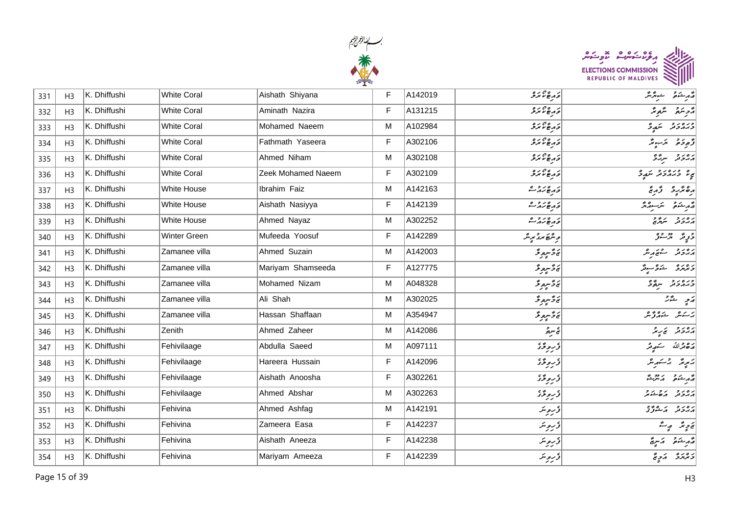| 331 | H3 | K. Dhiffushi | White Coral | Aishath Shiyana | F | A142019 | ވައިޓްކޯރަލް | އާއިޝަތު ޝިޔާނާ |
|---|---|---|---|---|---|---|---|---|
| 332 | H3 | K. Dhiffushi | White Coral | Aminath Nazira | F | A131215 | ވައިޓްކޯރަލް | އާމިނަތު ނާޒިރާ |
| 333 | H3 | K. Dhiffushi | White Coral | Mohamed Naeem | M | A102984 | ވައިޓްކޯރަލް | މުހައްމަދު ނަޢީމް |
| 334 | H3 | K. Dhiffushi | White Coral | Fathmath Yaseera | F | A302106 | ވައިޓްކޯރަލް | ފާތިމަތު ޔަސީރާ |
| 335 | H3 | K. Dhiffushi | White Coral | Ahmed Niham | M | A302108 | ވައިޓްކޯރަލް | އަހުމަދު ނިހާމް |
| 336 | H3 | K. Dhiffushi | White Coral | Zeek Mohamed Naeem | F | A302109 | ވައިޓްކޯރަލް | ޒީކް މުހައްމަދު ނަޢީމް |
| 337 | H3 | K. Dhiffushi | White House | Ibrahim Faiz | M | A142163 | ވައިޓްހައުސް | އިބްރާހީމް ފާއިޒް |
| 338 | H3 | K. Dhiffushi | White House | Aishath Nasiyya | F | A142139 | ވައިޓްހައުސް | އާއިޝަތު ނަސިއްޔާ |
| 339 | H3 | K. Dhiffushi | White House | Ahmed Nayaz | M | A302252 | ވައިޓްހައުސް | އަހުމަދު ނަޔާޒް |
| 340 | H3 | K. Dhiffushi | Winter Green | Mufeeda Yoosuf | F | A142289 | ވިންޓަރގްރީން | މުފީދާ ޔޫސުފް |
| 341 | H3 | K. Dhiffushi | Zamanee villa | Ahmed Suzain | M | A142003 | ޒަމާނީވިލާ | އަހުމަދު ސުޒައިން |
| 342 | H3 | K. Dhiffushi | Zamanee villa | Mariyam Shamseeda | F | A127775 | ޒަމާނީވިލާ | މަރިޔަމް ޝަމްސީދާ |
| 343 | H3 | K. Dhiffushi | Zamanee villa | Mohamed Nizam | M | A048328 | ޒަމާނީވިލާ | މުހައްމަދު ނިޒާމް |
| 344 | H3 | K. Dhiffushi | Zamanee villa | Ali Shah | M | A302025 | ޒަމާނީވިލާ | އަލީ ޝާހް |
| 345 | H3 | K. Dhiffushi | Zamanee villa | Hassan Shaffaan | M | A354947 | ޒަމާނީވިލާ | ހަސަން ޝައްފާން |
| 346 | H3 | K. Dhiffushi | Zenith | Ahmed Zaheer | M | A142086 | ޒެނިތް | އަހުމަދު ޒަހީރު |
| 347 | H3 | K. Dhiffushi | Fehivilaage | Abdulla Saeed | M | A097111 | ފެހިވިލާގެ | އަބްދުﷲ ސަޢީދު |
| 348 | H3 | K. Dhiffushi | Fehivilaage | Hareera Hussain | F | A142096 | ފެހިވިލާގެ | ހަރީރާ ހުސައިން |
| 349 | H3 | K. Dhiffushi | Fehivilaage | Aishath Anoosha | F | A302261 | ފެހިވިލާގެ | އާއިޝަތު އަނޫޝާ |
| 350 | H3 | K. Dhiffushi | Fehivilaage | Ahmed Abshar | M | A302263 | ފެހިވިލާގެ | އަހުމަދު އަބްޝަރު |
| 351 | H3 | K. Dhiffushi | Fehivina | Ahmed Ashfag | M | A142191 | ފެހިވިނަ | އަހުމަދު އަޝްފާގު |
| 352 | H3 | K. Dhiffushi | Fehivina | Zameera Easa | F | A142237 | ފެހިވިނަ | ޒަމީރާ ޢީސާ |
| 353 | H3 | K. Dhiffushi | Fehivina | Aishath Aneeza | F | A142238 | ފެހިވިނަ | އާއިޝަތު އަނީޒާ |
| 354 | H3 | K. Dhiffushi | Fehivina | Mariyam Ameeza | F | A142239 | ފެހިވިނަ | މަރިޔަމް އަމީޒާ |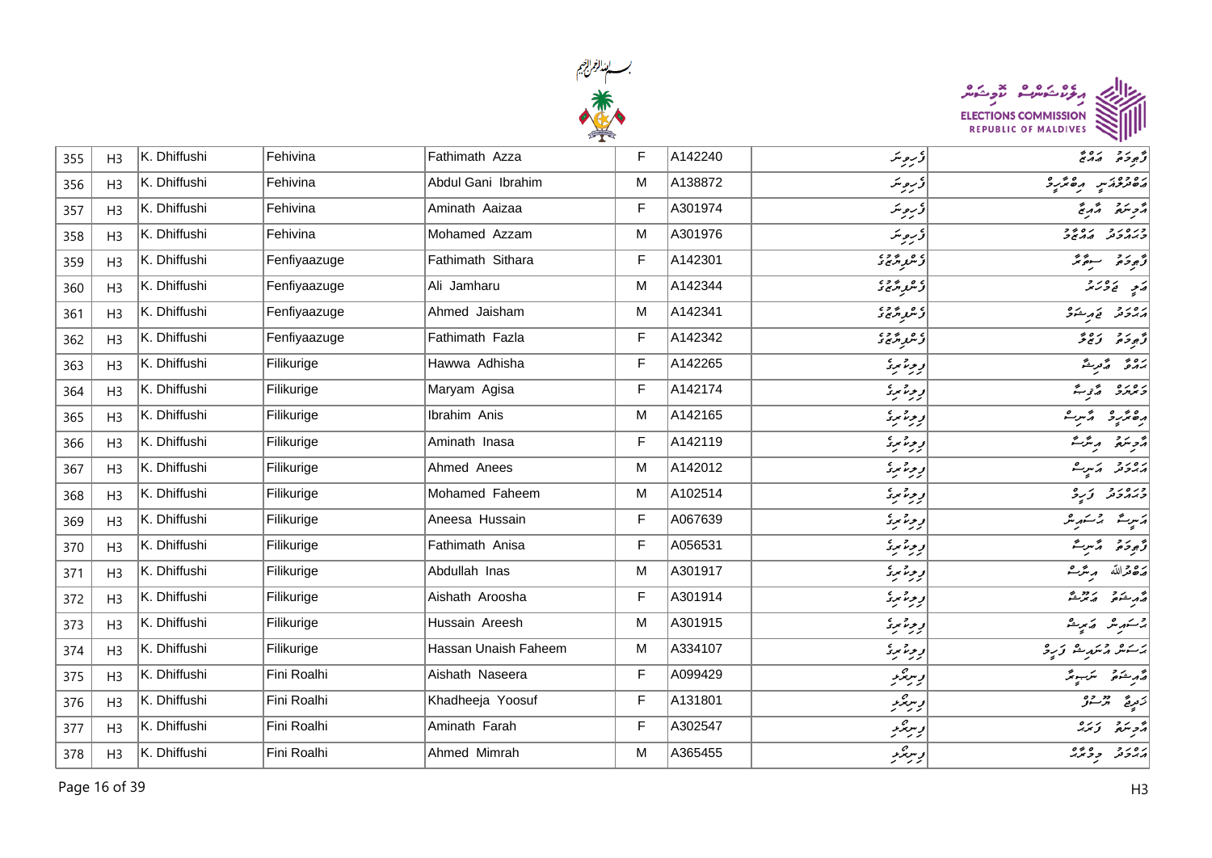| 355 | H3 | K. Dhiffushi | Fehivina | Fathimath Azza | F | A142240 | ފެހިވިނަ | ފާތިމަތު އައްޒާ |
|---|---|---|---|---|---|---|---|---|
| 356 | H3 | K. Dhiffushi | Fehivina | Abdul Gani Ibrahim | M | A138872 | ފެހިވިނަ | އަބްދުލްޣަނީ އިބްރާހީމް |
| 357 | H3 | K. Dhiffushi | Fehivina | Aminath Aaizaa | F | A301974 | ފެހިވިނަ | އާމިނަތު އާއިޒާ |
| 358 | H3 | K. Dhiffushi | Fehivina | Mohamed Azzam | M | A301976 | ފެހިވިނަ | މުހައްމަދު އައްޒާމު |
| 359 | H3 | K. Dhiffushi | Fenfiyaazuge | Fathimath Sithara | F | A142301 | ފެންފިޔާޒުގެ | ފާތިމަތު ސިތާރާ |
| 360 | H3 | K. Dhiffushi | Fenfiyaazuge | Ali Jamharu | M | A142344 | ފެންފިޔާޒުގެ | އަލި ޖަމްހަރު |
| 361 | H3 | K. Dhiffushi | Fenfiyaazuge | Ahmed Jaisham | M | A142341 | ފެންފިޔާޒުގެ | އަހްމަދު ޖައިޝަމް |
| 362 | H3 | K. Dhiffushi | Fenfiyaazuge | Fathimath Fazla | F | A142342 | ފެންފިޔާޒުގެ | ފާތިމަތު ފަޟްލާ |
| 363 | H3 | K. Dhiffushi | Filikurige | Hawwa Adhisha | F | A142265 | ފިލިކުރިގެ | ހައްވާ އާދިޝާ |
| 364 | H3 | K. Dhiffushi | Filikurige | Maryam Agisa | F | A142174 | ފިލިކުރިގެ | މަރްޔަމް އާގިސާ |
| 365 | H3 | K. Dhiffushi | Filikurige | Ibrahim Anis | M | A142165 | ފިލިކުރިގެ | އިބްރާހީމް އާނިސް |
| 366 | H3 | K. Dhiffushi | Filikurige | Aminath Inasa | F | A142119 | ފިލިކުރިގެ | އާމިނަތު އިނާސާ |
| 367 | H3 | K. Dhiffushi | Filikurige | Ahmed Anees | M | A142012 | ފިލިކުރިގެ | އަހްމަދު އަނީސް |
| 368 | H3 | K. Dhiffushi | Filikurige | Mohamed Faheem | M | A102514 | ފިލިކުރިގެ | މުހައްމަދު ފަހީމް |
| 369 | H3 | K. Dhiffushi | Filikurige | Aneesa Hussain | F | A067639 | ފިލިކުރިގެ | އަނީސާ ހުސައިން |
| 370 | H3 | K. Dhiffushi | Filikurige | Fathimath Anisa | F | A056531 | ފިލިކުރިގެ | ފާތިމަތު އާނިސާ |
| 371 | H3 | K. Dhiffushi | Filikurige | Abdullah Inas | M | A301917 | ފިލިކުރިގެ | އަބްދުﷲ އިނާސް |
| 372 | H3 | K. Dhiffushi | Filikurige | Aishath Aroosha | F | A301914 | ފިލިކުރިގެ | އައިޝަތު އަރޫޝާ |
| 373 | H3 | K. Dhiffushi | Filikurige | Hussain Areesh | M | A301915 | ފިލިކުރިގެ | ހުސައިން އަރީޝް |
| 374 | H3 | K. Dhiffushi | Filikurige | Hassan Unaish Faheem | M | A334107 | ފިލިކުރިގެ | ހަސަން އުނައިޝް ފަހީމް |
| 375 | H3 | K. Dhiffushi | Fini Roalhi | Aishath Naseera | F | A099429 | ފިނިރޯޅި | އައިޝަތު ނަސީރާ |
| 376 | H3 | K. Dhiffushi | Fini Roalhi | Khadheeja Yoosuf | F | A131801 | ފިނިރޯޅި | ޚަދީޖާ ޔޫސުފް |
| 377 | H3 | K. Dhiffushi | Fini Roalhi | Aminath Farah | F | A302547 | ފިނިރޯޅި | އާމިނަތު ފަރަހް |
| 378 | H3 | K. Dhiffushi | Fini Roalhi | Ahmed Mimrah | M | A365455 | ފިނިރޯޅި | އަހްމަދު މިމްރާހް |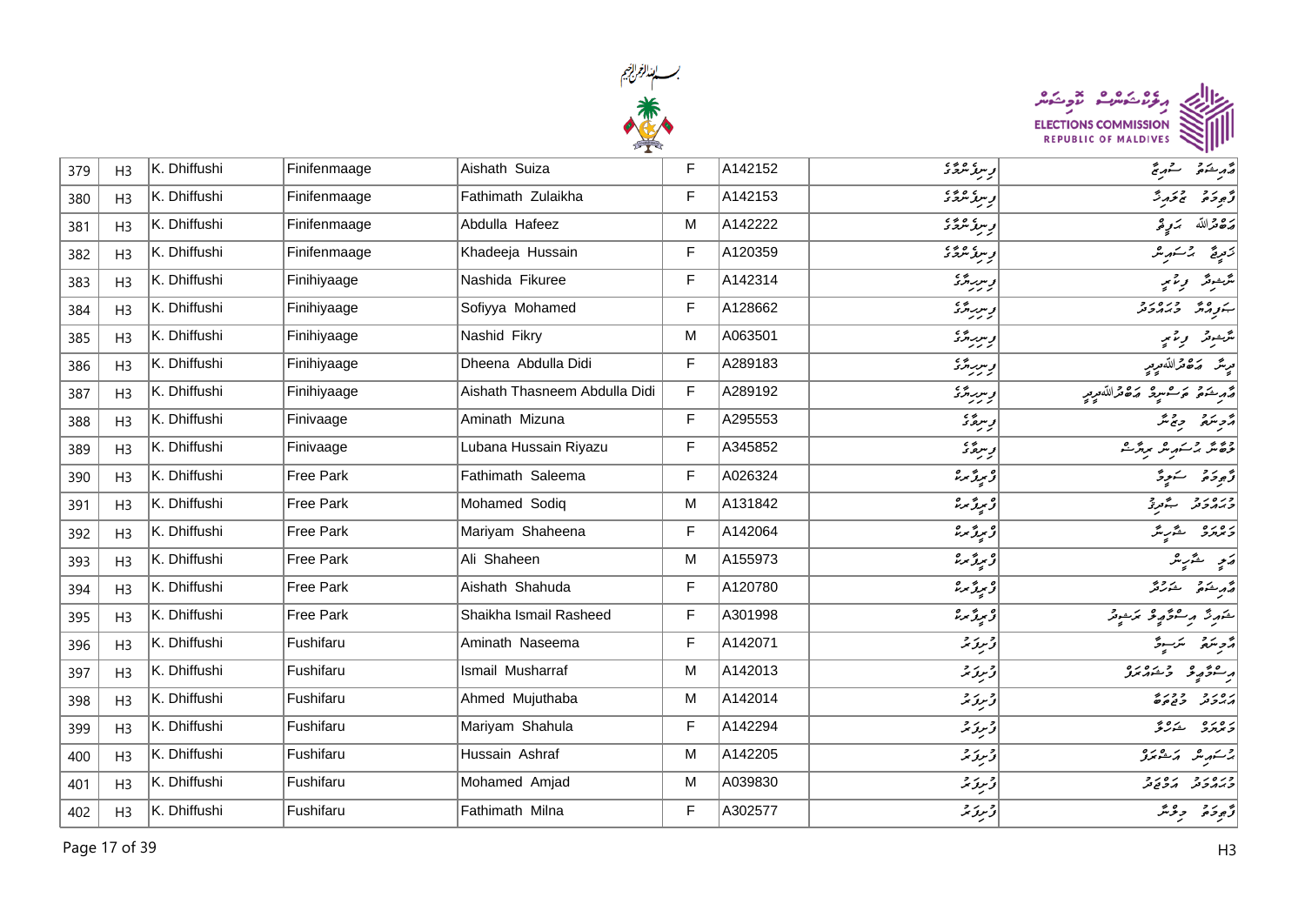| 379 | H3 | K. Dhiffushi | Finifenmaage | Aishath Suiza | F | A142152 | ވިނިފެންމާގެ | އައިޝަތު ސުއިޒާ |
|---|---|---|---|---|---|---|---|---|
| 380 | H3 | K. Dhiffushi | Finifenmaage | Fathimath Zulaikha | F | A142153 | ވިނިފެންމާގެ | ފާތިމަތު ޒުލައިޚާ |
| 381 | H3 | K. Dhiffushi | Finifenmaage | Abdulla Hafeez | M | A142222 | ވިނިފެންމާގެ | އަބްދުﷲ ހަފީޒު |
| 382 | H3 | K. Dhiffushi | Finifenmaage | Khadeeja Hussain | F | A120359 | ވިނިފެންމާގެ | ހަދީޖާ ހުސައިން |
| 383 | H3 | K. Dhiffushi | Finihiyaage | Nashida Fikuree | F | A142314 | ފިނިހިޔާގެ | ނާޝިދާ ފިކުރީ |
| 384 | H3 | K. Dhiffushi | Finihiyaage | Sofiyya Mohamed | F | A128662 | ފިނިހިޔާގެ | ސޯފިއްޔާ މުހައްމަދު |
| 385 | H3 | K. Dhiffushi | Finihiyaage | Nashid Fikry | M | A063501 | ފިނިހިޔާގެ | ނާޝިދު ފިކްރީ |
| 386 | H3 | K. Dhiffushi | Finihiyaage | Dheena Abdulla Didi | F | A289183 | ފިނިހިޔާގެ | ދީނާ އަބްދުﷲދީދީ |
| 387 | H3 | K. Dhiffushi | Finihiyaage | Aishath Thasneem Abdulla Didi | F | A289192 | ފިނިހިޔާގެ | އައިޝަތު ތަސްނީމް އަބްދުﷲދީދީ |
| 388 | H3 | K. Dhiffushi | Finivaage | Aminath Mizuna | F | A295553 | ފިނިވާގެ | އާމިނަތު މިޒުނާ |
| 389 | H3 | K. Dhiffushi | Finivaage | Lubana Hussain Riyazu | F | A345852 | ފިނިވާގެ | ލުބާނާ ހުސައިން ރިޔާޒު |
| 390 | H3 | K. Dhiffushi | Free Park | Fathimath Saleema | F | A026324 | ފްރީޕާކް | ފާތިމަތު ސަލީމާ |
| 391 | H3 | K. Dhiffushi | Free Park | Mohamed Sodiq | M | A131842 | ފްރީޕާކް | މުހައްމަދު ސާދިޤު |
| 392 | H3 | K. Dhiffushi | Free Park | Mariyam Shaheena | F | A142064 | ފްރީޕާކް | މަރިޔަމް ޝަހީނާ |
| 393 | H3 | K. Dhiffushi | Free Park | Ali Shaheen | M | A155973 | ފްރީޕާކް | އަލި ޝަހީން |
| 394 | H3 | K. Dhiffushi | Free Park | Aishath Shahuda | F | A120780 | ފްރީޕާކް | އައިޝަތު ޝަހުދާ |
| 395 | H3 | K. Dhiffushi | Free Park | Shaikha Ismail Rasheed | F | A301998 | ފްރީޕާކް | ޝައިޚާ އިސްމާއީލް ރަޝީދު |
| 396 | H3 | K. Dhiffushi | Fushifaru | Aminath Naseema | F | A142071 | ފުށިފަރު | އާމިނަތު ނަސީމާ |
| 397 | H3 | K. Dhiffushi | Fushifaru | Ismail Musharraf | M | A142013 | ފުށިފަރު | އިސްމާއީލް މުޝައްރަފު |
| 398 | H3 | K. Dhiffushi | Fushifaru | Ahmed Mujuthaba | M | A142014 | ފުށިފަރު | އަހްމަދު މުޖުތަބާ |
| 399 | H3 | K. Dhiffushi | Fushifaru | Mariyam Shahula | F | A142294 | ފުށިފަރު | މަރިޔަމް ޝަހުލާ |
| 400 | H3 | K. Dhiffushi | Fushifaru | Hussain Ashraf | M | A142205 | ފުށިފަރު | ހުސައިން އަޝްރަފު |
| 401 | H3 | K. Dhiffushi | Fushifaru | Mohamed Amjad | M | A039830 | ފުށިފަރު | މުހައްމަދު އަމްޖަދު |
| 402 | H3 | K. Dhiffushi | Fushifaru | Fathimath Milna | F | A302577 | ފުށިފަރު | ފާތިމަތު މިލްނާ |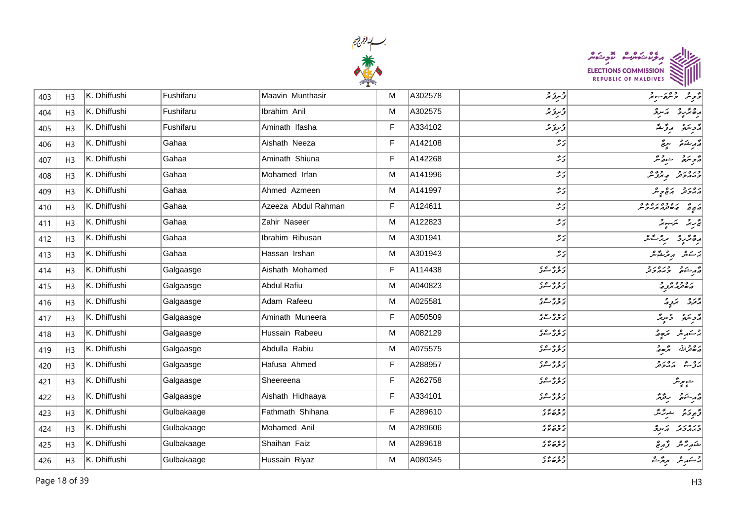| 403 | H3 | K. Dhiffushi | Fushifaru | Maavin Munthasir | M | A302578 | ފުށިފަރު | މާވިން މުންތަސިރު |
|---|---|---|---|---|---|---|---|---|
| 404 | H3 | K. Dhiffushi | Fushifaru | Ibrahim Anil | M | A302575 | ފުށިފަރު | އިބްރާހީމް އަނިލް |
| 405 | H3 | K. Dhiffushi | Fushifaru | Aminath Ifasha | F | A334102 | ފުށިފަރު | އާމިނަތު އިފާޝާ |
| 406 | H3 | K. Dhiffushi | Gahaa | Aishath Neeza | F | A142108 | ގަހާ | އާއިޝަތު ނީޒާ |
| 407 | H3 | K. Dhiffushi | Gahaa | Aminath Shiuna | F | A142268 | ގަހާ | އާމިނަތު ޝިއުނާ |
| 408 | H3 | K. Dhiffushi | Gahaa | Mohamed Irfan | M | A141996 | ގަހާ | މުހައްމަދު އިރުފާން |
| 409 | H3 | K. Dhiffushi | Gahaa | Ahmed Azmeen | M | A141997 | ގަހާ | އަޙްމަދު އަޒްމީން |
| 410 | H3 | K. Dhiffushi | Gahaa | Azeeza Abdul Rahman | F | A124611 | ގަހާ | އަޒީޒާ އަބްދުއްރަޙްމާން |
| 411 | H3 | K. Dhiffushi | Gahaa | Zahir Naseer | M | A122823 | ގަހާ | ޒާހިރު ނަސީރު |
| 412 | H3 | K. Dhiffushi | Gahaa | Ibrahim Rihusan | M | A301941 | ގަހާ | އިބްރާހީމް ރިހުސާން |
| 413 | H3 | K. Dhiffushi | Gahaa | Hassan Irshan | M | A301943 | ގަހާ | ހަސަން އިރުޝާން |
| 414 | H3 | K. Dhiffushi | Galgaasge | Aishath Mohamed | F | A114438 | ގަލްގާސްގެ | އާއިޝަތު މުހައްމަދު |
| 415 | H3 | K. Dhiffushi | Galgaasge | Abdul Rafiu | M | A040823 | ގަލްގާސްގެ | އަބްދުއްރަފީއު |
| 416 | H3 | K. Dhiffushi | Galgaasge | Adam Rafeeu | M | A025581 | ގަލްގާސްގެ | އާދަމް ރަފީއު |
| 417 | H3 | K. Dhiffushi | Galgaasge | Aminath Muneera | F | A050509 | ގަލްގާސްގެ | އާމިނަތު މުނީރާ |
| 418 | H3 | K. Dhiffushi | Galgaasge | Hussain Rabeeu | M | A082129 | ގަލްގާސްގެ | ޙުސައިން ރަބީއު |
| 419 | H3 | K. Dhiffushi | Galgaasge | Abdulla Rabiu | M | A075575 | ގަލްގާސްގެ | އަބްދުﷲ ރާބިއު |
| 420 | H3 | K. Dhiffushi | Galgaasge | Hafusa Ahmed | F | A288957 | ގަލްގާސްގެ | ހަފުސާ އަޙްމަދު |
| 421 | H3 | K. Dhiffushi | Galgaasge | Sheereena | F | A262758 | ގަލްގާސްގެ | ޝީރީނާ |
| 422 | H3 | K. Dhiffushi | Galgaasge | Aishath Hidhaaya | F | A334101 | ގަލްގާސްގެ | އާއިޝަތު ހިދާޔާ |
| 423 | H3 | K. Dhiffushi | Gulbakaage | Fathmath Shihana | F | A289610 | ގުލްބަކާގެ | ފާތިމަތު ޝިހާނާ |
| 424 | H3 | K. Dhiffushi | Gulbakaage | Mohamed Anil | M | A289606 | ގުލްބަކާގެ | މުހައްމަދު އަނިލް |
| 425 | H3 | K. Dhiffushi | Gulbakaage | Shaihan Faiz | M | A289618 | ގުލްބަކާގެ | ޝައިހާން ފާއިޒް |
| 426 | H3 | K. Dhiffushi | Gulbakaage | Hussain Riyaz | M | A080345 | ގުލްބަކާގެ | ޙުސައިން ރިޔާޒް |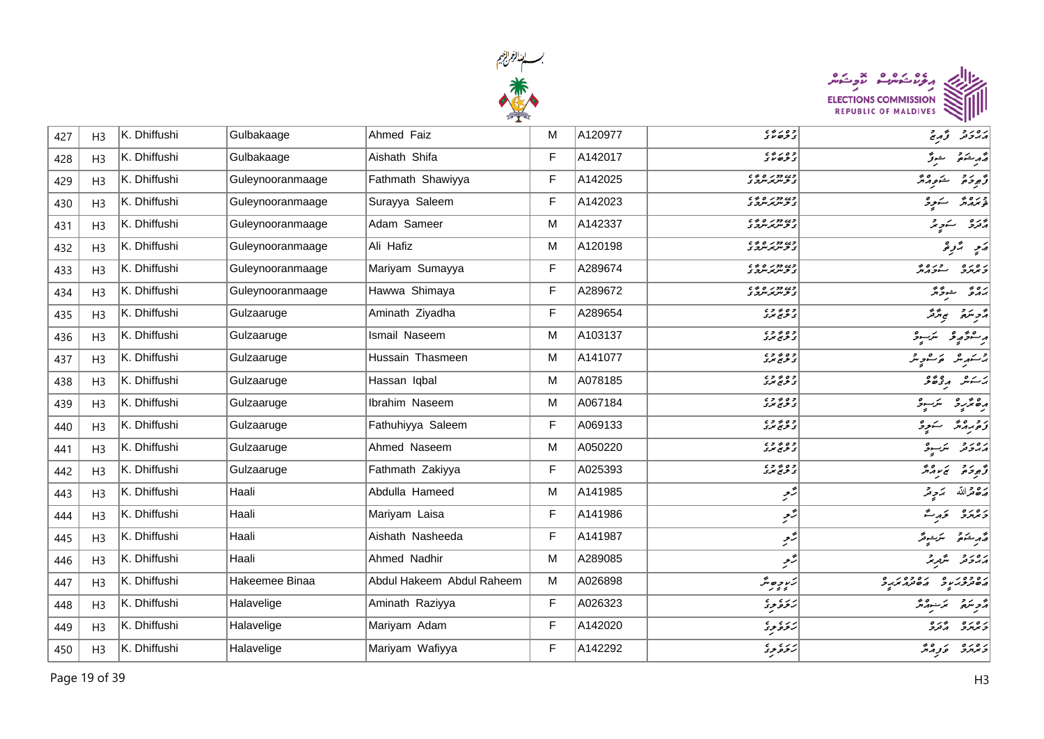| 427 | H3 | K. Dhiffushi | Gulbakaage | Ahmed Faiz | M | A120977 | ގުލްބަކާގެ | އަޙްމަދު ފާއިޒު |
|---|---|---|---|---|---|---|---|---|
| 428 | H3 | K. Dhiffushi | Gulbakaage | Aishath Shifa | F | A142017 | ގުލްބަކާގެ | އާއިޝަތު ޝިފާ |
| 429 | H3 | K. Dhiffushi | Guleynooranmaage | Fathmath Shawiyya | F | A142025 | ގުލޭނޫރަންމާގެ | ފާތިމަތު ޝަވިއްޔާ |
| 430 | H3 | K. Dhiffushi | Guleynooranmaage | Surayya Saleem | F | A142023 | ގުލޭނޫރަންމާގެ | ޘުރައްޔާ ސަލީމު |
| 431 | H3 | K. Dhiffushi | Guleynooranmaage | Adam Sameer | M | A142337 | ގުލޭނޫރަންމާގެ | އާދަމް ސަމީރު |
| 432 | H3 | K. Dhiffushi | Guleynooranmaage | Ali Hafiz | M | A120198 | ގުލޭނޫރަންމާގެ | އަލި ހާފިޒު |
| 433 | H3 | K. Dhiffushi | Guleynooranmaage | Mariyam Sumayya | F | A289674 | ގުލޭނޫރަންމާގެ | މަރިޔަމް ސުމައްޔާ |
| 434 | H3 | K. Dhiffushi | Guleynooranmaage | Hawwa Shimaya | F | A289672 | ގުލޭނޫރަންމާގެ | ހައްވާ ޝިމާޔާ |
| 435 | H3 | K. Dhiffushi | Gulzaaruge | Aminath Ziyadha | F | A289654 | ގުލްޒާރުގެ | އާމިނަތު ޒިޔާދާ |
| 436 | H3 | K. Dhiffushi | Gulzaaruge | Ismail Naseem | M | A103137 | ގުލްޒާރުގެ | އިސްމާއިލް ނަސީމު |
| 437 | H3 | K. Dhiffushi | Gulzaaruge | Hussain Thasmeen | M | A141077 | ގުލްޒާރުގެ | ޙުސައިން ތަސްމީން |
| 438 | H3 | K. Dhiffushi | Gulzaaruge | Hassan Iqbal | M | A078185 | ގުލްޒާރުގެ | ޙަސަން އިޤްބާލް |
| 439 | H3 | K. Dhiffushi | Gulzaaruge | Ibrahim Naseem | M | A067184 | ގުލްޒާރުގެ | އިބްރާހީމް ނަސީމު |
| 440 | H3 | K. Dhiffushi | Gulzaaruge | Fathuhiyya Saleem | F | A069133 | ގުލްޒާރުގެ | ފަތުހިއްޔާ ސަލީމު |
| 441 | H3 | K. Dhiffushi | Gulzaaruge | Ahmed Naseem | M | A050220 | ގުލްޒާރުގެ | އަޙްމަދު ނަސީމު |
| 442 | H3 | K. Dhiffushi | Gulzaaruge | Fathmath Zakiyya | F | A025393 | ގުލްޒާރުގެ | ފާތިމަތު ޒަކިއްޔާ |
| 443 | H3 | K. Dhiffushi | Haali | Abdulla Hameed | M | A141985 | ހާލި | އަބްދުﷲ ހަމީދު |
| 444 | H3 | K. Dhiffushi | Haali | Mariyam Laisa | F | A141986 | ހާލި | މަރިޔަމް ލައިސާ |
| 445 | H3 | K. Dhiffushi | Haali | Aishath Nasheeda | F | A141987 | ހާލި | އާއިޝަތު ނަޝީދާ |
| 446 | H3 | K. Dhiffushi | Haali | Ahmed Nadhir | M | A289085 | ހާލި | އަޙްމަދު ނާދިރު |
| 447 | H3 | K. Dhiffushi | Hakeemee Binaa | Abdul Hakeem Abdul Raheem | M | A026898 | ހަކީމީ ބިނާ | އަބްދުލްހަކީމް އަބްދުއްރަޙީމް |
| 448 | H3 | K. Dhiffushi | Halavelige | Aminath Raziyya | F | A026323 | ހަލަވެލިގެ | އާމިނަތު ރަޒިއްޔާ |
| 449 | H3 | K. Dhiffushi | Halavelige | Mariyam Adam | F | A142020 | ހަލަވެލިގެ | މަރިޔަމް އާދަމް |
| 450 | H3 | K. Dhiffushi | Halavelige | Mariyam Wafiyya | F | A142292 | ހަލަވެލިގެ | މަރިޔަމް ވަފިއްޔާ |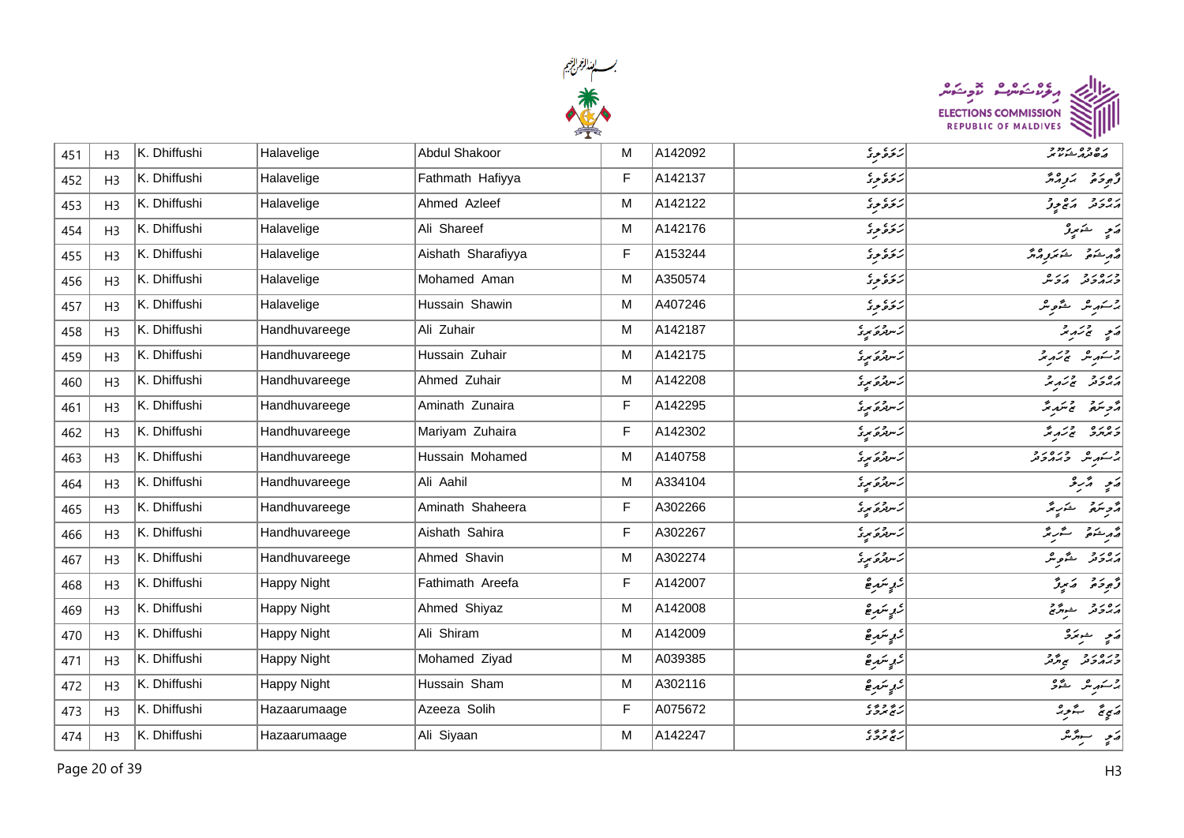| 451 | H3 | K. Dhiffushi | Halavelige | Abdul Shakoor | M | A142092 | ހަލަވެލިގެ | އަބްދުއްޝަކޫރު |
|---|---|---|---|---|---|---|---|---|
| 452 | H3 | K. Dhiffushi | Halavelige | Fathmath Hafiyya | F | A142137 | ހަލަވެލިގެ | ފާތިމަތު ހަފިއްޔާ |
| 453 | H3 | K. Dhiffushi | Halavelige | Ahmed Azleef | M | A142122 | ހަލަވެލިގެ | އަހުމަދު އަޒްލީފު |
| 454 | H3 | K. Dhiffushi | Halavelige | Ali Shareef | M | A142176 | ހަލަވެލިގެ | އަލި ޝަރީފު |
| 455 | H3 | K. Dhiffushi | Halavelige | Aishath Sharafiyya | F | A153244 | ހަލަވެލިގެ | އާއިޝަތު ޝަރަފިއްޔާ |
| 456 | H3 | K. Dhiffushi | Halavelige | Mohamed Aman | M | A350574 | ހަލަވެލިގެ | މުހައްމަދު އަމަން |
| 457 | H3 | K. Dhiffushi | Halavelige | Hussain Shawin | M | A407246 | ހަލަވެލިގެ | ހުސައިން ޝާވިން |
| 458 | H3 | K. Dhiffushi | Handhuvareege | Ali Zuhair | M | A142187 | ހަނދުވަރީގެ | އަލި ޒުހައިރު |
| 459 | H3 | K. Dhiffushi | Handhuvareege | Hussain Zuhair | M | A142175 | ހަނދުވަރީގެ | ހުސައިން ޒުހައިރު |
| 460 | H3 | K. Dhiffushi | Handhuvareege | Ahmed Zuhair | M | A142208 | ހަނދުވަރީގެ | އަހުމަދު ޒުހައިރު |
| 461 | H3 | K. Dhiffushi | Handhuvareege | Aminath Zunaira | F | A142295 | ހަނދުވަރީގެ | އާމިނަތު ޒުނައިރާ |
| 462 | H3 | K. Dhiffushi | Handhuvareege | Mariyam Zuhaira | F | A142302 | ހަނދުވަރީގެ | މަރިޔަމް ޒުހައިރާ |
| 463 | H3 | K. Dhiffushi | Handhuvareege | Hussain Mohamed | M | A140758 | ހަނދުވަރީގެ | ހުސައިން މުހައްމަދު |
| 464 | H3 | K. Dhiffushi | Handhuvareege | Ali Aahil | M | A334104 | ހަނދުވަރީގެ | އަލި އާހިލް |
| 465 | H3 | K. Dhiffushi | Handhuvareege | Aminath Shaheera | F | A302266 | ހަނދުވަރީގެ | އާމިނަތު ޝަހީރާ |
| 466 | H3 | K. Dhiffushi | Handhuvareege | Aishath Sahira | F | A302267 | ހަނދުވަރީގެ | އާއިޝަތު ސާހިރާ |
| 467 | H3 | K. Dhiffushi | Handhuvareege | Ahmed Shavin | M | A302274 | ހަނދުވަރީގެ | އަހުމަދު ޝާވިން |
| 468 | H3 | K. Dhiffushi | Happy Night | Fathimath Areefa | F | A142007 | ހެޕީނައިޓް | ފާތިމަތު އަރީފާ |
| 469 | H3 | K. Dhiffushi | Happy Night | Ahmed Shiyaz | M | A142008 | ހެޕީނައިޓް | އަހުމަދު ޝިޔާޒު |
| 470 | H3 | K. Dhiffushi | Happy Night | Ali Shiram | M | A142009 | ހެޕީނައިޓް | އަލި ޝިރަމް |
| 471 | H3 | K. Dhiffushi | Happy Night | Mohamed Ziyad | M | A039385 | ހެޕީނައިޓް | މުހައްމަދު ޒިޔާދު |
| 472 | H3 | K. Dhiffushi | Happy Night | Hussain Sham | M | A302116 | ހެޕީނައިޓް | ހުސައިން ޝާމް |
| 473 | H3 | K. Dhiffushi | Hazaarumaage | Azeeza Solih | F | A075672 | ހަޒާރުމާގެ | އަޒީޒާ ޞާލިހް |
| 474 | H3 | K. Dhiffushi | Hazaarumaage | Ali Siyaan | M | A142247 | ހަޒާރުމާގެ | އަލި ސިޔާން |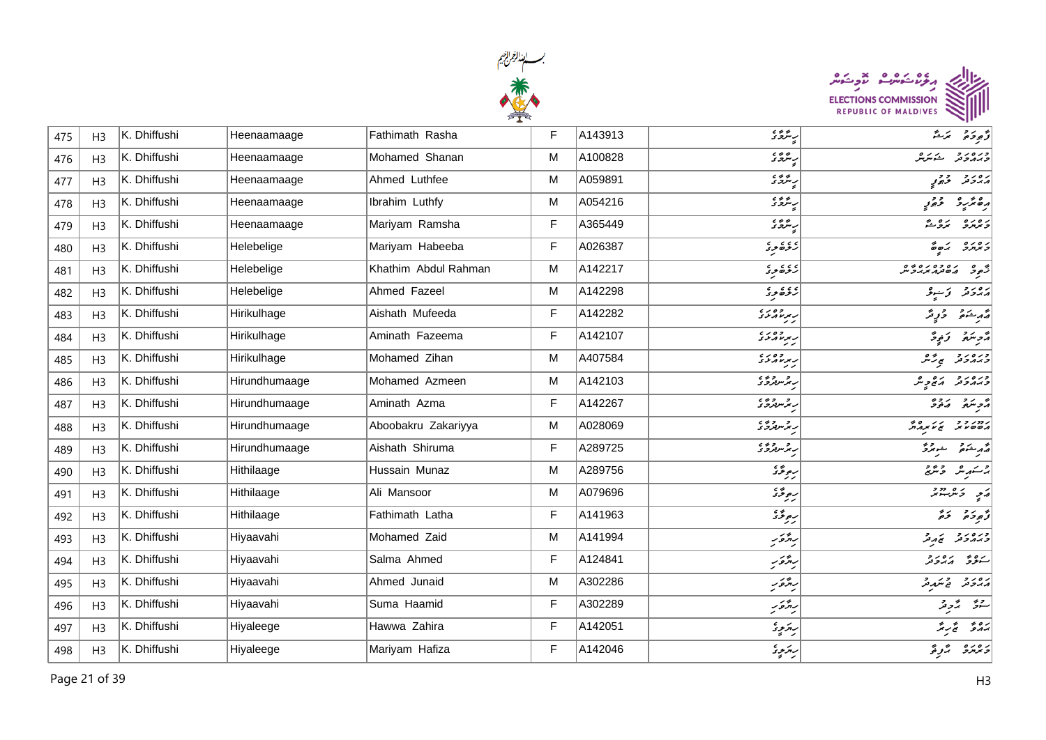| 475 | H3 | K. Dhiffushi | Heenaamaage | Fathimath Rasha | F | A143913 | ހީނާމާގެ | ފާތިމަތު ރަޝާ |
|---|---|---|---|---|---|---|---|---|
| 476 | H3 | K. Dhiffushi | Heenaamaage | Mohamed Shanan | M | A100828 | ހީނާމާގެ | މުހައްމަދު ޝަނަން |
| 477 | H3 | K. Dhiffushi | Heenaamaage | Ahmed Luthfee | M | A059891 | ހީނާމާގެ | އަހުމަދު ލުތުފީ |
| 478 | H3 | K. Dhiffushi | Heenaamaage | Ibrahim Luthfy | M | A054216 | ހީނާމާގެ | އިބްރާހީމް ލުތުފީ |
| 479 | H3 | K. Dhiffushi | Heenaamaage | Mariyam Ramsha | F | A365449 | ހީނާމާގެ | މަރިޔަމް ރަމްޝާ |
| 480 | H3 | K. Dhiffushi | Helebelige | Mariyam Habeeba | F | A026387 | ހެލެބެލިގެ | މަރިޔަމް ހަބީބާ |
| 481 | H3 | K. Dhiffushi | Helebelige | Khathim Abdul Rahman | M | A142217 | ހެލެބެލިގެ | ޚާތިމް އަބްދުއްރަޙްމާން |
| 482 | H3 | K. Dhiffushi | Helebelige | Ahmed Fazeel | M | A142298 | ހެލެބެލިގެ | އަހުމަދު ފަޒީލް |
| 483 | H3 | K. Dhiffushi | Hirikulhage | Aishath Mufeeda | F | A142282 | ހިރިކުޅަގެ | އާއިޝަތު މުފީދާ |
| 484 | H3 | K. Dhiffushi | Hirikulhage | Aminath Fazeema | F | A142107 | ހިރިކުޅަގެ | އާމިނަތު ފަޒީމާ |
| 485 | H3 | K. Dhiffushi | Hirikulhage | Mohamed Zihan | M | A407584 | ހިރިކުޅަގެ | މުހައްމަދު ޒިހާން |
| 486 | H3 | K. Dhiffushi | Hirundhumaage | Mohamed Azmeen | M | A142103 | ހިރުނދުމާގެ | މުހައްމަދު އަޒްމީން |
| 487 | H3 | K. Dhiffushi | Hirundhumaage | Aminath Azma | F | A142267 | ހިރުނދުމާގެ | އާމިނަތު އަޒްމާ |
| 488 | H3 | K. Dhiffushi | Hirundhumaage | Aboobakru Zakariyya | M | A028069 | ހިރުނދުމާގެ | އަބޫބަކުރު ޒަކަރިއްޔާ |
| 489 | H3 | K. Dhiffushi | Hirundhumaage | Aishath Shiruma | F | A289725 | ހިރުނދުމާގެ | އާއިޝަތު ޝިރުމާ |
| 490 | H3 | K. Dhiffushi | Hithilaage | Hussain Munaz | M | A289756 | ހިތިލާގެ | ހުސައިން މުނާޒް |
| 491 | H3 | K. Dhiffushi | Hithilaage | Ali Mansoor | M | A079696 | ހިތިލާގެ | އަލި މަންސޫރު |
| 492 | H3 | K. Dhiffushi | Hithilaage | Fathimath Latha | F | A141963 | ހިތިލާގެ | ފާތިމަތު ލަތާ |
| 493 | H3 | K. Dhiffushi | Hiyaavahi | Mohamed Zaid | M | A141994 | ހިޔާވަހި | މުހައްމަދު ޒައިދު |
| 494 | H3 | K. Dhiffushi | Hiyaavahi | Salma Ahmed | F | A124841 | ހިޔާވަހި | ސަލްމާ އަހުމަދު |
| 495 | H3 | K. Dhiffushi | Hiyaavahi | Ahmed Junaid | M | A302286 | ހިޔާވަހި | އަހުމަދު ޖުނައިދު |
| 496 | H3 | K. Dhiffushi | Hiyaavahi | Suma Haamid | F | A302289 | ހިޔާވަހި | ސުމާ ހާމިދު |
| 497 | H3 | K. Dhiffushi | Hiyaleege | Hawwa Zahira | F | A142051 | ހިޔަލީގެ | ހައްވާ ޒާހިރާ |
| 498 | H3 | K. Dhiffushi | Hiyaleege | Mariyam Hafiza | F | A142046 | ހިޔަލީގެ | މަރިޔަމް ހާފިޒާ |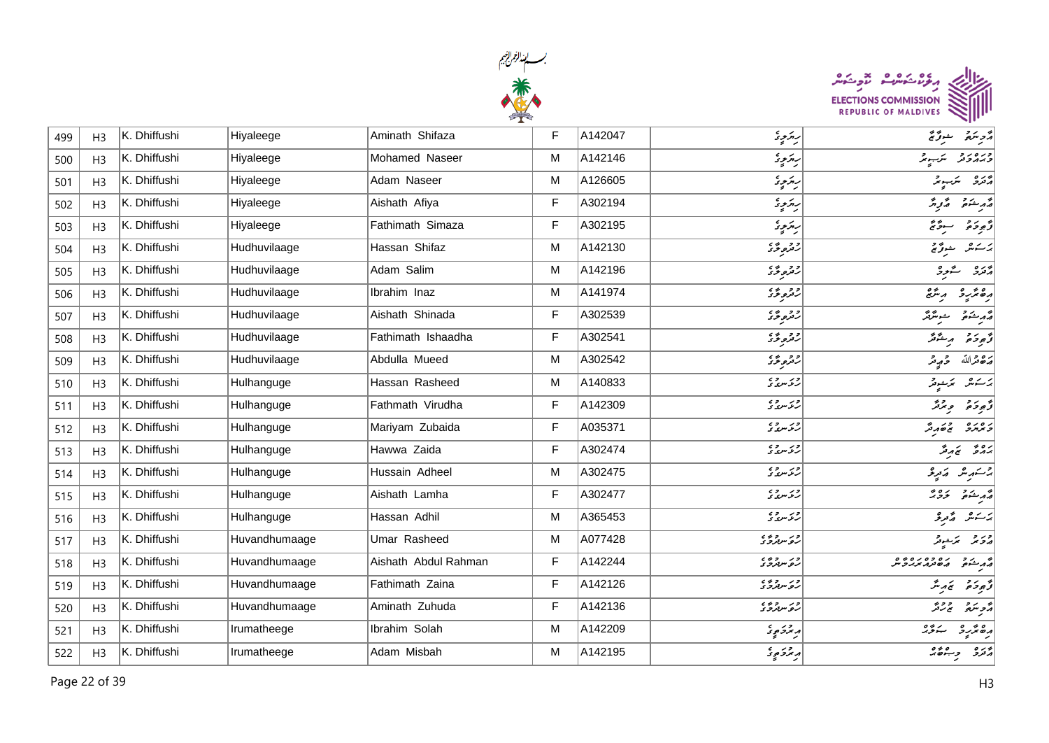| 499 | H3 | K. Dhiffushi | Hiyaleege | Aminath Shifaza | F | A142047 | ހިޔަލީގެ | އާމިނަތު ޝިފާޒާ |
|---|---|---|---|---|---|---|---|---|
| 500 | H3 | K. Dhiffushi | Hiyaleege | Mohamed Naseer | M | A142146 | ހިޔަލީގެ | މުޙައްމަދު ނަސީރު |
| 501 | H3 | K. Dhiffushi | Hiyaleege | Adam Naseer | M | A126605 | ހިޔަލީގެ | އާދަމް ނަސީރު |
| 502 | H3 | K. Dhiffushi | Hiyaleege | Aishath Afiya | F | A302194 | ހިޔަލީގެ | އާއިޝަތު އާފިޔާ |
| 503 | H3 | K. Dhiffushi | Hiyaleege | Fathimath Simaza | F | A302195 | ހިޔަލީގެ | ފާތިމަތު ސިމާޒާ |
| 504 | H3 | K. Dhiffushi | Hudhuvilaage | Hassan Shifaz | M | A142130 | ހުދުވިލާގެ | ހަސަން ޝިފާޒު |
| 505 | H3 | K. Dhiffushi | Hudhuvilaage | Adam Salim | M | A142196 | ހުދުވިލާގެ | އާދަމް ސާލިމް |
| 506 | H3 | K. Dhiffushi | Hudhuvilaage | Ibrahim Inaz | M | A141974 | ހުދުވިލާގެ | އިބްރާހީމް އިނާޒް |
| 507 | H3 | K. Dhiffushi | Hudhuvilaage | Aishath Shinada | F | A302539 | ހުދުވިލާގެ | އާއިޝަތު ޝިނާދާ |
| 508 | H3 | K. Dhiffushi | Hudhuvilaage | Fathimath Ishaadha | F | A302541 | ހުދުވިލާގެ | ފާތިމަތު އިޝާދާ |
| 509 | H3 | K. Dhiffushi | Hudhuvilaage | Abdulla Mueed | M | A302542 | ހުދުވިލާގެ | އަބްދުﷲ މުޢީދު |
| 510 | H3 | K. Dhiffushi | Hulhanguge | Hassan Rasheed | M | A140833 | ހުޅަނގުގެ | ހަސަން ރަޝީދު |
| 511 | H3 | K. Dhiffushi | Hulhanguge | Fathmath Virudha | F | A142309 | ހުޅަނގުގެ | ފާތިމަތު ވިރުދާ |
| 512 | H3 | K. Dhiffushi | Hulhanguge | Mariyam Zubaida | F | A035371 | ހުޅަނގުގެ | މަރިޔަމް ޒުބައިދާ |
| 513 | H3 | K. Dhiffushi | Hulhanguge | Hawwa Zaida | F | A302474 | ހުޅަނގުގެ | ހައްވާ ޒާއިދާ |
| 514 | H3 | K. Dhiffushi | Hulhanguge | Hussain Adheel | M | A302475 | ހުޅަނގުގެ | ހުސައިން އަދީލް |
| 515 | H3 | K. Dhiffushi | Hulhanguge | Aishath Lamha | F | A302477 | ހުޅަނގުގެ | އާއިޝަތު ލަމްހާ |
| 516 | H3 | K. Dhiffushi | Hulhanguge | Hassan Adhil | M | A365453 | ހުޅަނގުގެ | ހަސަން އާދިލް |
| 517 | H3 | K. Dhiffushi | Huvandhumaage | Umar Rasheed | M | A077428 | ހުވަނދުމާގެ | ޢުމަރު ރަޝީދު |
| 518 | H3 | K. Dhiffushi | Huvandhumaage | Aishath Abdul Rahman | F | A142244 | ހުވަނދުމާގެ | އާއިޝަތު އަބްދުއްރަޙްމާން |
| 519 | H3 | K. Dhiffushi | Huvandhumaage | Fathimath Zaina | F | A142126 | ހުވަނދުމާގެ | ފާތިމަތު ޒައިނާ |
| 520 | H3 | K. Dhiffushi | Huvandhumaage | Aminath Zuhuda | F | A142136 | ހުވަނދުމާގެ | އާމިނަތު ޒުހުދާ |
| 521 | H3 | K. Dhiffushi | Irumatheege | Ibrahim Solah | M | A142209 | އިރުމަތީގެ | އިބްރާހީމް ސަލާހް |
| 522 | H3 | K. Dhiffushi | Irumatheege | Adam Misbah | M | A142195 | އިރުމަތީގެ | އާދަމް މިސްބާހް |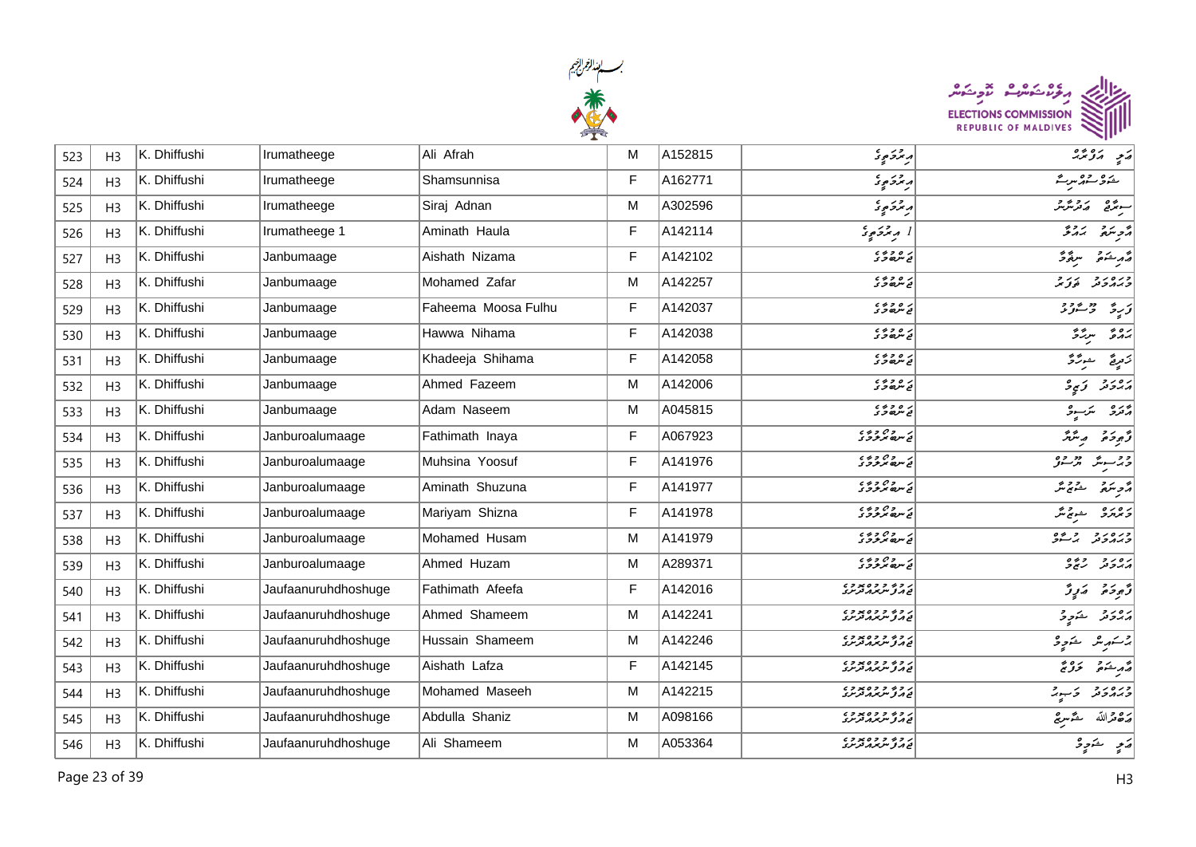| 523 | H3 | K. Dhiffushi | Irumatheege | Ali Afrah | M | A152815 | އިރުމަތީގެ | އަލި އަފްރާހް |
|---|---|---|---|---|---|---|---|---|
| 524 | H3 | K. Dhiffushi | Irumatheege | Shamsunnisa | F | A162771 | އިރުމަތީގެ | ޝަމްސުންނިސާ |
| 525 | H3 | K. Dhiffushi | Irumatheege | Siraj Adnan | M | A302596 | އިރުމަތީގެ | ސިރާޖު އަދުނާން |
| 526 | H3 | K. Dhiffushi | Irumatheege 1 | Aminath Haula | F | A142114 | އިރުމަތީގެ 1 | އާމިނަތު ހައުލާ |
| 527 | H3 | K. Dhiffushi | Janbumaage | Aishath Nizama | F | A142102 | ޖަނބުމާގެ | އައިޝަތު ނިޒާމާ |
| 528 | H3 | K. Dhiffushi | Janbumaage | Mohamed Zafar | M | A142257 | ޖަނބުމާގެ | މުހައްމަދު ޒަފަރު |
| 529 | H3 | K. Dhiffushi | Janbumaage | Faheema Moosa Fulhu | F | A142037 | ޖަނބުމާގެ | ފަހީމާ މޫސާފުޅު |
| 530 | H3 | K. Dhiffushi | Janbumaage | Hawwa Nihama | F | A142038 | ޖަނބުމާގެ | ހައްވާ ނިހާމާ |
| 531 | H3 | K. Dhiffushi | Janbumaage | Khadeeja Shihama | F | A142058 | ޖަނބުމާގެ | ޚަދީޖާ ޝިހާމާ |
| 532 | H3 | K. Dhiffushi | Janbumaage | Ahmed Fazeem | M | A142006 | ޖަނބުމާގެ | އަހުމަދު ފަޒީމް |
| 533 | H3 | K. Dhiffushi | Janbumaage | Adam Naseem | M | A045815 | ޖަނބުމާގެ | އާދަމް ނަސީމް |
| 534 | H3 | K. Dhiffushi | Janburoalumaage | Fathimath Inaya | F | A067923 | ޖަނބުރޯޅުމާގެ | ފާތިމަތު އިނާޔާ |
| 535 | H3 | K. Dhiffushi | Janburoalumaage | Muhsina Yoosuf | F | A141976 | ޖަނބުރޯޅުމާގެ | މުހްސިނާ ޔޫސުފު |
| 536 | H3 | K. Dhiffushi | Janburoalumaage | Aminath Shuzuna | F | A141977 | ޖަނބުރޯޅުމާގެ | އާމިނަތު ޝުޒޫނާ |
| 537 | H3 | K. Dhiffushi | Janburoalumaage | Mariyam Shizna | F | A141978 | ޖަނބުރޯޅުމާގެ | މަރިޔަމް ޝިޒްނާ |
| 538 | H3 | K. Dhiffushi | Janburoalumaage | Mohamed Husam | M | A141979 | ޖަނބުރޯޅުމާގެ | މުހައްމަދު ހުސާމް |
| 539 | H3 | K. Dhiffushi | Janburoalumaage | Ahmed Huzam | M | A289371 | ޖަނބުރޯޅުމާގެ | އަހުމަދުހުޒާމް |
| 540 | H3 | K. Dhiffushi | Jaufaanuruhdhoshuge | Fathimath Afeefa | F | A142016 | ޖައުފާނުރުއްދޫށުގެ | ފާތިމަތު އަފީފާ |
| 541 | H3 | K. Dhiffushi | Jaufaanuruhdhoshuge | Ahmed Shameem | M | A142241 | ޖައުފާނުރުއްދޫށުގެ | އަހުމަދު ޝަމީމް |
| 542 | H3 | K. Dhiffushi | Jaufaanuruhdhoshuge | Hussain Shameem | M | A142246 | ޖައުފާނުރުއްދޫށުގެ | ހުސައިން ޝަމީމް |
| 543 | H3 | K. Dhiffushi | Jaufaanuruhdhoshuge | Aishath Lafza | F | A142145 | ޖައުފާނުރުއްދޫށުގެ | އައިޝަތު ލަފްޒާ |
| 544 | H3 | K. Dhiffushi | Jaufaanuruhdhoshuge | Mohamed Maseeh | M | A142215 | ޖައުފާނުރުއްދޫށުގެ | މުހައްމަދު މަސީހު |
| 545 | H3 | K. Dhiffushi | Jaufaanuruhdhoshuge | Abdulla Shaniz | M | A098166 | ޖައުފާނުރުއްދޫށުގެ | އަބްދުﷲ ޝާނިޒް |
| 546 | H3 | K. Dhiffushi | Jaufaanuruhdhoshuge | Ali Shameem | M | A053364 | ޖައުފާނުރުއްދޫށުގެ | އަލި ޝަމީމް |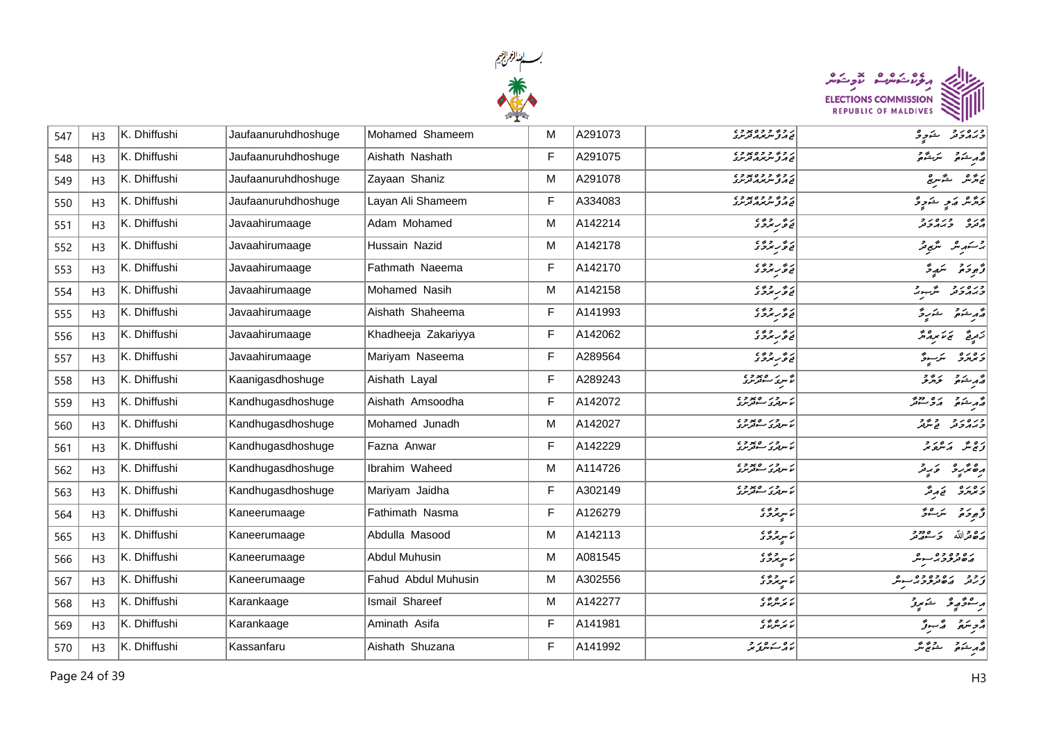| 547 | H3 | K. Dhiffushi | Jaufaanuruhdhoshuge | Mohamed Shameem | M | A291073 | ޖައުފާނުރުއްދޯށުގެ | މުހައްމަދު ޝަމީމް |
|---|---|---|---|---|---|---|---|---|
| 548 | H3 | K. Dhiffushi | Jaufaanuruhdhoshuge | Aishath Nashath | F | A291075 | ޖައުފާނުރުއްދޯށުގެ | އައިޝަތު ނަޝާތު |
| 549 | H3 | K. Dhiffushi | Jaufaanuruhdhoshuge | Zayaan Shaniz | M | A291078 | ޖައުފާނުރުއްދޯށުގެ | ޒަޔާން ޝާނިޒް |
| 550 | H3 | K. Dhiffushi | Jaufaanuruhdhoshuge | Layan Ali Shameem | F | A334083 | ޖައުފާނުރުއްދޯށުގެ | ލަޔާން އަލި ޝަމީމް |
| 551 | H3 | K. Dhiffushi | Javaahirumaage | Adam Mohamed | M | A142214 | ޖަވާހިރުމާގެ | އާދަމް މުހައްމަދު |
| 552 | H3 | K. Dhiffushi | Javaahirumaage | Hussain Nazid | M | A142178 | ޖަވާހިރުމާގެ | ހުސައިން ނާޒިދު |
| 553 | H3 | K. Dhiffushi | Javaahirumaage | Fathmath Naeema | F | A142170 | ޖަވާހިރުމާގެ | ފާތިމަތު ނައީމާ |
| 554 | H3 | K. Dhiffushi | Javaahirumaage | Mohamed Nasih | M | A142158 | ޖަވާހިރުމާގެ | މުހައްމަދު ނާސިހު |
| 555 | H3 | K. Dhiffushi | Javaahirumaage | Aishath Shaheema | F | A141993 | ޖަވާހިރުމާގެ | އައިޝަތު ޝަހީމާ |
| 556 | H3 | K. Dhiffushi | Javaahirumaage | Khadheeja Zakariyya | F | A142062 | ޖަވާހިރުމާގެ | ހަދީޖާ ޒަކަރިއްޔާ |
| 557 | H3 | K. Dhiffushi | Javaahirumaage | Mariyam Naseema | F | A289564 | ޖަވާހިރުމާގެ | މަރިޔަމް ނަސީމާ |
| 558 | H3 | K. Dhiffushi | Kaanigasdhoshuge | Aishath Layal | F | A289243 | ކާނިގަސްދޯށުގެ | އައިޝަތު ލަޔާލް |
| 559 | H3 | K. Dhiffushi | Kandhugasdhoshuge | Aishath Amsoodha | F | A142072 | ކަނދުގަސްދޯށުގެ | އައިޝަތު އަމްސޫދާ |
| 560 | H3 | K. Dhiffushi | Kandhugasdhoshuge | Mohamed Junadh | M | A142027 | ކަނދުގަސްދޯށުގެ | މުހައްމަދު ޖުނާދު |
| 561 | H3 | K. Dhiffushi | Kandhugasdhoshuge | Fazna Anwar | F | A142229 | ކަނދުގަސްދޯށުގެ | ފަޒްނާ އަންވަރު |
| 562 | H3 | K. Dhiffushi | Kandhugasdhoshuge | Ibrahim Waheed | M | A114726 | ކަނދުގަސްދޯށުގެ | އިބްރާހިމް ވަހީދު |
| 563 | H3 | K. Dhiffushi | Kandhugasdhoshuge | Mariyam Jaidha | F | A302149 | ކަނދުގަސްދޯށުގެ | މަރިޔަމް ޖައިދާ |
| 564 | H3 | K. Dhiffushi | Kaneerumaage | Fathimath Nasma | F | A126279 | ކަނީރުމާގެ | ފާތިމަތު ނަސްމާ |
| 565 | H3 | K. Dhiffushi | Kaneerumaage | Abdulla Masood | M | A142113 | ކަނީރުމާގެ | އަބްދުﷲ މަސްއޫދު |
| 566 | H3 | K. Dhiffushi | Kaneerumaage | Abdul Muhusin | M | A081545 | ކަނީރުމާގެ | އަބްދުލްމުހުސިން |
| 567 | H3 | K. Dhiffushi | Kaneerumaage | Fahud Abdul Muhusin | M | A302556 | ކަނީރުމާގެ | ފަހުދު އަބްދުލްމުހުސިން |
| 568 | H3 | K. Dhiffushi | Karankaage | Ismail Shareef | M | A142277 | ކަރަންކާގެ | އިސްމާޢީލް ޝަރީފް |
| 569 | H3 | K. Dhiffushi | Karankaage | Aminath Asifa | F | A141981 | ކަރަންކާގެ | އާމިނަތު އާސިފާ |
| 570 | H3 | K. Dhiffushi | Kassanfaru | Aishath Shuzana | F | A141992 | ކައްސަންފަރު | އައިޝަތު ޝުޒާނާ |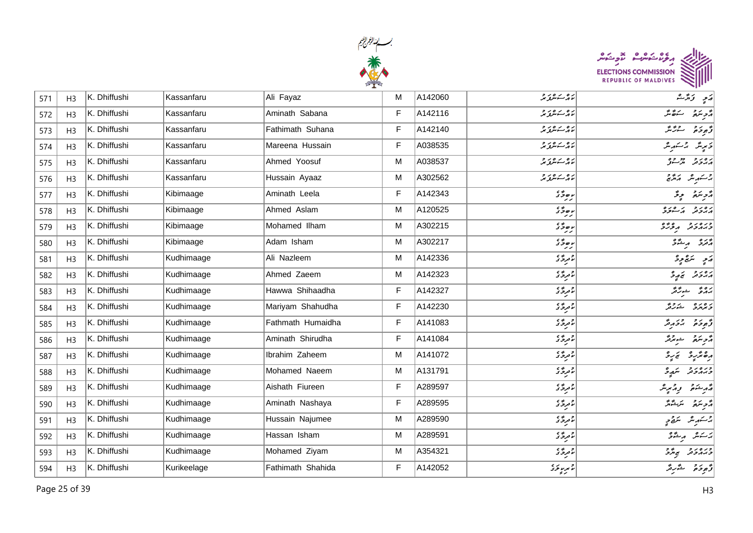| 571 | H3 | K. Dhiffushi | Kassanfaru | Ali Fayaz | M | A142060 | ކައްސަންފަރު | އަލީ ފައްޔާޒް |
|---|---|---|---|---|---|---|---|---|
| 572 | H3 | K. Dhiffushi | Kassanfaru | Aminath Sabana | F | A142116 | ކައްސަންފަރު | އާމިނަތު ސަބާނާ |
| 573 | H3 | K. Dhiffushi | Kassanfaru | Fathimath Suhana | F | A142140 | ކައްސަންފަރު | ފާތިމަތު ސުހާނާ |
| 574 | H3 | K. Dhiffushi | Kassanfaru | Mareena Hussain | F | A038535 | ކައްސަންފަރު | މަރީނާ ޙުސައިން |
| 575 | H3 | K. Dhiffushi | Kassanfaru | Ahmed Yoosuf | M | A038537 | ކައްސަންފަރު | އަޙްމަދު ޔޫސުފު |
| 576 | H3 | K. Dhiffushi | Kassanfaru | Hussain Ayaaz | M | A302562 | ކައްސަންފަރު | ޙުސައިން އައްޔާޒް |
| 577 | H3 | K. Dhiffushi | Kibimaage | Aminath Leela | F | A142343 | ކިބިމާގެ | އާމިނަތު ލީލާ |
| 578 | H3 | K. Dhiffushi | Kibimaage | Ahmed Aslam | M | A120525 | ކިބިމާގެ | އަޙްމަދު އަސްލަމް |
| 579 | H3 | K. Dhiffushi | Kibimaage | Mohamed Ilham | M | A302215 | ކިބިމާގެ | މުޙައްމަދު އިލްހާމް |
| 580 | H3 | K. Dhiffushi | Kibimaage | Adam Isham | M | A302217 | ކިބިމާގެ | އާދަމް އިޝާމް |
| 581 | H3 | K. Dhiffushi | Kudhimaage | Ali Nazleem | M | A142336 | ކުދިމާގެ | އަލީ ނަޒްލީމް |
| 582 | H3 | K. Dhiffushi | Kudhimaage | Ahmed Zaeem | M | A142323 | ކުދިމާގެ | އަޙްމަދު ޒައީމް |
| 583 | H3 | K. Dhiffushi | Kudhimaage | Hawwa Shihaadha | F | A142327 | ކުދިމާގެ | ހައްވާ ޝިހާދާ |
| 584 | H3 | K. Dhiffushi | Kudhimaage | Mariyam Shahudha | F | A142230 | ކުދިމާގެ | މަރްޔަމް ޝަހުދާ |
| 585 | H3 | K. Dhiffushi | Kudhimaage | Fathmath Humaidha | F | A141083 | ކުދިމާގެ | ފާތިމަތު ހުމައިދާ |
| 586 | H3 | K. Dhiffushi | Kudhimaage | Aminath Shirudha | F | A141084 | ކުދިމާގެ | އާމިނަތު ޝިރުދާ |
| 587 | H3 | K. Dhiffushi | Kudhimaage | Ibrahim Zaheem | M | A141072 | ކުދިމާގެ | އިބްރާހިމް ޒަހީމް |
| 588 | H3 | K. Dhiffushi | Kudhimaage | Mohamed Naeem | M | A131791 | ކުދިމާގެ | މުޙައްމަދު ނައީމް |
| 589 | H3 | K. Dhiffushi | Kudhimaage | Aishath Fiureen | F | A289597 | ކުދިމާގެ | އާއިޝަތު ފިއުރީން |
| 590 | H3 | K. Dhiffushi | Kudhimaage | Aminath Nashaya | F | A289595 | ކުދިމާގެ | އާމިނަތު ނަޝާޔާ |
| 591 | H3 | K. Dhiffushi | Kudhimaage | Hussain Najumee | M | A289590 | ކުދިމާގެ | ޙުސައިން ނަޖުމީ |
| 592 | H3 | K. Dhiffushi | Kudhimaage | Hassan Isham | M | A289591 | ކުދިމާގެ | ޙަސަން އިޝާމް |
| 593 | H3 | K. Dhiffushi | Kudhimaage | Mohamed Ziyam | M | A354321 | ކުދިމާގެ | މުޙައްމަދު ޒިޔާމް |
| 594 | H3 | K. Dhiffushi | Kurikeelage | Fathimath Shahida | F | A142052 | ކުރިކީލަގެ | ފާތިމަތު ޝާހިދާ |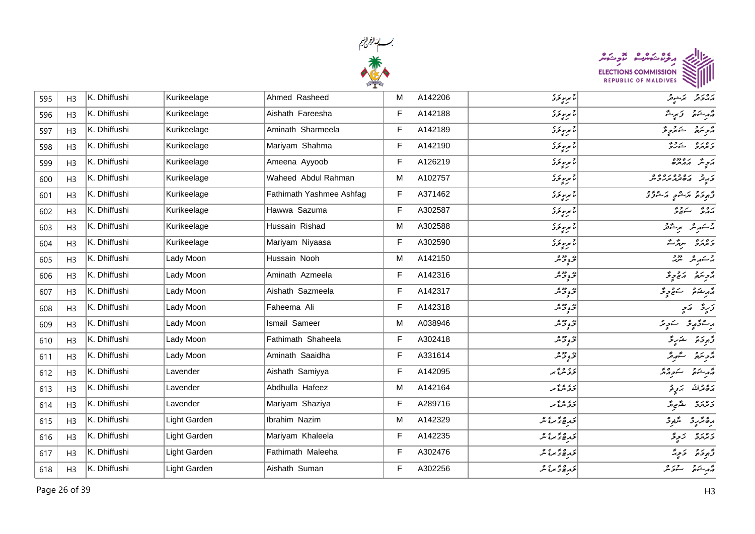| 595 | H3 | K. Dhiffushi | Kurikeelage | Ahmed Rasheed | M | A142206 | ކުރިކީލގެ | އަޙްމަދު ރަޝީދު |
|---|---|---|---|---|---|---|---|---|
| 596 | H3 | K. Dhiffushi | Kurikeelage | Aishath Fareesha | F | A142188 | ކުރިކީލގެ | އައިޝަތު ފަރީޝާ |
| 597 | H3 | K. Dhiffushi | Kurikeelage | Aminath Sharmeela | F | A142189 | ކުރިކީލގެ | އާމިނަތު ޝަރްމީލާ |
| 598 | H3 | K. Dhiffushi | Kurikeelage | Mariyam Shahma | F | A142190 | ކުރިކީލގެ | މަރިޔަމް ޝަހްމާ |
| 599 | H3 | K. Dhiffushi | Kurikeelage | Ameena Ayyoob | F | A126219 | ކުރިކީލގެ | އަމީނާ އައްޔޫބު |
| 600 | H3 | K. Dhiffushi | Kurikeelage | Waheed Abdul Rahman | M | A102757 | ކުރިކީލގެ | ވަޙީދު އަބްދުއްރަޙްމާން |
| 601 | H3 | K. Dhiffushi | Kurikeelage | Fathimath Yashmee Ashfag | F | A371462 | ކުރިކީލގެ | ފާތިމަތު ޔަޝްމީ އަޝްފާގު |
| 602 | H3 | K. Dhiffushi | Kurikeelage | Hawwa Sazuma | F | A302587 | ކުރިކީލގެ | ހައްވާ ސަޒުމާ |
| 603 | H3 | K. Dhiffushi | Kurikeelage | Hussain Rishad | M | A302588 | ކުރިކީލގެ | ހުސައިން ރިޝާދު |
| 604 | H3 | K. Dhiffushi | Kurikeelage | Mariyam Niyaasa | F | A302590 | ކުރިކީލގެ | މަރިޔަމް ނިޔާސާ |
| 605 | H3 | K. Dhiffushi | Lady Moon | Hussain Nooh | M | A142150 | ލޭޑީމޫން | ހުސައިން ނޫހު |
| 606 | H3 | K. Dhiffushi | Lady Moon | Aminath Azmeela | F | A142316 | ލޭޑީމޫން | އާމިނަތު އަޒްމީލާ |
| 607 | H3 | K. Dhiffushi | Lady Moon | Aishath Sazmeela | F | A142317 | ލޭޑީމޫން | އައިޝަތު ސަޒްމީލާ |
| 608 | H3 | K. Dhiffushi | Lady Moon | Faheema Ali | F | A142318 | ލޭޑީމޫން | ފަހީމާ އަލި |
| 609 | H3 | K. Dhiffushi | Lady Moon | Ismail Sameer | M | A038946 | ލޭޑީމޫން | އިސްމާއިލް ސަމީރު |
| 610 | H3 | K. Dhiffushi | Lady Moon | Fathimath Shaheela | F | A302418 | ލޭޑީމޫން | ފާތިމަތު ޝަހީލާ |
| 611 | H3 | K. Dhiffushi | Lady Moon | Aminath Saaidha | F | A331614 | ލޭޑީމޫން | އާމިނަތު ސާއިދާ |
| 612 | H3 | K. Dhiffushi | Lavender | Aishath Samiyya | F | A142095 | ލެވެންޑަރ | އައިޝަތު ސަމިއްޔާ |
| 613 | H3 | K. Dhiffushi | Lavender | Abdhulla Hafeez | M | A142164 | ލެވެންޑަރ | އަބްދުﷲ ހަފީޒު |
| 614 | H3 | K. Dhiffushi | Lavender | Mariyam Shaziya | F | A289716 | ލެވެންޑަރ | މަރިޔަމް ޝާޒިޔާ |
| 615 | H3 | K. Dhiffushi | Light Garden | Ibrahim Nazim | M | A142329 | ލައިޓްގާޑަން | އިބްރާހީމް ނާޒިމް |
| 616 | H3 | K. Dhiffushi | Light Garden | Mariyam Khaleela | F | A142235 | ލައިޓްގާޑަން | މަރިޔަމް ޚަލީލާ |
| 617 | H3 | K. Dhiffushi | Light Garden | Fathimath Maleeha | F | A302476 | ލައިޓްގާޑަން | ފާތިމަތު މަލީހާ |
| 618 | H3 | K. Dhiffushi | Light Garden | Aishath Suman | F | A302256 | ލައިޓްގާޑަން | އައިޝަތު ސުމަން |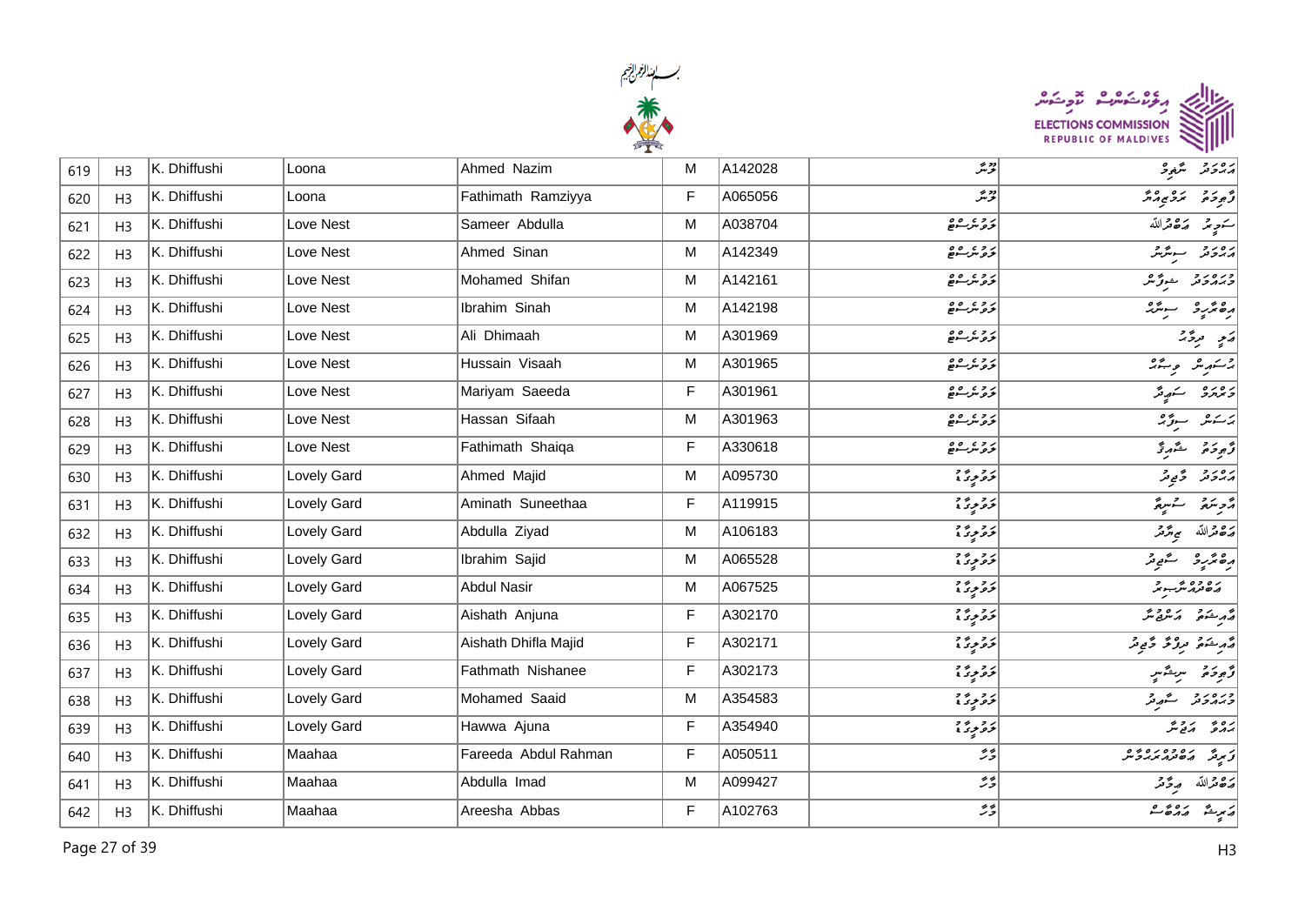| 619 | H3 | K. Dhiffushi | Loona | Ahmed Nazim | M | A142028 | ލޫނާ | އަހުމަދު ނާޒިމް |
|---|---|---|---|---|---|---|---|---|
| 620 | H3 | K. Dhiffushi | Loona | Fathimath Ramziyya | F | A065056 | ލޫނާ | ފާތިމަތު ރަމްޒިއްޔާ |
| 621 | H3 | K. Dhiffushi | Love Nest | Sameer Abdulla | M | A038704 | ލަވްނެސްޓް | ސަމީރު އަބްދުﷲ |
| 622 | H3 | K. Dhiffushi | Love Nest | Ahmed Sinan | M | A142349 | ލަވްނެސްޓް | އަހުމަދު ސިނާން |
| 623 | H3 | K. Dhiffushi | Love Nest | Mohamed Shifan | M | A142161 | ލަވްނެސްޓް | މުހައްމަދު ޝިފާން |
| 624 | H3 | K. Dhiffushi | Love Nest | Ibrahim Sinah | M | A142198 | ލަވްނެސްޓް | އިބްރާހިމް ސިނާހް |
| 625 | H3 | K. Dhiffushi | Love Nest | Ali Dhimaah | M | A301969 | ލަވްނެސްޓް | އަލި ދިމާހް |
| 626 | H3 | K. Dhiffushi | Love Nest | Hussain Visaah | M | A301965 | ލަވްނެސްޓް | ހުސައިން ވިސާހް |
| 627 | H3 | K. Dhiffushi | Love Nest | Mariyam Saeeda | F | A301961 | ލަވްނެސްޓް | މަރިޔަމް ސައީދާ |
| 628 | H3 | K. Dhiffushi | Love Nest | Hassan Sifaah | M | A301963 | ލަވްނެސްޓް | ހަސަން ސިފާހް |
| 629 | H3 | K. Dhiffushi | Love Nest | Fathimath Shaiqa | F | A330618 | ލަވްނެސްޓް | ފާތިމަތު ޝާއިޤާ |
| 630 | H3 | K. Dhiffushi | Lovely Gard | Ahmed Majid | M | A095730 | ލަވްލީގާޑް | އަހުމަދު މާޖިދު |
| 631 | H3 | K. Dhiffushi | Lovely Gard | Aminath Suneethaa | F | A119915 | ލަވްލީގާޑް | އާމިނަތު ސުނީތާ |
| 632 | H3 | K. Dhiffushi | Lovely Gard | Abdulla Ziyad | M | A106183 | ލަވްލީގާޑް | އަބްދުﷲ ޒިޔާދު |
| 633 | H3 | K. Dhiffushi | Lovely Gard | Ibrahim Sajid | M | A065528 | ލަވްލީގާޑް | އިބްރާހިމް ސާޖިދު |
| 634 | H3 | K. Dhiffushi | Lovely Gard | Abdul Nasir | M | A067525 | ލަވްލީގާޑް | އަބްދުލްނާސިރު |
| 635 | H3 | K. Dhiffushi | Lovely Gard | Aishath Anjuna | F | A302170 | ލަވްލީގާޑް | އައިޝަތު އަންޖުނާ |
| 636 | H3 | K. Dhiffushi | Lovely Gard | Aishath Dhifla Majid | F | A302171 | ލަވްލީގާޑް | އައިޝަތު ދިފްލާ މާޖިދު |
| 637 | H3 | K. Dhiffushi | Lovely Gard | Fathmath Nishanee | F | A302173 | ލަވްލީގާޑް | ފާތިމަތު ނިޝާނީ |
| 638 | H3 | K. Dhiffushi | Lovely Gard | Mohamed Saaid | M | A354583 | ލަވްލީގާޑް | މުހައްމަދު ސާއިދު |
| 639 | H3 | K. Dhiffushi | Lovely Gard | Hawwa Ajuna | F | A354940 | ލަވްލީގާޑް | ހައްވާ އަޖުނާ |
| 640 | H3 | K. Dhiffushi | Maahaa | Fareeda Abdul Rahman | F | A050511 | މާހާ | ފަރީދާ އަބްދުއްރަޙްމާން |
| 641 | H3 | K. Dhiffushi | Maahaa | Abdulla Imad | M | A099427 | މާހާ | އަބްދުﷲ އިމާދު |
| 642 | H3 | K. Dhiffushi | Maahaa | Areesha Abbas | F | A102763 | މާހާ | އަރީޝާ އައްބާސް |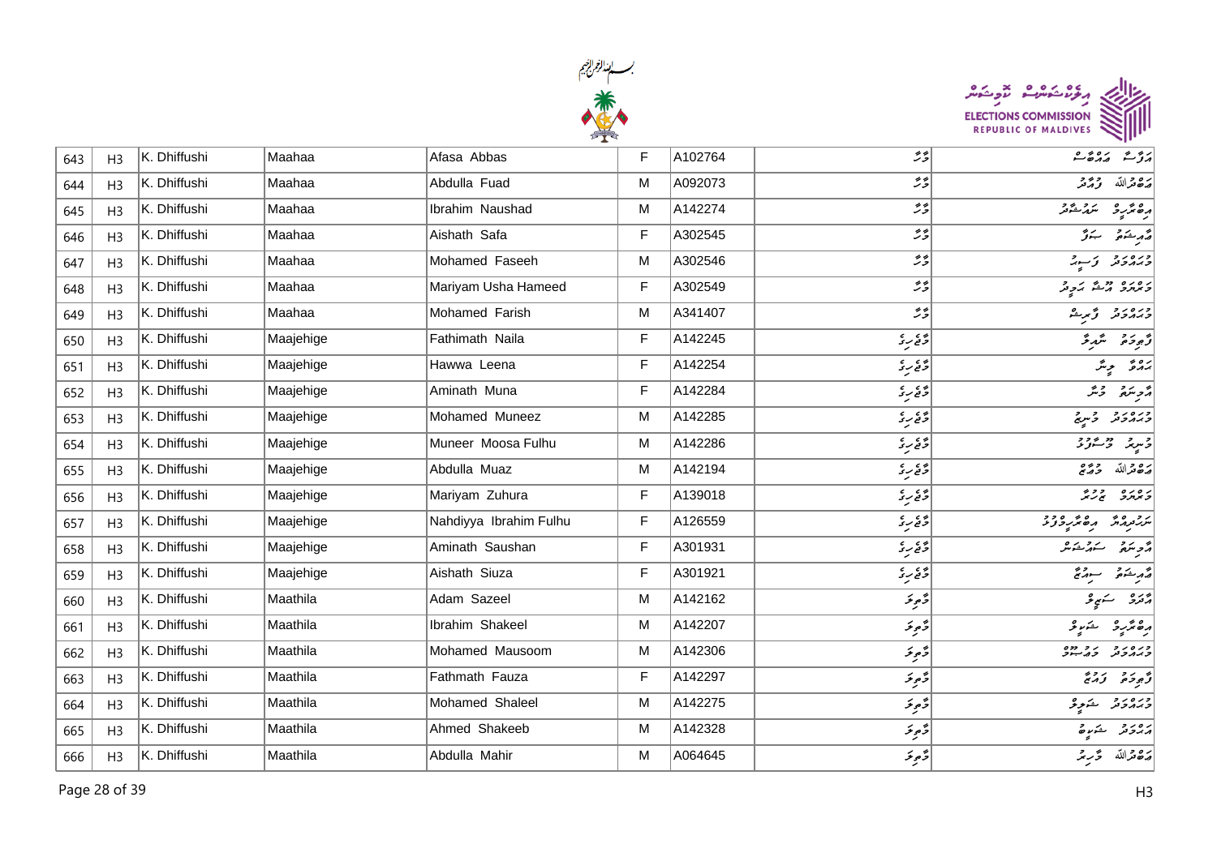| 643 | H3 | K. Dhiffushi | Maahaa | Afasa Abbas | F | A102764 | މާހާ | އަފާސާ އައްބާސް |
|---|---|---|---|---|---|---|---|---|
| 644 | H3 | K. Dhiffushi | Maahaa | Abdulla Fuad | M | A092073 | މާހާ | އަބްދުﷲ ފުއާދު |
| 645 | H3 | K. Dhiffushi | Maahaa | Ibrahim Naushad | M | A142274 | މާހާ | އިބްރާހީމް ނައުޝާދު |
| 646 | H3 | K. Dhiffushi | Maahaa | Aishath Safa | F | A302545 | މާހާ | އާއިޝަތު ސަފާ |
| 647 | H3 | K. Dhiffushi | Maahaa | Mohamed Faseeh | M | A302546 | މާހާ | މުޙައްމަދު ފަސީޙު |
| 648 | H3 | K. Dhiffushi | Maahaa | Mariyam Usha Hameed | F | A302549 | މާހާ | މަރިޔަމް އޫޝާ ހަމީދު |
| 649 | H3 | K. Dhiffushi | Maahaa | Mohamed Farish | M | A341407 | މާހާ | މުޙައްމަދު ފާރިޝް |
| 650 | H3 | K. Dhiffushi | Maajehige | Fathimath Naila | F | A142245 | މާޖެހިގެ | ފާތިމަތު ނާއިލާ |
| 651 | H3 | K. Dhiffushi | Maajehige | Hawwa Leena | F | A142254 | މާޖެހިގެ | ހައްވާ ލީނާ |
| 652 | H3 | K. Dhiffushi | Maajehige | Aminath Muna | F | A142284 | މާޖެހިގެ | އާމިނަތު މުނާ |
| 653 | H3 | K. Dhiffushi | Maajehige | Mohamed Muneez | M | A142285 | މާޖެހިގެ | މުޙައްމަދު މުނީޒު |
| 654 | H3 | K. Dhiffushi | Maajehige | Muneer Moosa Fulhu | M | A142286 | މާޖެހިގެ | މުނީރު މޫސާފުޅު |
| 655 | H3 | K. Dhiffushi | Maajehige | Abdulla Muaz | M | A142194 | މާޖެހިގެ | އަބްދުﷲ މުއާޒު |
| 656 | H3 | K. Dhiffushi | Maajehige | Mariyam Zuhura | F | A139018 | މާޖެހިގެ | މަރިޔަމް ޒުހުރާ |
| 657 | H3 | K. Dhiffushi | Maajehige | Nahdiyya Ibrahim Fulhu | F | A126559 | މާޖެހިގެ | ނަހްދިއްޔާ އިބްރާހީމްފުޅު |
| 658 | H3 | K. Dhiffushi | Maajehige | Aminath Saushan | F | A301931 | މާޖެހިގެ | އާމިނަތު ސައުޝަން |
| 659 | H3 | K. Dhiffushi | Maajehige | Aishath Siuza | F | A301921 | މާޖެހިގެ | އާއިޝަތު ސިއުޒާ |
| 660 | H3 | K. Dhiffushi | Maathila | Adam Sazeel | M | A142162 | މާތިލަ | އާދަމް ސަޒީލް |
| 661 | H3 | K. Dhiffushi | Maathila | Ibrahim Shakeel | M | A142207 | މާތިލަ | އިބްރާހީމް ޝަކީލް |
| 662 | H3 | K. Dhiffushi | Maathila | Mohamed Mausoom | M | A142306 | މާތިލަ | މުޙައްމަދު މައުސޫމް |
| 663 | H3 | K. Dhiffushi | Maathila | Fathmath Fauza | F | A142297 | މާތިލަ | ފާތިމަތު ފައުޒާ |
| 664 | H3 | K. Dhiffushi | Maathila | Mohamed Shaleel | M | A142275 | މާތިލަ | މުޙައްމަދު ޝަލީލް |
| 665 | H3 | K. Dhiffushi | Maathila | Ahmed Shakeeb | M | A142328 | މާތިލަ | އަޙްމަދު ޝަކީބު |
| 666 | H3 | K. Dhiffushi | Maathila | Abdulla Mahir | M | A064645 | މާތިލަ | އަބްދުﷲ މާހިރު |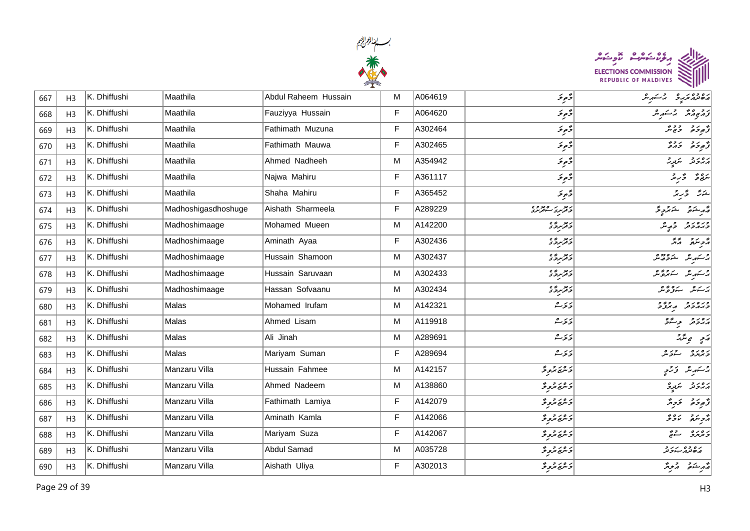| 667 | H3 | K. Dhiffushi | Maathila | Abdul Raheem Hussain | M | A064619 | މާތިލަ | އަބްދުއްރަޙީމް ޙުސައިން |
|---|---|---|---|---|---|---|---|---|
| 668 | H3 | K. Dhiffushi | Maathila | Fauziyya Hussain | F | A064620 | މާތިލަ | ފައުޒިއްޔާ ޙުސައިން |
| 669 | H3 | K. Dhiffushi | Maathila | Fathimath Muzuna | F | A302464 | މާތިލަ | ފާތިމަތު މުޒުނާ |
| 670 | H3 | K. Dhiffushi | Maathila | Fathimath Mauwa | F | A302465 | މާތިލަ | ފާތިމަތު މައުވާ |
| 671 | H3 | K. Dhiffushi | Maathila | Ahmed Nadheeh | M | A354942 | މާތިލަ | އަޙްމަދު ނަދީހު |
| 672 | H3 | K. Dhiffushi | Maathila | Najwa Mahiru | F | A361117 | މާތިލަ | ނަޖްވާ މާހިރު |
| 673 | H3 | K. Dhiffushi | Maathila | Shaha Mahiru | F | A365452 | މާތިލަ | ޝަހާ މާހިރު |
| 674 | H3 | K. Dhiffushi | Madhoshigasdhoshuge | Aishath Sharmeela | F | A289229 | މަދޮށިގަސްދޮށުގެ | އައިޝަތު ޝަރްމީލާ |
| 675 | H3 | K. Dhiffushi | Madhoshimaage | Mohamed Mueen | M | A142200 | މަދޮށިމާގެ | މުޙައްމަދު މުޢީން |
| 676 | H3 | K. Dhiffushi | Madhoshimaage | Aminath Ayaa | F | A302436 | މަދޮށިމާގެ | އާމިނަތު އަޔާ |
| 677 | H3 | K. Dhiffushi | Madhoshimaage | Hussain Shamoon | M | A302437 | މަދޮށިމާގެ | ޙުސައިން ޝަމްޢޫން |
| 678 | H3 | K. Dhiffushi | Madhoshimaage | Hussain Saruvaan | M | A302433 | މަދޮށިމާގެ | ޙުސައިން ސަރުވާން |
| 679 | H3 | K. Dhiffushi | Madhoshimaage | Hassan Sofvaanu | M | A302434 | މަދޮށިމާގެ | ޙަސަން ސޯފްވާނު |
| 680 | H3 | K. Dhiffushi | Malas | Mohamed Irufam | M | A142321 | މަލަސް | މުޙައްމަދު އިރުފާމް |
| 681 | H3 | K. Dhiffushi | Malas | Ahmed Lisam | M | A119918 | މަލަސް | އަޙްމަދު ލިސާމް |
| 682 | H3 | K. Dhiffushi | Malas | Ali Jinah | M | A289691 | މަލަސް | އަލި ޖިނާޙް |
| 683 | H3 | K. Dhiffushi | Malas | Mariyam Suman | F | A289694 | މަލަސް | މަރިޔަމް ސުމަން |
| 684 | H3 | K. Dhiffushi | Manzaru Villa | Hussain Fahmee | M | A142157 | މަންޒަރުވިލާ | ޙުސައިން ފަހުމީ |
| 685 | H3 | K. Dhiffushi | Manzaru Villa | Ahmed Nadeem | M | A138860 | މަންޒަރުވިލާ | އަޙްމަދު ނަދީމް |
| 686 | H3 | K. Dhiffushi | Manzaru Villa | Fathimath Lamiya | F | A142079 | މަންޒަރުވިލާ | ފާތިމަތު ލަމިޔާ |
| 687 | H3 | K. Dhiffushi | Manzaru Villa | Aminath Kamla | F | A142066 | މަންޒަރުވިލާ | އާމިނަތު ކަމްލާ |
| 688 | H3 | K. Dhiffushi | Manzaru Villa | Mariyam Suza | F | A142067 | މަންޒަރުވިލާ | މަރިޔަމް ސުޒާ |
| 689 | H3 | K. Dhiffushi | Manzaru Villa | Abdul Samad | M | A035728 | މަންޒަރުވިލާ | އަބްދުއްސަމަދު |
| 690 | H3 | K. Dhiffushi | Manzaru Villa | Aishath Uliya | F | A302013 | މަންޒަރުވިލާ | އައިޝަތު އުލިޔާ |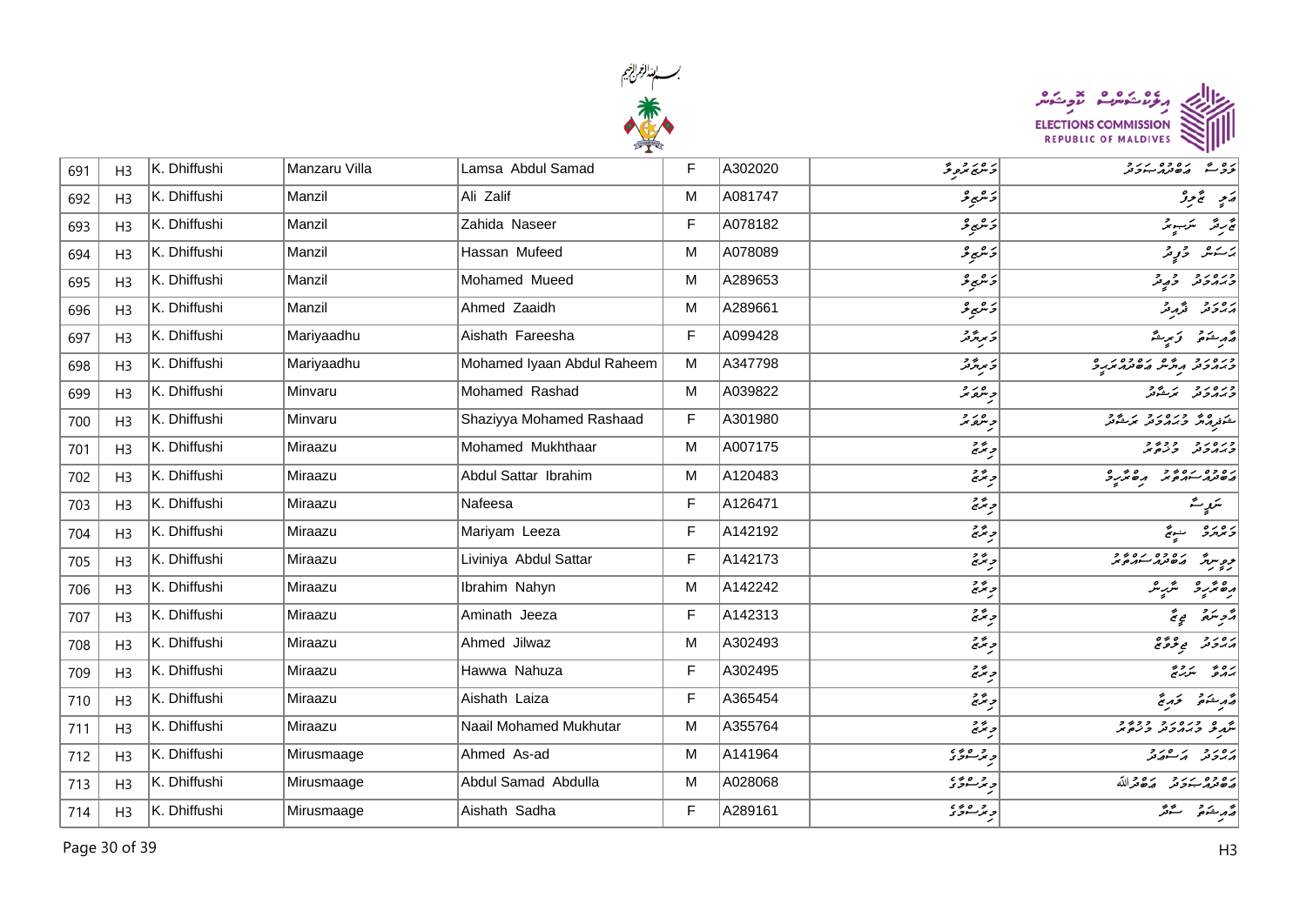| 691 | H3 | K. Dhiffushi | Manzaru Villa | Lamsa Abdul Samad | F | A302020 | ޤަންޒަރުވިލާ | ލަމްސާ ޢަބްދުލްޞަމަދު |
|---|---|---|---|---|---|---|---|---|
| 692 | H3 | K. Dhiffushi | Manzil | Ali Zalif | M | A081747 | މަންޒިލް | ޢަލީ ޒާލިފު |
| 693 | H3 | K. Dhiffushi | Manzil | Zahida Naseer | F | A078182 | މަންޒިލް | ޒާހިދާ ނަސީރު |
| 694 | H3 | K. Dhiffushi | Manzil | Hassan Mufeed | M | A078089 | މަންޒިލް | ހަސަން މުފީދު |
| 695 | H3 | K. Dhiffushi | Manzil | Mohamed Mueed | M | A289653 | މަންޒިލް | މުހައްމަދު މުޢީދު |
| 696 | H3 | K. Dhiffushi | Manzil | Ahmed Zaaidh | M | A289661 | މަންޒިލް | އަހްމަދު ޒާއިދު |
| 697 | H3 | K. Dhiffushi | Mariyaadhu | Aishath Fareesha | F | A099428 | މަރިޔާދު | އައިޝަތު ފަރީޝާ |
| 698 | H3 | K. Dhiffushi | Mariyaadhu | Mohamed Iyaan Abdul Raheem | M | A347798 | މަރިޔާދު | މުހައްމަދު އިޔާން ޢަބްދުއްރަޙީމް |
| 699 | H3 | K. Dhiffushi | Minvaru | Mohamed Rashad | M | A039822 | މިންވަރު | މުހައްމަދު ރަޝާދު |
| 700 | H3 | K. Dhiffushi | Minvaru | Shaziyya Mohamed Rashaad | F | A301980 | މިންވަރު | ޝަޒިއްޔާ މުހައްމަދު ރަޝާދު |
| 701 | H3 | K. Dhiffushi | Miraazu | Mohamed Mukhthaar | M | A007175 | މިރާޒު | މުހައްމަދު މުޚްތާރު |
| 702 | H3 | K. Dhiffushi | Miraazu | Abdul Sattar Ibrahim | M | A120483 | މިރާޒު | ޢަބްދުލްސައްތާރު އިބްރާހީމް |
| 703 | H3 | K. Dhiffushi | Miraazu | Nafeesa | F | A126471 | މިރާޒު | ނަފީސާ |
| 704 | H3 | K. Dhiffushi | Miraazu | Mariyam Leeza | F | A142192 | މިރާޒު | މަރިޔަމް ލީޒާ |
| 705 | H3 | K. Dhiffushi | Miraazu | Liviniya Abdul Sattar | F | A142173 | މިރާޒު | ލިވިނިޔާ ޢަބްދުލްސައްތާރު |
| 706 | H3 | K. Dhiffushi | Miraazu | Ibrahim Nahyn | M | A142242 | މިރާޒު | އިބްރާހީމް ނާހިން |
| 707 | H3 | K. Dhiffushi | Miraazu | Aminath Jeeza | F | A142313 | މިރާޒު | އާމިނަތު ޖީޒާ |
| 708 | H3 | K. Dhiffushi | Miraazu | Ahmed Jilwaz | M | A302493 | މިރާޒު | އަހްމަދު ޖިލްވާޒް |
| 709 | H3 | K. Dhiffushi | Miraazu | Hawwa Nahuza | F | A302495 | މިރާޒު | ހައްވާ ނަހުޒާ |
| 710 | H3 | K. Dhiffushi | Miraazu | Aishath Laiza | F | A365454 | މިރާޒު | އައިޝަތު ލައިޒާ |
| 711 | H3 | K. Dhiffushi | Miraazu | Naail Mohamed Mukhutar | M | A355764 | މިރާޒު | ނާއިލް މުހައްމަދު މުޚްތާރު |
| 712 | H3 | K. Dhiffushi | Mirusmaage | Ahmed As-ad | M | A141964 | މިރުސްމާގެ | އަހްމަދު އަސްޢަދު |
| 713 | H3 | K. Dhiffushi | Mirusmaage | Abdul Samad Abdulla | M | A028068 | މިރުސްމާގެ | ޢަބްދުލްޞަމަދު ޢަބްދުﷲ |
| 714 | H3 | K. Dhiffushi | Mirusmaage | Aishath Sadha | F | A289161 | މިރުސްމާގެ | އައިޝަތު ސާދާ |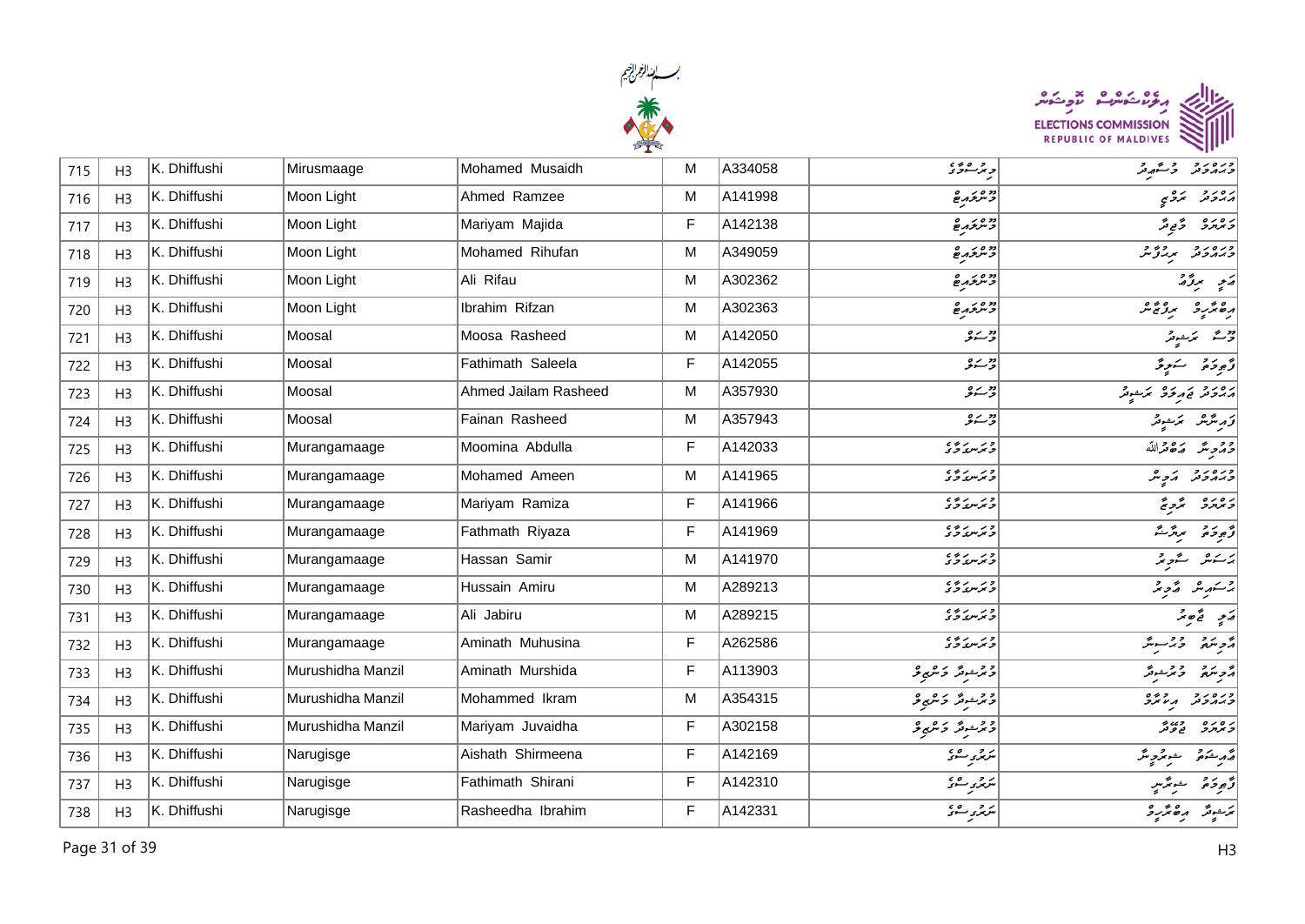| 715 | H3 | K. Dhiffushi | Mirusmaage | Mohamed Musaidh | M | A334058 | ވިރުސްމާގެ | މުޙައްމަދު މުސާއިދު |
|---|---|---|---|---|---|---|---|---|
| 716 | H3 | K. Dhiffushi | Moon Light | Ahmed Ramzee | M | A141998 | މޫންލައިޓް | އަޙްމަދު ރަމްޒީ |
| 717 | H3 | K. Dhiffushi | Moon Light | Mariyam Majida | F | A142138 | މޫންލައިޓް | މަރިޔަމް މާޖިދާ |
| 718 | H3 | K. Dhiffushi | Moon Light | Mohamed Rihufan | M | A349059 | މޫންލައިޓް | މުޙައްމަދު ރިހުފާން |
| 719 | H3 | K. Dhiffushi | Moon Light | Ali Rifau | M | A302362 | މޫންލައިޓް | އަލި ރިފާއު |
| 720 | H3 | K. Dhiffushi | Moon Light | Ibrahim Rifzan | M | A302363 | މޫންލައިޓް | އިބްރާހީމް ރިފްޒާން |
| 721 | H3 | K. Dhiffushi | Moosal | Moosa Rasheed | M | A142050 | މޫސަލް | މޫސާ ރަޝީދު |
| 722 | H3 | K. Dhiffushi | Moosal | Fathimath Saleela | F | A142055 | މޫސަލް | ފާތިމަތު ސަލީލާ |
| 723 | H3 | K. Dhiffushi | Moosal | Ahmed Jailam Rasheed | M | A357930 | މޫސަލް | އަޙްމަދު ޖައިލަމް ރަޝީދު |
| 724 | H3 | K. Dhiffushi | Moosal | Fainan Rasheed | M | A357943 | މޫސަލް | ފައިނާން ރަޝީދު |
| 725 | H3 | K. Dhiffushi | Murangamaage | Moomina Abdulla | F | A142033 | މުރަނގަމާގެ | މޫމިނާ އަބްދުﷲ |
| 726 | H3 | K. Dhiffushi | Murangamaage | Mohamed Ameen | M | A141965 | މުރަނގަމާގެ | މުޙައްމަދު އަމީން |
| 727 | H3 | K. Dhiffushi | Murangamaage | Mariyam Ramiza | F | A141966 | މުރަނގަމާގެ | މަރިޔަމް ރާމިޒާ |
| 728 | H3 | K. Dhiffushi | Murangamaage | Fathmath Riyaza | F | A141969 | މުރަނގަމާގެ | ފާތިމަތު ރިޔާޒާ |
| 729 | H3 | K. Dhiffushi | Murangamaage | Hassan Samir | M | A141970 | މުރަނގަމާގެ | ޙަސަން ސާމިރު |
| 730 | H3 | K. Dhiffushi | Murangamaage | Hussain Amiru | M | A289213 | މުރަނގަމާގެ | ޙުސައިން އާމިރު |
| 731 | H3 | K. Dhiffushi | Murangamaage | Ali Jabiru | M | A289215 | މުރަނގަމާގެ | އަލި ޖާބިރު |
| 732 | H3 | K. Dhiffushi | Murangamaage | Aminath Muhusina | F | A262586 | މުރަނގަމާގެ | އާމިނަތު މުހުސިނާ |
| 733 | H3 | K. Dhiffushi | Murushidha Manzil | Aminath Murshida | F | A113903 | މުރުޝިދާ މަންޒިލް | އާމިނަތު މުރުޝިދާ |
| 734 | H3 | K. Dhiffushi | Murushidha Manzil | Mohammed Ikram | M | A354315 | މުރުޝިދާ މަންޒިލް | މުޙައްމަދު އިކްރާމް |
| 735 | H3 | K. Dhiffushi | Murushidha Manzil | Mariyam Juvaidha | F | A302158 | މުރުޝިދާ މަންޒިލް | މަރިޔަމް ޖުވައިދާ |
| 736 | H3 | K. Dhiffushi | Narugisge | Aishath Shirmeena | F | A142169 | ނަރުގިސްގެ | އައިޝަތު ޝިރްމީނާ |
| 737 | H3 | K. Dhiffushi | Narugisge | Fathimath Shirani | F | A142310 | ނަރުގިސްގެ | ފާތިމަތު ޝިރާނީ |
| 738 | H3 | K. Dhiffushi | Narugisge | Rasheedha Ibrahim | F | A142331 | ނަރުގިސްގެ | ރަޝީދާ އިބްރާހީމް |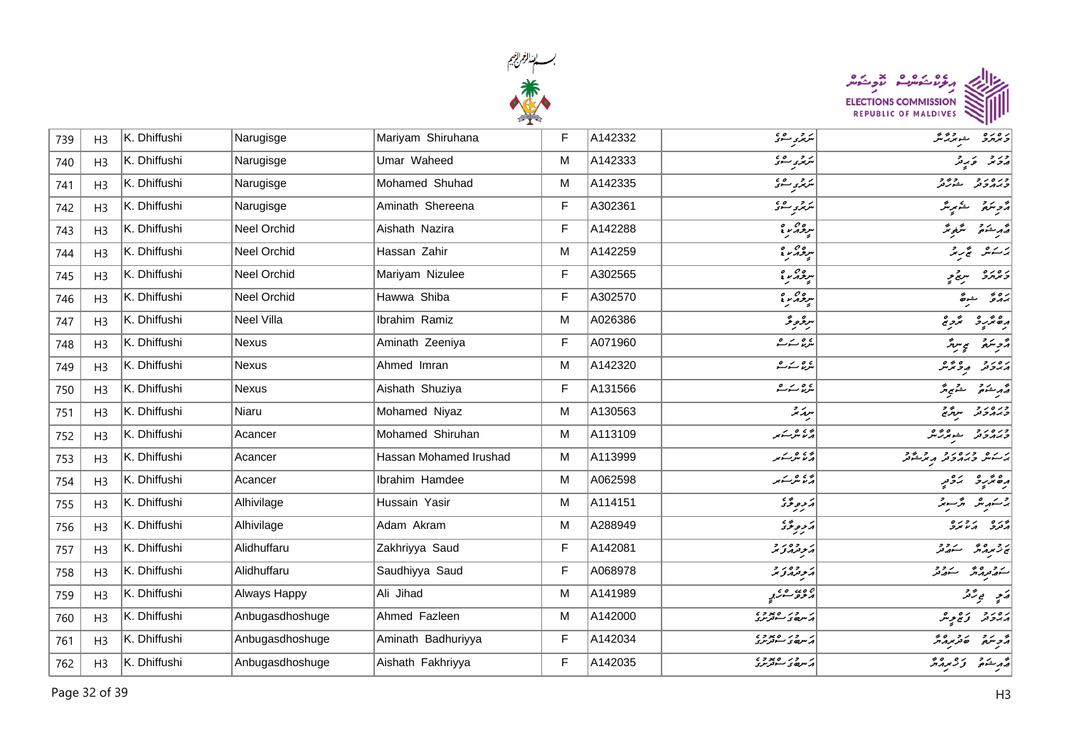| 739 | H3 | K. Dhiffushi | Narugisge | Mariyam Shiruhana | F | A142332 | ސަރަގީސްގެ | މަރިޔަމް ޝިރުހާނާ |
|---|---|---|---|---|---|---|---|---|
| 740 | H3 | K. Dhiffushi | Narugisge | Umar Waheed | M | A142333 | ނަރުގިސްގެ | ޢުމަރު ވަޙީދު |
| 741 | H3 | K. Dhiffushi | Narugisge | Mohamed Shuhad | M | A142335 | ނަރުގިސްގެ | މުޙައްމަދު ޝުހާދު |
| 742 | H3 | K. Dhiffushi | Narugisge | Aminath Shereena | F | A302361 | ނަރުގިސްގެ | އާމިނަތު ޝެރީނާ |
| 743 | H3 | K. Dhiffushi | Neel Orchid | Aishath Nazira | F | A142288 | ނީލްއޯކިޑް | އާއިޝަތު ނާޒިރާ |
| 744 | H3 | K. Dhiffushi | Neel Orchid | Hassan Zahir | M | A142259 | ނީލްއޯކިޑް | ޙަސަން ޒާހިރު |
| 745 | H3 | K. Dhiffushi | Neel Orchid | Mariyam Nizulee | F | A302565 | ނީލްއޯކިޑް | މަރިޔަމް ނިޒުލީ |
| 746 | H3 | K. Dhiffushi | Neel Orchid | Hawwa Shiba | F | A302570 | ނީލްއޯކިޑް | ޙައްވާ ޝިބާ |
| 747 | H3 | K. Dhiffushi | Neel Villa | Ibrahim Ramiz | M | A026386 | ނީލްވިލާ | އިބްރާހީމް ރާމިޒް |
| 748 | H3 | K. Dhiffushi | Nexus | Aminath Zeeniya | F | A071960 | ނެކްސަސް | އާމިނަތު ޒީނިޔާ |
| 749 | H3 | K. Dhiffushi | Nexus | Ahmed Imran | M | A142320 | ނެކްސަސް | އަޙްމަދު އިމްރާން |
| 750 | H3 | K. Dhiffushi | Nexus | Aishath Shuziya | F | A131566 | ނެކްސަސް | އާއިޝަތު ޝުޒިޔާ |
| 751 | H3 | K. Dhiffushi | Niaru | Mohamed Niyaz | M | A130563 | ނިއަރު | މުޙައްމަދު ނިޔާޒް |
| 752 | H3 | K. Dhiffushi | Acancer | Mohamed Shiruhan | M | A113109 | އޭކޭންސަރ | މުޙައްމަދު ޝިރުހާން |
| 753 | H3 | K. Dhiffushi | Acancer | Hassan Mohamed Irushad | M | A113999 | އޭކޭންސަރ | ޙަސަން މުޙައްމަދު އިރުޝާދު |
| 754 | H3 | K. Dhiffushi | Acancer | Ibrahim Hamdee | M | A062598 | އޭކޭންސަރ | އިބްރާހީމް ހަމްދީ |
| 755 | H3 | K. Dhiffushi | Alhivilage | Hussain Yasir | M | A114151 | އަލިވިލާގެ | ޙުސައިން ޔާސިރު |
| 756 | H3 | K. Dhiffushi | Alhivilage | Adam Akram | M | A288949 | އަލިވިލާގެ | އާދަމް އަކްރަމް |
| 757 | H3 | K. Dhiffushi | Alidhuffaru | Zakhriyya Saud | F | A142081 | އަލިދުއްފަރު | ޒަކްރިއްޔާ ސަޢޫދު |
| 758 | H3 | K. Dhiffushi | Alidhuffaru | Saudhiyya Saud | F | A068978 | އަލިދުއްފަރު | ސައުދިއްޔާ ސަޢޫދު |
| 759 | H3 | K. Dhiffushi | Always Happy | Ali Jihad | M | A141989 | އޯލްވޭސްހެޕީ | އަލި ޖިހާދު |
| 760 | H3 | K. Dhiffushi | Anbugasdhoshuge | Ahmed Fazleen | M | A142000 | އަނބުގަސްދޮށުގެ | އަޙްމަދު ފަޟްލީން |
| 761 | H3 | K. Dhiffushi | Anbugasdhoshuge | Aminath Badhuriyya | F | A142034 | އަނބުގަސްދޮށުގެ | އާމިނަތު ބަދުރިއްޔާ |
| 762 | H3 | K. Dhiffushi | Anbugasdhoshuge | Aishath Fakhriyya | F | A142035 | އަނބުގަސްދޮށުގެ | އާއިޝަތު ފަޚްރިއްޔާ |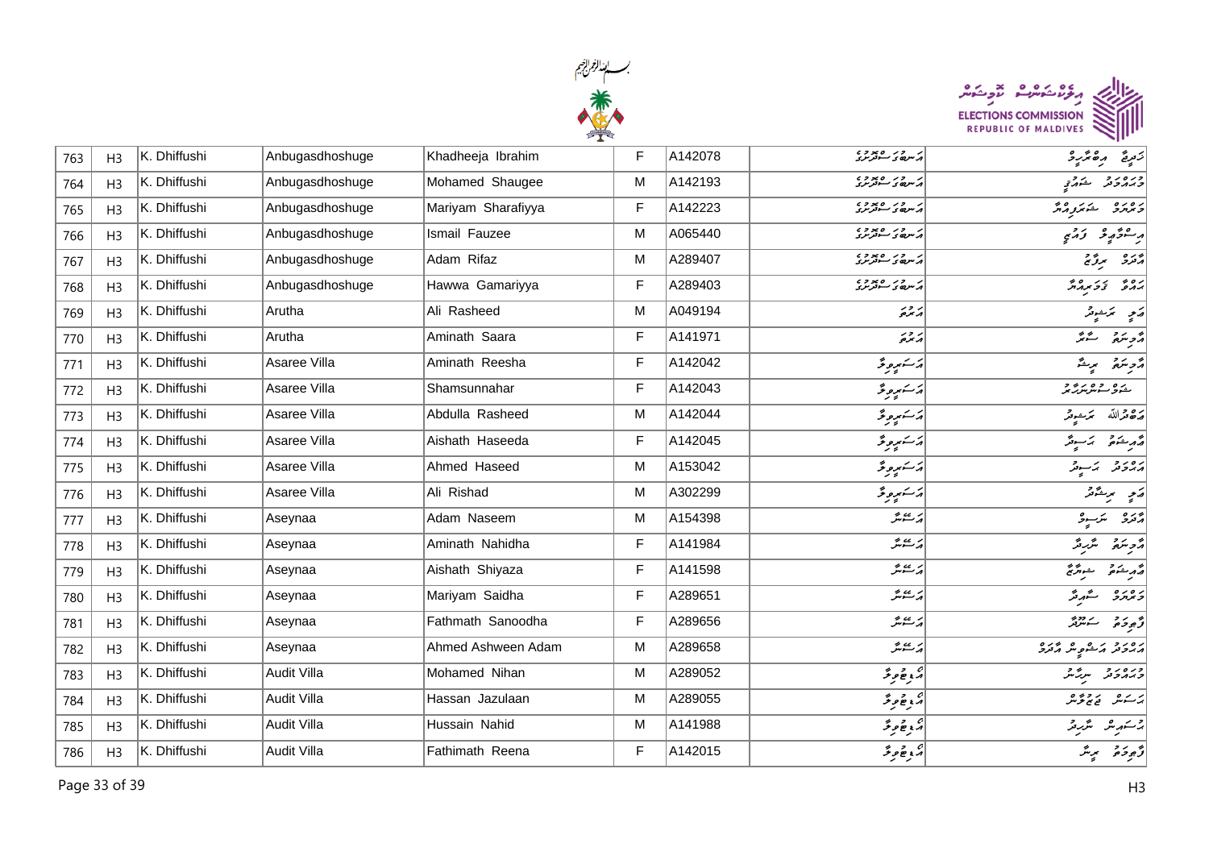| 763 | H3 | K. Dhiffushi | Anbugasdhoshuge | Khadheeja Ibrahim | F | A142078 | އަނބުގަސްދޮށުގެ | ޚަދީޖާ އިބްރާހިމް |
|---|---|---|---|---|---|---|---|---|
| 764 | H3 | K. Dhiffushi | Anbugasdhoshuge | Mohamed Shaugee | M | A142193 | އަނބުގަސްދޮށުގެ | މުހައްމަދު ޝައުޤީ |
| 765 | H3 | K. Dhiffushi | Anbugasdhoshuge | Mariyam Sharafiyya | F | A142223 | އަނބުގަސްދޮށުގެ | މަރިޔަމް ޝަރަފިއްޔާ |
| 766 | H3 | K. Dhiffushi | Anbugasdhoshuge | Ismail Fauzee | M | A065440 | އަނބުގަސްދޮށުގެ | އިސްމާޢީލް ފައުޒީ |
| 767 | H3 | K. Dhiffushi | Anbugasdhoshuge | Adam Rifaz | M | A289407 | އަނބުގަސްދޮށުގެ | އާދަމް ރިފާޒް |
| 768 | H3 | K. Dhiffushi | Anbugasdhoshuge | Hawwa Gamariyya | F | A289403 | އަނބުގަސްދޮށުގެ | ހައްވާ ގަމަރިއްޔާ |
| 769 | H3 | K. Dhiffushi | Arutha | Ali Rasheed | M | A049194 | އަރުތަ | އަލި ރަޝީދު |
| 770 | H3 | K. Dhiffushi | Arutha | Aminath Saara | F | A141971 | އަރުތަ | އާމިނަތު ސާރާ |
| 771 | H3 | K. Dhiffushi | Asaree Villa | Aminath Reesha | F | A142042 | އަސަރީވިލާ | އާމިނަތު ރީޝާ |
| 772 | H3 | K. Dhiffushi | Asaree Villa | Shamsunnahar | F | A142043 | އަސަރީވިލާ | ޝަމްސުންނަހާރު |
| 773 | H3 | K. Dhiffushi | Asaree Villa | Abdulla Rasheed | M | A142044 | އަސަރީވިލާ | އަބްދުﷲ ރަޝީދު |
| 774 | H3 | K. Dhiffushi | Asaree Villa | Aishath Haseeda | F | A142045 | އަސަރީވިލާ | އާއިޝަތު ހަސީދާ |
| 775 | H3 | K. Dhiffushi | Asaree Villa | Ahmed Haseed | M | A153042 | އަސަރީވިލާ | އަހްމަދު ހަސީދު |
| 776 | H3 | K. Dhiffushi | Asaree Villa | Ali Rishad | M | A302299 | އަސަރީވިލާ | އަލި ރިޝާދު |
| 777 | H3 | K. Dhiffushi | Aseynaa | Adam Naseem | M | A154398 | އަސޭނާ | އާދަމް ނަސީމް |
| 778 | H3 | K. Dhiffushi | Aseynaa | Aminath Nahidha | F | A141984 | އަސޭނާ | އާމިނަތު ނާހިދާ |
| 779 | H3 | K. Dhiffushi | Aseynaa | Aishath Shiyaza | F | A141598 | އަސޭނާ | އާއިޝަތު ޝިޔާޒާ |
| 780 | H3 | K. Dhiffushi | Aseynaa | Mariyam Saidha | F | A289651 | އަސޭނާ | މަރިޔަމް ސާއިދާ |
| 781 | H3 | K. Dhiffushi | Aseynaa | Fathmath Sanoodha | F | A289656 | އަސޭނާ | ފާތިމަތު ސަނޫދާ |
| 782 | H3 | K. Dhiffushi | Aseynaa | Ahmed Ashween Adam | M | A289658 | އަސޭނާ | އަހްމަދު އަޝްވީން އާދަމް |
| 783 | H3 | K. Dhiffushi | Audit Villa | Mohamed Nihan | M | A289052 | އޯޑިޓްވިލާ | މުހައްމަދު ނިހާން |
| 784 | H3 | K. Dhiffushi | Audit Villa | Hassan Jazulaan | M | A289055 | އޯޑިޓްވިލާ | ހަސަން ޖަޒުލާން |
| 785 | H3 | K. Dhiffushi | Audit Villa | Hussain Nahid | M | A141988 | އޯޑިޓްވިލާ | ހުސައިން ނާހިދު |
| 786 | H3 | K. Dhiffushi | Audit Villa | Fathimath Reena | F | A142015 | އޯޑިޓްވިލާ | ފާތިމަތު ރީނާ |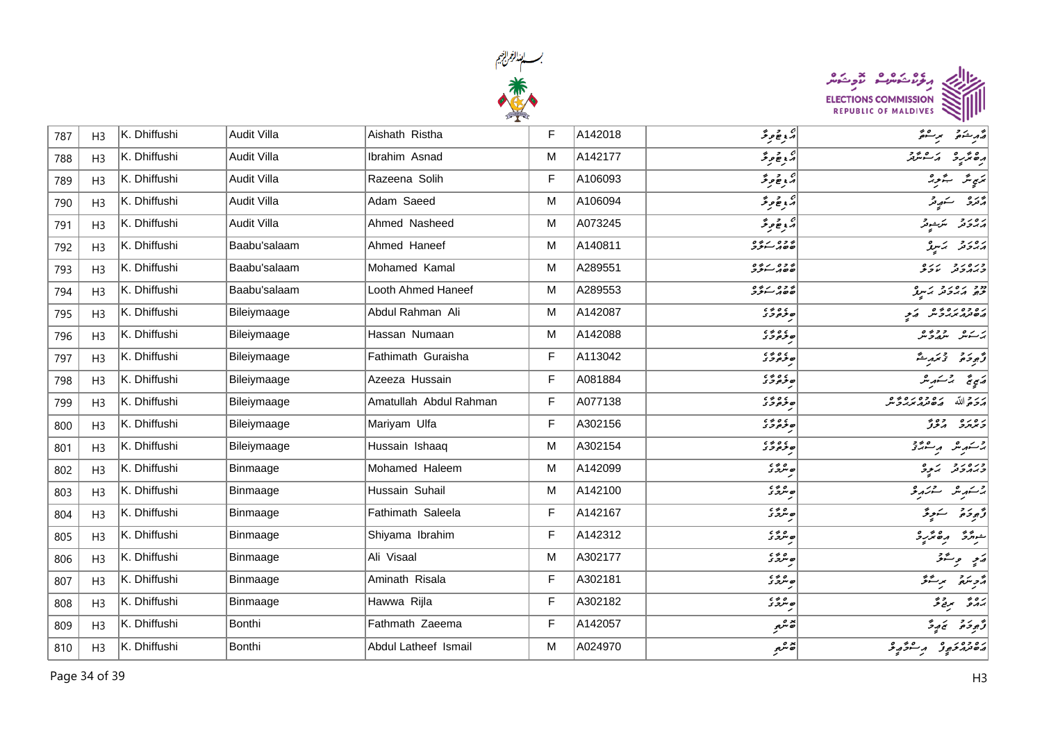| 787 | H3 | K. Dhiffushi | Audit Villa | Aishath Ristha | F | A142018 | އޮޑިޓްވިލާ | އައިޝަތު ރިސްތާ |
|---|---|---|---|---|---|---|---|---|
| 788 | H3 | K. Dhiffushi | Audit Villa | Ibrahim Asnad | M | A142177 | އޮޑިޓްވިލާ | އިބްރާހީމް އަސްނަދު |
| 789 | H3 | K. Dhiffushi | Audit Villa | Razeena Solih | F | A106093 | އޮޑިޓްވިލާ | ރަޒީނާ ސާލިހް |
| 790 | H3 | K. Dhiffushi | Audit Villa | Adam Saeed | M | A106094 | އޮޑިޓްވިލާ | އާދަމް ސައީދު |
| 791 | H3 | K. Dhiffushi | Audit Villa | Ahmed Nasheed | M | A073245 | އޮޑިޓްވިލާ | އަހްމަދު ނަޝީދު |
| 792 | H3 | K. Dhiffushi | Baabu'salaam | Ahmed Haneef | M | A140811 | ބާބުސަލާމް | އަހްމަދު ހަނީފް |
| 793 | H3 | K. Dhiffushi | Baabu'salaam | Mohamed Kamal | M | A289551 | ބާބުސަލާމް | މުހައްމަދު ކަމާލް |
| 794 | H3 | K. Dhiffushi | Baabu'salaam | Looth Ahmed Haneef | M | A289553 | ބާބުސަލާމް | ލޫތު އަހްމަދު ހަނީފް |
| 795 | H3 | K. Dhiffushi | Bileiymaage | Abdul Rahman Ali | M | A142087 | ބިލޭމާގެ | އަބްދުއްރަހްމާން ޢަލީ |
| 796 | H3 | K. Dhiffushi | Bileiymaage | Hassan Numaan | M | A142088 | ބިލޭމާގެ | ހަސަން ނުއުމާން |
| 797 | H3 | K. Dhiffushi | Bileiymaage | Fathimath Guraisha | F | A113042 | ބިލޭމާގެ | ފާތިމަތު ގުރައިޝާ |
| 798 | H3 | K. Dhiffushi | Bileiymaage | Azeeza Hussain | F | A081884 | ބިލޭމާގެ | ޢަޒީޒާ ހުސައިން |
| 799 | H3 | K. Dhiffushi | Bileiymaage | Amatullah Abdul Rahman | F | A077138 | ބިލޭމާގެ | އަމަތުﷲ އަބްދުއްރަހްމާން |
| 800 | H3 | K. Dhiffushi | Bileiymaage | Mariyam Ulfa | F | A302156 | ބިލޭމާގެ | މަރިޔަމް އުލްފާ |
| 801 | H3 | K. Dhiffushi | Bileiymaage | Hussain Ishaaq | M | A302154 | ބިލޭމާގެ | ހުސައިން އިސްޙާޤު |
| 802 | H3 | K. Dhiffushi | Binmaage | Mohamed Haleem | M | A142099 | ބިންމާގެ | މުހައްމަދު ހަލީމް |
| 803 | H3 | K. Dhiffushi | Binmaage | Hussain Suhail | M | A142100 | ބިންމާގެ | ހުސައިން ސުހައިލް |
| 804 | H3 | K. Dhiffushi | Binmaage | Fathimath Saleela | F | A142167 | ބިންމާގެ | ފާތިމަތު ސަލީލާ |
| 805 | H3 | K. Dhiffushi | Binmaage | Shiyama Ibrahim | F | A142312 | ބިންމާގެ | ޝިޔާމާ އިބްރާހީމް |
| 806 | H3 | K. Dhiffushi | Binmaage | Ali Visaal | M | A302177 | ބިންމާގެ | ޢަލީ ވިސާލް |
| 807 | H3 | K. Dhiffushi | Binmaage | Aminath Risala | F | A302181 | ބިންމާގެ | އާމިނަތު ރިސާލާ |
| 808 | H3 | K. Dhiffushi | Binmaage | Hawwa Rijla | F | A302182 | ބިންމާގެ | ހައްވާ ރިޖްލާ |
| 809 | H3 | K. Dhiffushi | Bonthi | Fathmath Zaeema | F | A142057 | ބޮންތި | ފާތިމަތު ޒަޢީމާ |
| 810 | H3 | K. Dhiffushi | Bonthi | Abdul Latheef Ismail | M | A024970 | ބޮންތި | އަބްދުއްލަޠީފް އިސްމާޢީލް |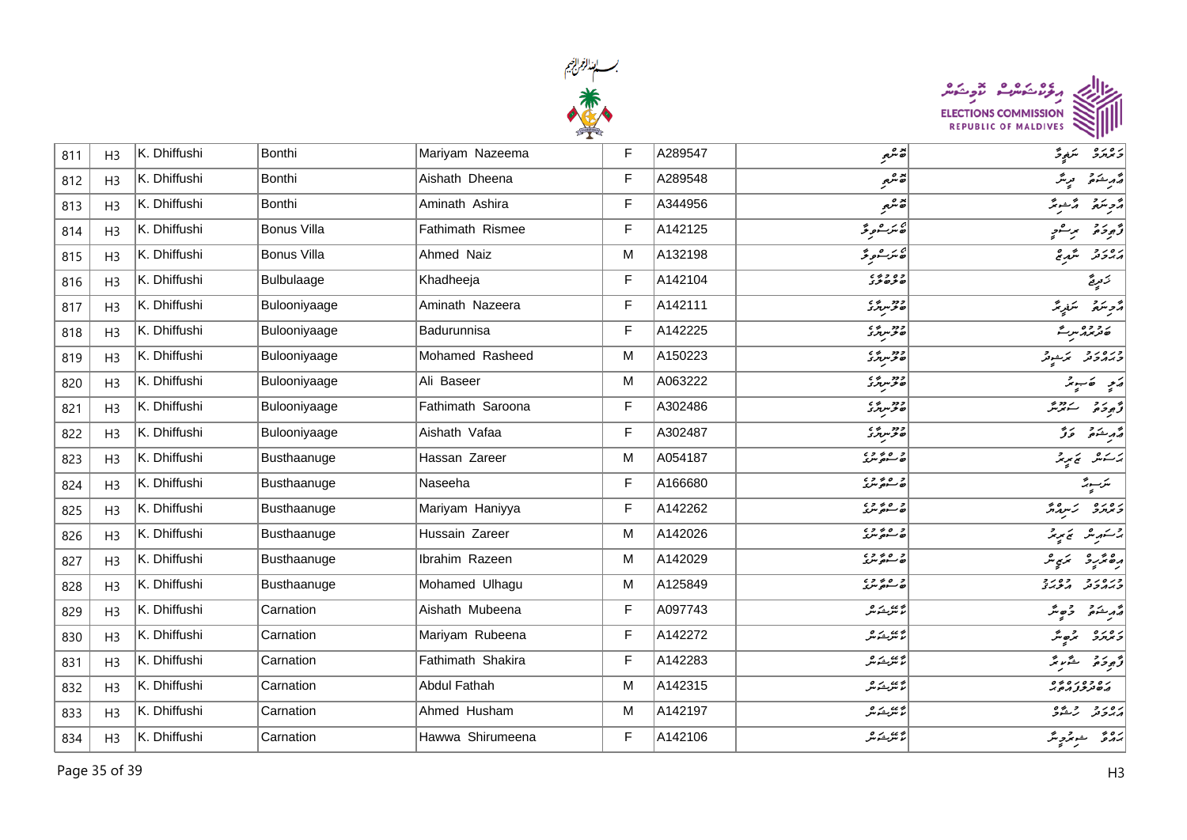| 811 | H3 | K. Dhiffushi | Bonthi | Mariyam Nazeema | F | A289547 | ބޮންތި | މަރިޔަމް ނަޒީމާ |
|---|---|---|---|---|---|---|---|---|
| 812 | H3 | K. Dhiffushi | Bonthi | Aishath Dheena | F | A289548 | ބޮންތި | އާއިޝަތު ދީނާ |
| 813 | H3 | K. Dhiffushi | Bonthi | Aminath Ashira | F | A344956 | ބޮންތި | އާމިނަތު އާޝިރާ |
| 814 | H3 | K. Dhiffushi | Bonus Villa | Fathimath Rismee | F | A142125 | ބޯނަސްވިލާ | ފާތިމަތު ރިސްމީ |
| 815 | H3 | K. Dhiffushi | Bonus Villa | Ahmed Naiz | M | A132198 | ބޯނަސްވިލާ | އަހުމަދު ނާއިޒް |
| 816 | H3 | K. Dhiffushi | Bulbulaage | Khadheeja | F | A142104 | ބުލްބުލާގެ | ހަދީޖާ |
| 817 | H3 | K. Dhiffushi | Bulooniyaage | Aminath Nazeera | F | A142111 | ބުލޫނިޔާގެ | އާމިނަތު ނަޒީރާ |
| 818 | H3 | K. Dhiffushi | Bulooniyaage | Badurunnisa | F | A142225 | ބުލޫނިޔާގެ | ބަދުރުއްނިސާ |
| 819 | H3 | K. Dhiffushi | Bulooniyaage | Mohamed Rasheed | M | A150223 | ބުލޫނިޔާގެ | މުހައްމަދު ރަޝީދު |
| 820 | H3 | K. Dhiffushi | Bulooniyaage | Ali Baseer | M | A063222 | ބުލޫނިޔާގެ | އަލި ބަޞީރު |
| 821 | H3 | K. Dhiffushi | Bulooniyaage | Fathimath Saroona | F | A302486 | ބުލޫނިޔާގެ | ފާތިމަތު ސަރޫނާ |
| 822 | H3 | K. Dhiffushi | Bulooniyaage | Aishath Vafaa | F | A302487 | ބުލޫނިޔާގެ | އާއިޝަތު ވަފާ |
| 823 | H3 | K. Dhiffushi | Busthaanuge | Hassan Zareer | M | A054187 | ބުސްތާނުގެ | ހަސަން ޒަރީރު |
| 824 | H3 | K. Dhiffushi | Busthaanuge | Naseeha | F | A166680 | ބުސްތާނުގެ | ނަސީހާ |
| 825 | H3 | K. Dhiffushi | Busthaanuge | Mariyam Haniyya | F | A142262 | ބުސްތާނުގެ | މަރިޔަމް ހަނިއްޔާ |
| 826 | H3 | K. Dhiffushi | Busthaanuge | Hussain Zareer | M | A142026 | ބުސްތާނުގެ | ހުސައިން ޒަރީރު |
| 827 | H3 | K. Dhiffushi | Busthaanuge | Ibrahim Razeen | M | A142029 | ބުސްތާނުގެ | އިބްރާހީމް ރަޒީން |
| 828 | H3 | K. Dhiffushi | Busthaanuge | Mohamed Ulhagu | M | A125849 | ބުސްތާނުގެ | މުހައްމަދު އުޅަގު |
| 829 | H3 | K. Dhiffushi | Carnation | Aishath Mubeena | F | A097743 | ކާނޭޝަން | އާއިޝަތު މުބީނާ |
| 830 | H3 | K. Dhiffushi | Carnation | Mariyam Rubeena | F | A142272 | ކާނޭޝަން | މަރިޔަމް ރުބީނާ |
| 831 | H3 | K. Dhiffushi | Carnation | Fathimath Shakira | F | A142283 | ކާނޭޝަން | ފާތިމަތު ޝާކިރާ |
| 832 | H3 | K. Dhiffushi | Carnation | Abdul Fathah | M | A142315 | ކާނޭޝަން | އަބްދުލްފައްތާހު |
| 833 | H3 | K. Dhiffushi | Carnation | Ahmed Husham | M | A142197 | ކާނޭޝަން | އަހުމަދު ހުޝާމް |
| 834 | H3 | K. Dhiffushi | Carnation | Hawwa Shirumeena | F | A142106 | ކާނޭޝަން | ހައްވާ ޝިރުމީނާ |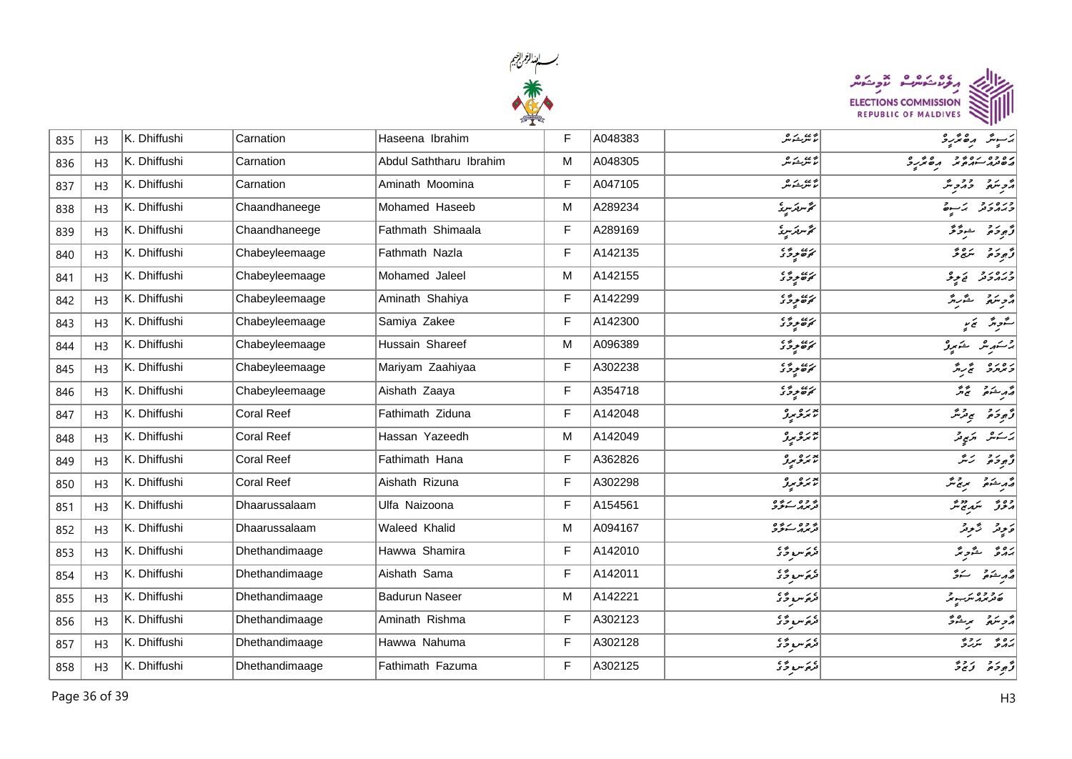| 835 | H3 | K. Dhiffushi | Carnation | Haseena Ibrahim | F | A048383 | ކާނޭޝަން | ހަސީނާ އިބްރާހިމް |
|---|---|---|---|---|---|---|---|---|
| 836 | H3 | K. Dhiffushi | Carnation | Abdul Saththaru Ibrahim | M | A048305 | ކާނޭޝަން | އަބްދުލްސައްތާރު އިބްރާހިމް |
| 837 | H3 | K. Dhiffushi | Carnation | Aminath Moomina | F | A047105 | ކާނޭޝަން | އާމިނަތު މޫމިނާ |
| 838 | H3 | K. Dhiffushi | Chaandhaneege | Mohamed Haseeb | M | A289234 | ޗާނދަނީގެ | މުހައްމަދު ހަސީބު |
| 839 | H3 | K. Dhiffushi | Chaandhaneege | Fathmath Shimaala | F | A289169 | ޗާނދަނީގެ | ފާތިމަތު ޝިމާލާ |
| 840 | H3 | K. Dhiffushi | Chabeyleemaage | Fathmath Nazla | F | A142135 | ޗަބޭލީމާގެ | ފާތިމަތު ނަޒްލާ |
| 841 | H3 | K. Dhiffushi | Chabeyleemaage | Mohamed Jaleel | M | A142155 | ޗަބޭލީމާގެ | މުހައްމަދު ޖަލީލު |
| 842 | H3 | K. Dhiffushi | Chabeyleemaage | Aminath Shahiya | F | A142299 | ޗަބޭލީމާގެ | އާމިނަތު ޝާހިޔާ |
| 843 | H3 | K. Dhiffushi | Chabeyleemaage | Samiya Zakee | F | A142300 | ޗަބޭލީމާގެ | ސާމިޔާ ޒަކީ |
| 844 | H3 | K. Dhiffushi | Chabeyleemaage | Hussain Shareef | M | A096389 | ޗަބޭލީމާގެ | ހުސައިން ޝަރީފު |
| 845 | H3 | K. Dhiffushi | Chabeyleemaage | Mariyam Zaahiyaa | F | A302238 | ޗަބޭލީމާގެ | މަރިޔަމް ޒާހިޔާ |
| 846 | H3 | K. Dhiffushi | Chabeyleemaage | Aishath Zaaya | F | A354718 | ޗަބޭލީމާގެ | އައިޝަތު ޒާޔާ |
| 847 | H3 | K. Dhiffushi | Coral Reef | Fathimath Ziduna | F | A142048 | ކޯރަލްރީފް | ފާތިމަތު ޒިދުނާ |
| 848 | H3 | K. Dhiffushi | Coral Reef | Hassan Yazeedh | M | A142049 | ކޯރަލްރީފް | ހަސަން ޔަޒީދު |
| 849 | H3 | K. Dhiffushi | Coral Reef | Fathimath Hana | F | A362826 | ކޯރަލްރީފް | ފާތިމަތު ހަނާ |
| 850 | H3 | K. Dhiffushi | Coral Reef | Aishath Rizuna | F | A302298 | ކޯރަލްރީފް | އައިޝަތު ރިޒުނާ |
| 851 | H3 | K. Dhiffushi | Dhaarussalaam | Ulfa Naizoona | F | A154561 | ދާރުއްސަލާމް | އުލްފާ ނައިޒޫނާ |
| 852 | H3 | K. Dhiffushi | Dhaarussalaam | Waleed Khalid | M | A094167 | ދާރުއްސަލާމް | ވަލީދު ޚާލިދު |
| 853 | H3 | K. Dhiffushi | Dhethandimaage | Hawwa Shamira | F | A142010 | ދެތަނދިމާގެ | ހައްވާ ޝާމިރާ |
| 854 | H3 | K. Dhiffushi | Dhethandimaage | Aishath Sama | F | A142011 | ދެތަނދިމާގެ | އައިޝަތު ސަމާ |
| 855 | H3 | K. Dhiffushi | Dhethandimaage | Badurun Naseer | M | A142221 | ދެތަނދިމާގެ | ބަދުރުއްނަސީރު |
| 856 | H3 | K. Dhiffushi | Dhethandimaage | Aminath Rishma | F | A302123 | ދެތަނދިމާގެ | އާމިނަތު ރިޝްމާ |
| 857 | H3 | K. Dhiffushi | Dhethandimaage | Hawwa Nahuma | F | A302128 | ދެތަނދިމާގެ | ހައްވާ ނަހުމާ |
| 858 | H3 | K. Dhiffushi | Dhethandimaage | Fathimath Fazuma | F | A302125 | ދެތަނދިމާގެ | ފާތިމަތު ފަޒުމާ |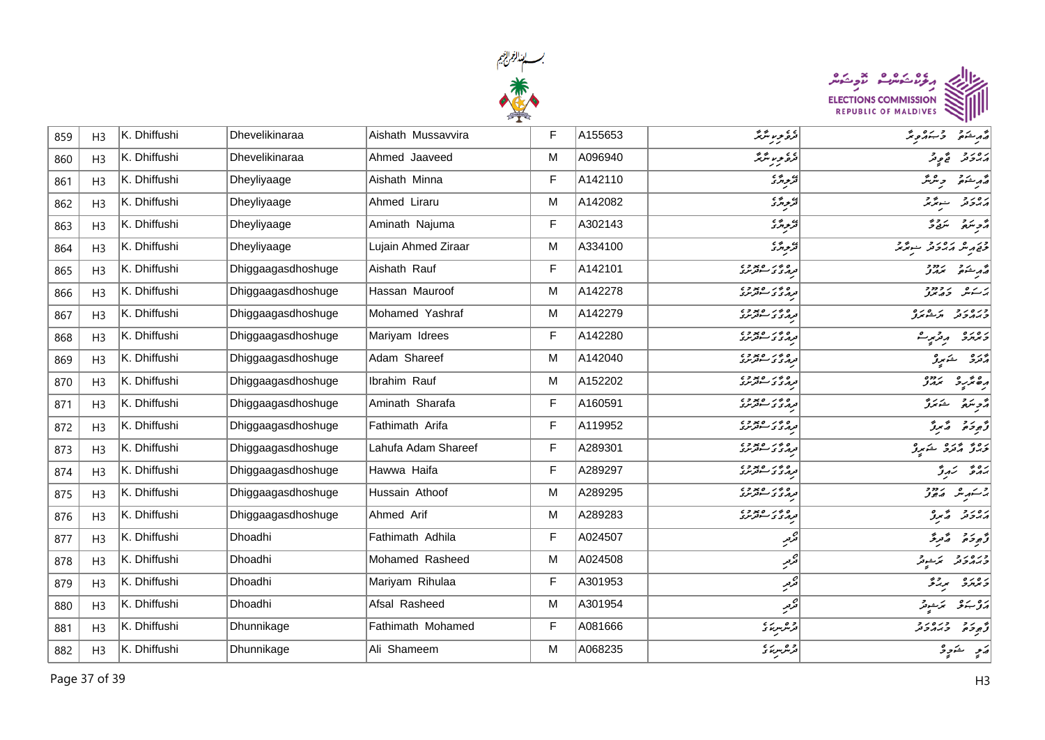| 859 | H3 | K. Dhiffushi | Dhevelikinaraa | Aishath Mussavvira | F | A155653 | ދެވެލިކިނަރާ | އައިޝަތު މުސައްވިރާ |
|---|---|---|---|---|---|---|---|---|
| 860 | H3 | K. Dhiffushi | Dhevelikinaraa | Ahmed Jaaveed | M | A096940 | ދެވެލިކިނަރާ | އަހުމަދު ޖާވީދު |
| 861 | H3 | K. Dhiffushi | Dheyliyaage | Aishath Minna | F | A142110 | ދޭލިޔާގެ | އައިޝަތު މިންނާ |
| 862 | H3 | K. Dhiffushi | Dheyliyaage | Ahmed Liraru | M | A142082 | ދޭލިޔާގެ | އަހުމަދު ލިރާރު |
| 863 | H3 | K. Dhiffushi | Dheyliyaage | Aminath Najuma | F | A302143 | ދޭލިޔާގެ | އާމިނަތު ނަޖުމާ |
| 864 | H3 | K. Dhiffushi | Dheyliyaage | Lujain Ahmed Ziraar | M | A334100 | ދޭލިޔާގެ | ލުޖައިން އަހުމަދު ޒިރާރު |
| 865 | H3 | K. Dhiffushi | Dhiggaagasdhoshuge | Aishath Rauf | F | A142101 | ދިއްގާގަސްދޮށުގެ | އައިޝަތު ރައޫފު |
| 866 | H3 | K. Dhiffushi | Dhiggaagasdhoshuge | Hassan Mauroof | M | A142278 | ދިއްގާގަސްދޮށުގެ | ހަސަން މަޢުރޫފު |
| 867 | H3 | K. Dhiffushi | Dhiggaagasdhoshuge | Mohamed Yashraf | M | A142279 | ދިއްގާގަސްދޮށުގެ | މުހައްމަދު ޔަޝްރަފް |
| 868 | H3 | K. Dhiffushi | Dhiggaagasdhoshuge | Mariyam Idrees | F | A142280 | ދިއްގާގަސްދޮށުގެ | މަރިޔަމް އިދްރީސް |
| 869 | H3 | K. Dhiffushi | Dhiggaagasdhoshuge | Adam Shareef | M | A142040 | ދިއްގާގަސްދޮށުގެ | އާދަމް ޝަރީފު |
| 870 | H3 | K. Dhiffushi | Dhiggaagasdhoshuge | Ibrahim Rauf | M | A152202 | ދިއްގާގަސްދޮށުގެ | އިބްރާހިމް ރައޫފު |
| 871 | H3 | K. Dhiffushi | Dhiggaagasdhoshuge | Aminath Sharafa | F | A160591 | ދިއްގާގަސްދޮށުގެ | އާމިނަތު ޝަރަފާ |
| 872 | H3 | K. Dhiffushi | Dhiggaagasdhoshuge | Fathimath Arifa | F | A119952 | ދިއްގާގަސްދޮށުގެ | ފާތިމަތު އާރިފާ |
| 873 | H3 | K. Dhiffushi | Dhiggaagasdhoshuge | Lahufa Adam Shareef | F | A289301 | ދިއްގާގަސްދޮށުގެ | ލަހުފާ އާދަމް ޝަރީފު |
| 874 | H3 | K. Dhiffushi | Dhiggaagasdhoshuge | Hawwa Haifa | F | A289297 | ދިއްގާގަސްދޮށުގެ | ހައްވާ ހައިފާ |
| 875 | H3 | K. Dhiffushi | Dhiggaagasdhoshuge | Hussain Athoof | M | A289295 | ދިއްގާގަސްދޮށުގެ | ހުސައިން އަތޫފު |
| 876 | H3 | K. Dhiffushi | Dhiggaagasdhoshuge | Ahmed Arif | M | A289283 | ދިއްގާގަސްދޮށުގެ | އަހުމަދު އާރިފު |
| 877 | H3 | K. Dhiffushi | Dhoadhi | Fathimath Adhila | F | A024507 | ދޯދި | ފާތިމަތު އާދިލާ |
| 878 | H3 | K. Dhiffushi | Dhoadhi | Mohamed Rasheed | M | A024508 | ދޯދި | މުހައްމަދު ރަޝީދު |
| 879 | H3 | K. Dhiffushi | Dhoadhi | Mariyam Rihulaa | F | A301953 | ދޯދި | މަރިޔަމް ރިހުލާ |
| 880 | H3 | K. Dhiffushi | Dhoadhi | Afsal Rasheed | M | A301954 | ދޯދި | އަފްސަލް ރަޝީދު |
| 881 | H3 | K. Dhiffushi | Dhunnikage | Fathimath Mohamed | F | A081666 | ދުންނިކަގެ | ފާތިމަތު މުހައްމަދު |
| 882 | H3 | K. Dhiffushi | Dhunnikage | Ali Shameem | M | A068235 | ދުންނިކަގެ | އަލި ޝަމީމް |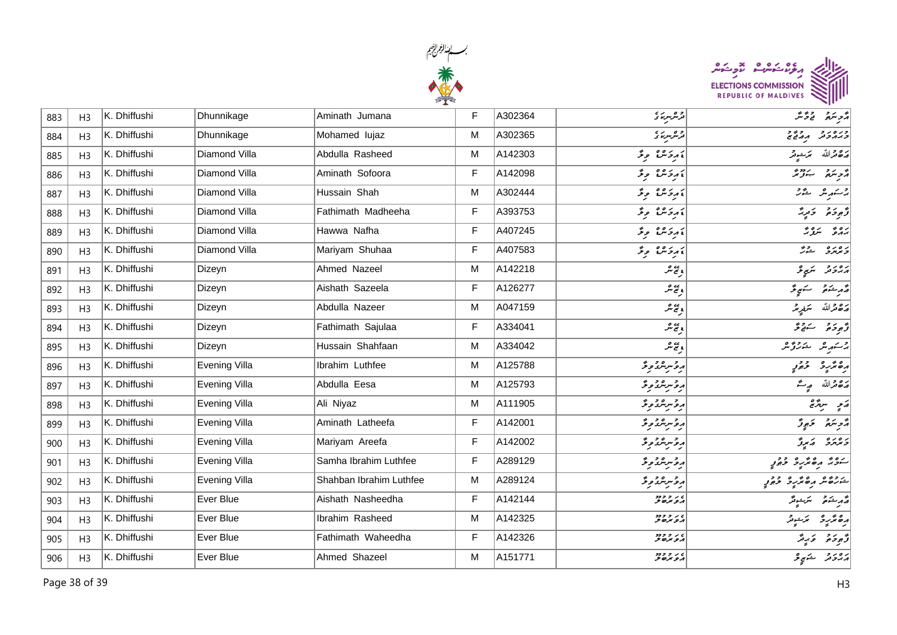| 883 | H3 | K. Dhiffushi | Dhunnikage | Aminath Jumana | F | A302364 | ދުންނިކަގެ | އާމިނަތު ޖުމާނާ |
|---|---|---|---|---|---|---|---|---|
| 884 | H3 | K. Dhiffushi | Dhunnikage | Mohamed Iujaz | M | A302365 | ދުންނިކަގެ | މުޙައްމަދު އިއުޖާޒު |
| 885 | H3 | K. Dhiffushi | Diamond Villa | Abdulla Rasheed | M | A142303 | ޑައިމަންޑް ވިލާ | އަބްދުﷲ ރަޝީދު |
| 886 | H3 | K. Dhiffushi | Diamond Villa | Aminath Sofoora | F | A142098 | ޑައިމަންޑް ވިލާ | އާމިނަތު ޞަފޫރާ |
| 887 | H3 | K. Dhiffushi | Diamond Villa | Hussain Shah | M | A302444 | ޑައިމަންޑް ވިލާ | ޙުސައިން ޝާހު |
| 888 | H3 | K. Dhiffushi | Diamond Villa | Fathimath Madheeha | F | A393753 | ޑައިމަންޑް ވިލާ | ފާތިމަތު މަދީޙާ |
| 889 | H3 | K. Dhiffushi | Diamond Villa | Hawwa Nafha | F | A407245 | ޑައިމަންޑް ވިލާ | ހައްވާ ނަފްހާ |
| 890 | H3 | K. Dhiffushi | Diamond Villa | Mariyam Shuhaa | F | A407583 | ޑައިމަންޑް ވިލާ | މަރިޔަމް ޝުހާ |
| 891 | H3 | K. Dhiffushi | Dizeyn | Ahmed Nazeel | M | A142218 | ޑިޒެއިން | އަޙްމަދު ނަޒީލް |
| 892 | H3 | K. Dhiffushi | Dizeyn | Aishath Sazeela | F | A126277 | ޑިޒެއިން | އާއިޝަތު ސަޒީލާ |
| 893 | H3 | K. Dhiffushi | Dizeyn | Abdulla Nazeer | M | A047159 | ޑިޒެއިން | އަބްދުﷲ ނަޒީރު |
| 894 | H3 | K. Dhiffushi | Dizeyn | Fathimath Sajulaa | F | A334041 | ޑިޒެއިން | ފާތިމަތު ސަޖުލާ |
| 895 | H3 | K. Dhiffushi | Dizeyn | Hussain Shahfaan | M | A334042 | ޑިޒެއިން | ޙުސައިން ޝަހުފާން |
| 896 | H3 | K. Dhiffushi | Evening Villa | Ibrahim Luthfee | M | A125788 | އިވްނިންގް ވިލާ | އިބްރާހީމް ލުތުފީ |
| 897 | H3 | K. Dhiffushi | Evening Villa | Abdulla Eesa | M | A125793 | އިވްނިންގް ވިލާ | އަބްދުﷲ ޢީސާ |
| 898 | H3 | K. Dhiffushi | Evening Villa | Ali Niyaz | M | A111905 | އިވްނިންގް ވިލާ | ޢަލީ ނިޔާޒު |
| 899 | H3 | K. Dhiffushi | Evening Villa | Aminath Latheefa | F | A142001 | އިވްނިންގް ވިލާ | އާމިނަތު ލަޠީފާ |
| 900 | H3 | K. Dhiffushi | Evening Villa | Mariyam Areefa | F | A142002 | އިވްނިންގް ވިލާ | މަރިޔަމް ޢަރީފާ |
| 901 | H3 | K. Dhiffushi | Evening Villa | Samha Ibrahim Luthfee | F | A289129 | އިވްނިންގް ވިލާ | ސަމްހާ އިބްރާހީމް ލުތުފީ |
| 902 | H3 | K. Dhiffushi | Evening Villa | Shahban Ibrahim Luthfee | M | A289124 | އިވްނިންގް ވިލާ | ޝަޢްބާން އިބްރާހީމް ލުތުފީ |
| 903 | H3 | K. Dhiffushi | Ever Blue | Aishath Nasheedha | F | A142144 | އެވަރބްލޫ | އާއިޝަތު ނަޝީދާ |
| 904 | H3 | K. Dhiffushi | Ever Blue | Ibrahim Rasheed | M | A142325 | އެވަރބްލޫ | އިބްރާހީމް ރަޝީދު |
| 905 | H3 | K. Dhiffushi | Ever Blue | Fathimath Waheedha | F | A142326 | އެވަރބްލޫ | ފާތިމަތު ވަހީދާ |
| 906 | H3 | K. Dhiffushi | Ever Blue | Ahmed Shazeel | M | A151771 | އެވަރބްލޫ | އަޙްމަދު ޝަޒީލް |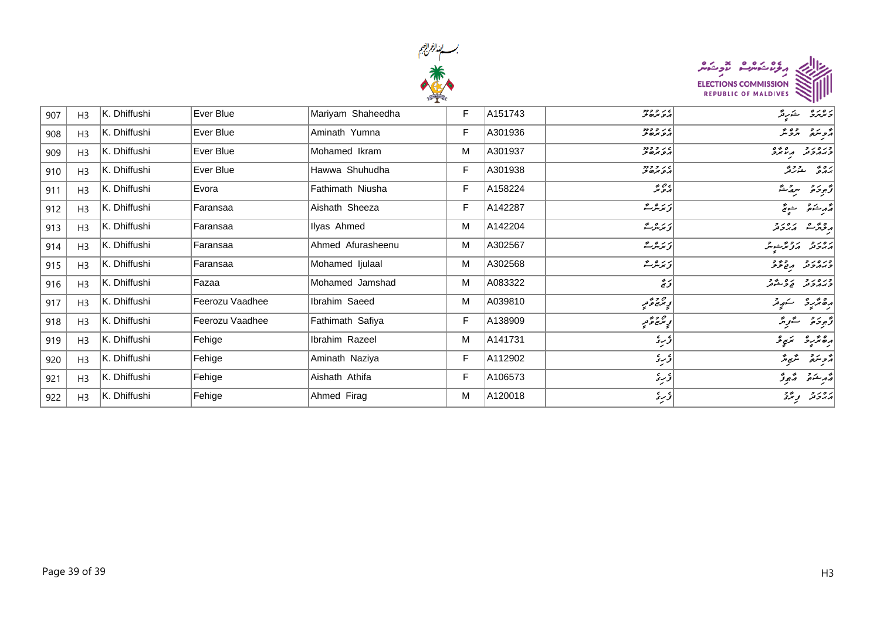| | | | | | | | | |
|---|---|---|---|---|---|---|---|---|
| 907 | H3 | K. Dhiffushi | Ever Blue | Mariyam Shaheedha | F | A151743 | އެވަރބުލޫ | މަރިޔަމް ޝަހީދާ |
| 908 | H3 | K. Dhiffushi | Ever Blue | Aminath Yumna | F | A301936 | އެވަރބުލޫ | އާމިނަތު ޔުމްނާ |
| 909 | H3 | K. Dhiffushi | Ever Blue | Mohamed Ikram | M | A301937 | އެވަރބުލޫ | މުޙައްމަދު އިކްރާމް |
| 910 | H3 | K. Dhiffushi | Ever Blue | Hawwa Shuhudha | F | A301938 | އެވަރބުލޫ | ހައްވާ ޝުހުދާ |
| 911 | H3 | K. Dhiffushi | Evora | Fathimath Niusha | F | A158224 | އެވޯރާ | ފާތިމަތު ނިއުޝާ |
| 912 | H3 | K. Dhiffushi | Faransaa | Aishath Sheeza | F | A142287 | ފަރަންސާ | އާއިޝަތު ޝީޒާ |
| 913 | H3 | K. Dhiffushi | Faransaa | Ilyas Ahmed | M | A142204 | ފަރަންސާ | އިލްޔާސް އަޙްމަދު |
| 914 | H3 | K. Dhiffushi | Faransaa | Ahmed Afurasheenu | M | A302567 | ފަރަންސާ | އަޙްމަދު އަފުރާޝީން |
| 915 | H3 | K. Dhiffushi | Faransaa | Mohamed Ijulaal | M | A302568 | ފަރަންސާ | މުޙައްމަދު އިޖުލާލް |
| 916 | H3 | K. Dhiffushi | Fazaa | Mohamed Jamshad | M | A083322 | ފަޒާ | މުޙައްމަދު ޖަމްޝާދު |
| 917 | H3 | K. Dhiffushi | Feerozu Vaadhee | Ibrahim Saeed | M | A039810 | ފީރޮޒުވާދީ | އިބްރާހީމް ސައީދު |
| 918 | H3 | K. Dhiffushi | Feerozu Vaadhee | Fathimath Safiya | F | A138909 | ފީރޮޒުވާދީ | ފާތިމަތު ސާފިޔާ |
| 919 | H3 | K. Dhiffushi | Fehige | Ibrahim Razeel | M | A141731 | ފެހިގެ | އިބްރާހީމް ރަޒީލް |
| 920 | H3 | K. Dhiffushi | Fehige | Aminath Naziya | F | A112902 | ފެހިގެ | އާމިނަތު ނާޒިޔާ |
| 921 | H3 | K. Dhiffushi | Fehige | Aishath Athifa | F | A106573 | ފެހިގެ | އާއިޝަތު އާތިފާ |
| 922 | H3 | K. Dhiffushi | Fehige | Ahmed Firag | M | A120018 | ފެހިގެ | އަޙްމަދު ފިރާޤު |